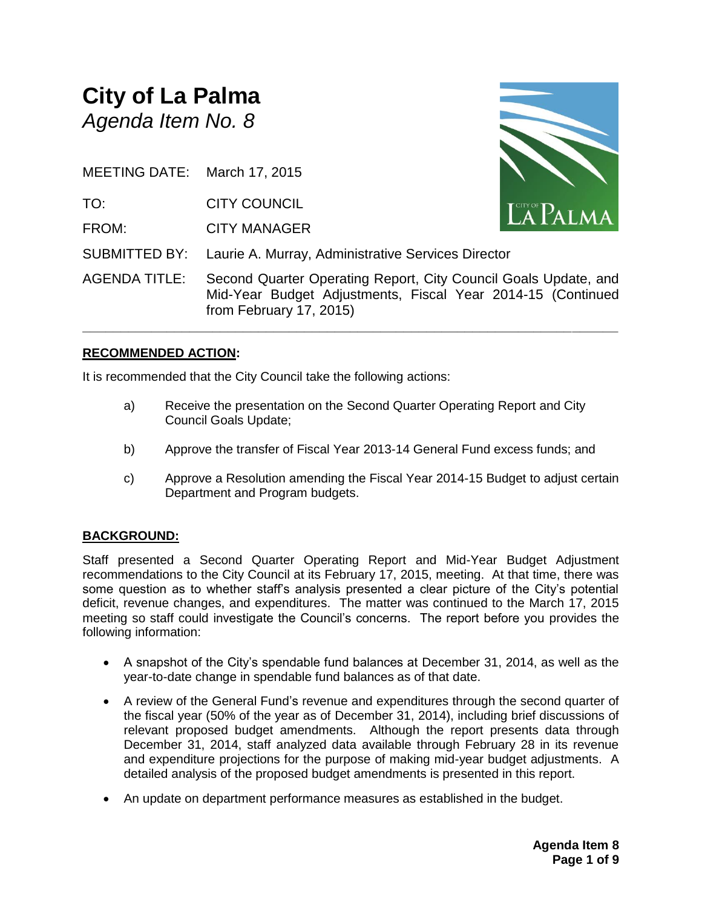# City of La Palma

*Agenda Item No. 8*

MEETING DATE: March 17, 2015

TO: CITY COUNCIL

FROM: CITY MANAGER

SUBMITTED BY: Laurie A. Murray, Administrative Services Director

AGENDA TITLE: Second Quarter Operating Report, City Council Goals Update, and Mid-Year Budget Adjustments, Fiscal Year 2014-15 (Continued from February 17, 2015)

---

**RECOMMENDED ACTION:**

It is recommended that the City Council take the following actions:

a) Receive the presentation on the Second Quarter Operating Report and City Council Goals Update;

b) Approve the transfer of Fiscal Year 2013-14 General Fund excess funds; and

c) Approve a Resolution amending the Fiscal Year 2014-15 Budget to adjust certain Department and Program budgets.

**BACKGROUND:**

Staff presented a Second Quarter Operating Report and Mid-Year Budget Adjustment recommendations to the City Council at its February 17, 2015, meeting. At that time, there was some question as to whether staff's analysis presented a clear picture of the City's potential deficit, revenue changes, and expenditures. The matter was continued to the March 17, 2015 meeting so staff could investigate the Council's concerns. The report before you provides the following information:

- A snapshot of the City's spendable fund balances at December 31, 2014, as well as the year-to-date change in spendable fund balances as of that date.
- A review of the General Fund's revenue and expenditures through the second quarter of the fiscal year (50% of the year as of December 31, 2014), including brief discussions of relevant proposed budget amendments. Although the report presents data through December 31, 2014, staff analyzed data available through February 28 in its revenue and expenditure projections for the purpose of making mid-year budget adjustments. A detailed analysis of the proposed budget amendments is presented in this report.
- An update on department performance measures as established in the budget.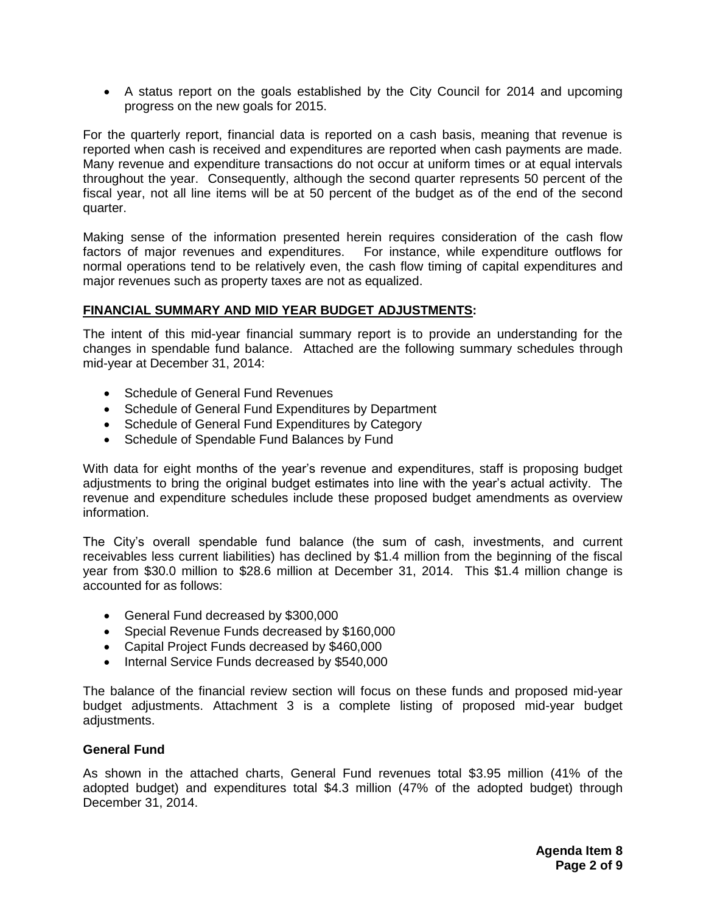- A status report on the goals established by the City Council for 2014 and upcoming progress on the new goals for 2015.

For the quarterly report, financial data is reported on a cash basis, meaning that revenue is reported when cash is received and expenditures are reported when cash payments are made. Many revenue and expenditure transactions do not occur at uniform times or at equal intervals throughout the year. Consequently, although the second quarter represents 50 percent of the fiscal year, not all line items will be at 50 percent of the budget as of the end of the second quarter.

Making sense of the information presented herein requires consideration of the cash flow factors of major revenues and expenditures. For instance, while expenditure outflows for normal operations tend to be relatively even, the cash flow timing of capital expenditures and major revenues such as property taxes are not as equalized.

## FINANCIAL SUMMARY AND MID YEAR BUDGET ADJUSTMENTS:

The intent of this mid-year financial summary report is to provide an understanding for the changes in spendable fund balance. Attached are the following summary schedules through mid-year at December 31, 2014:

- Schedule of General Fund Revenues
- Schedule of General Fund Expenditures by Department
- Schedule of General Fund Expenditures by Category
- Schedule of Spendable Fund Balances by Fund

With data for eight months of the year's revenue and expenditures, staff is proposing budget adjustments to bring the original budget estimates into line with the year's actual activity. The revenue and expenditure schedules include these proposed budget amendments as overview information.

The City's overall spendable fund balance (the sum of cash, investments, and current receivables less current liabilities) has declined by $1.4 million from the beginning of the fiscal year from $30.0 million to $28.6 million at December 31, 2014. This $1.4 million change is accounted for as follows:

- General Fund decreased by $300,000
- Special Revenue Funds decreased by $160,000
- Capital Project Funds decreased by $460,000
- Internal Service Funds decreased by $540,000

The balance of the financial review section will focus on these funds and proposed mid-year budget adjustments. Attachment 3 is a complete listing of proposed mid-year budget adjustments.

### General Fund

As shown in the attached charts, General Fund revenues total $3.95 million (41% of the adopted budget) and expenditures total $4.3 million (47% of the adopted budget) through December 31, 2014.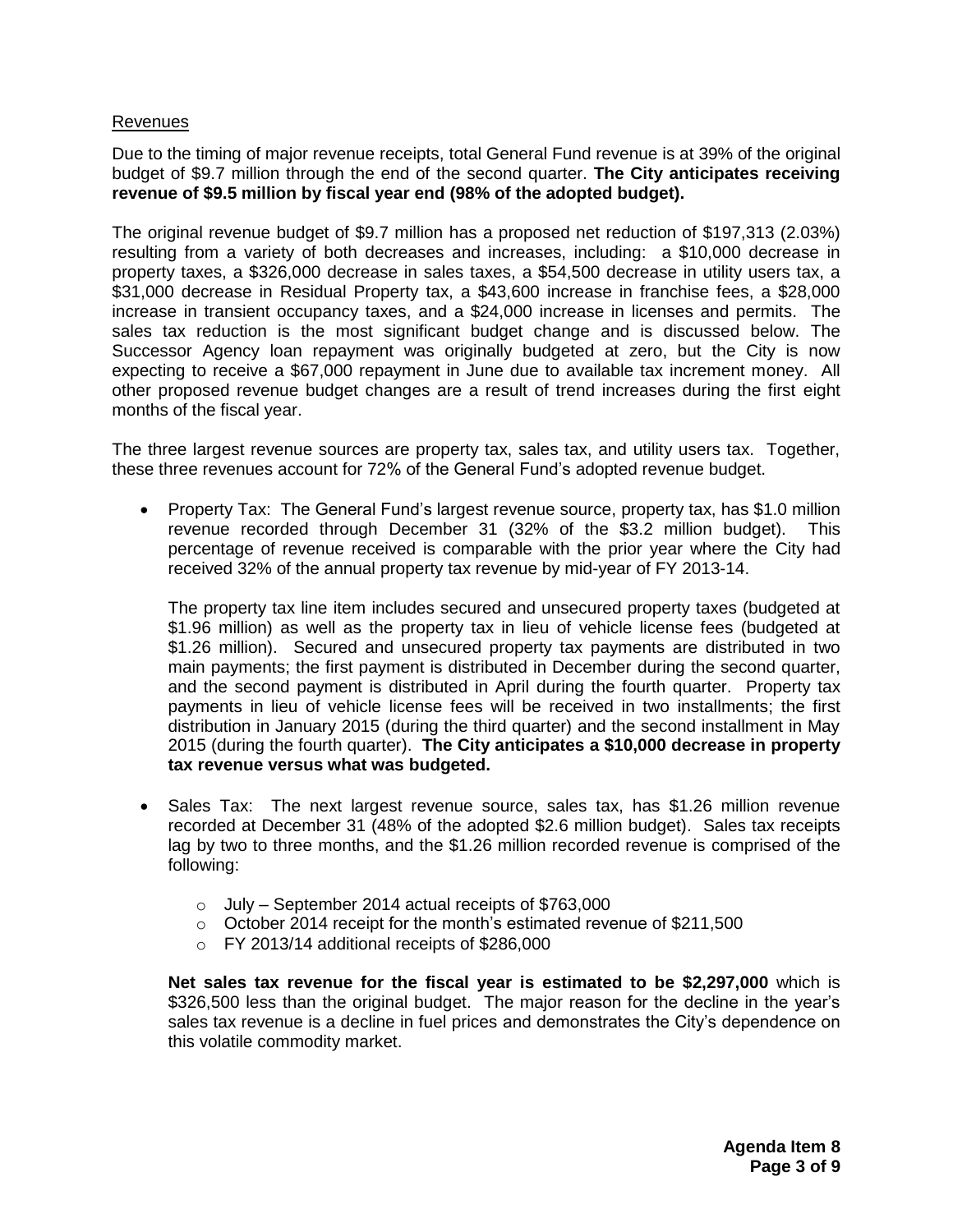<u>Revenues</u>

Due to the timing of major revenue receipts, total General Fund revenue is at 39% of the original budget of $9.7 million through the end of the second quarter. **The City anticipates receiving revenue of $9.5 million by fiscal year end (98% of the adopted budget).**

The original revenue budget of $9.7 million has a proposed net reduction of $197,313 (2.03%) resulting from a variety of both decreases and increases, including: a $10,000 decrease in property taxes, a $326,000 decrease in sales taxes, a $54,500 decrease in utility users tax, a $31,000 decrease in Residual Property tax, a $43,600 increase in franchise fees, a $28,000 increase in transient occupancy taxes, and a $24,000 increase in licenses and permits. The sales tax reduction is the most significant budget change and is discussed below. The Successor Agency loan repayment was originally budgeted at zero, but the City is now expecting to receive a $67,000 repayment in June due to available tax increment money. All other proposed revenue budget changes are a result of trend increases during the first eight months of the fiscal year.

The three largest revenue sources are property tax, sales tax, and utility users tax. Together, these three revenues account for 72% of the General Fund's adopted revenue budget.

- Property Tax: The General Fund's largest revenue source, property tax, has $1.0 million revenue recorded through December 31 (32% of the $3.2 million budget). This percentage of revenue received is comparable with the prior year where the City had received 32% of the annual property tax revenue by mid-year of FY 2013-14.

  The property tax line item includes secured and unsecured property taxes (budgeted at $1.96 million) as well as the property tax in lieu of vehicle license fees (budgeted at $1.26 million). Secured and unsecured property tax payments are distributed in two main payments; the first payment is distributed in December during the second quarter, and the second payment is distributed in April during the fourth quarter. Property tax payments in lieu of vehicle license fees will be received in two installments; the first distribution in January 2015 (during the third quarter) and the second installment in May 2015 (during the fourth quarter). **The City anticipates a $10,000 decrease in property tax revenue versus what was budgeted.**

- Sales Tax: The next largest revenue source, sales tax, has $1.26 million revenue recorded at December 31 (48% of the adopted $2.6 million budget). Sales tax receipts lag by two to three months, and the $1.26 million recorded revenue is comprised of the following:

  - July – September 2014 actual receipts of $763,000
  - October 2014 receipt for the month's estimated revenue of $211,500
  - FY 2013/14 additional receipts of $286,000

  **Net sales tax revenue for the fiscal year is estimated to be $2,297,000** which is $326,500 less than the original budget. The major reason for the decline in the year's sales tax revenue is a decline in fuel prices and demonstrates the City's dependence on this volatile commodity market.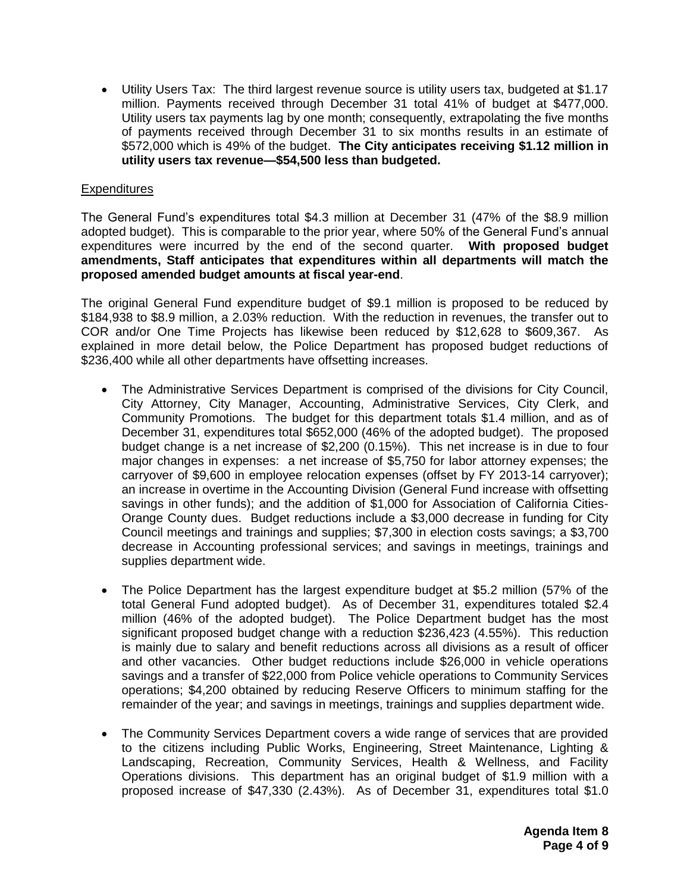- Utility Users Tax: The third largest revenue source is utility users tax, budgeted at $1.17 million. Payments received through December 31 total 41% of budget at $477,000. Utility users tax payments lag by one month; consequently, extrapolating the five months of payments received through December 31 to six months results in an estimate of $572,000 which is 49% of the budget. **The City anticipates receiving $1.12 million in utility users tax revenue—$54,500 less than budgeted.**

Expenditures

The General Fund's expenditures total $4.3 million at December 31 (47% of the $8.9 million adopted budget). This is comparable to the prior year, where 50% of the General Fund's annual expenditures were incurred by the end of the second quarter. **With proposed budget amendments, Staff anticipates that expenditures within all departments will match the proposed amended budget amounts at fiscal year-end**.

The original General Fund expenditure budget of $9.1 million is proposed to be reduced by $184,938 to $8.9 million, a 2.03% reduction. With the reduction in revenues, the transfer out to COR and/or One Time Projects has likewise been reduced by $12,628 to $609,367. As explained in more detail below, the Police Department has proposed budget reductions of $236,400 while all other departments have offsetting increases.

- The Administrative Services Department is comprised of the divisions for City Council, City Attorney, City Manager, Accounting, Administrative Services, City Clerk, and Community Promotions. The budget for this department totals $1.4 million, and as of December 31, expenditures total $652,000 (46% of the adopted budget). The proposed budget change is a net increase of $2,200 (0.15%). This net increase is in due to four major changes in expenses: a net increase of $5,750 for labor attorney expenses; the carryover of $9,600 in employee relocation expenses (offset by FY 2013-14 carryover); an increase in overtime in the Accounting Division (General Fund increase with offsetting savings in other funds); and the addition of $1,000 for Association of California Cities-Orange County dues. Budget reductions include a $3,000 decrease in funding for City Council meetings and trainings and supplies; $7,300 in election costs savings; a $3,700 decrease in Accounting professional services; and savings in meetings, trainings and supplies department wide.

- The Police Department has the largest expenditure budget at $5.2 million (57% of the total General Fund adopted budget). As of December 31, expenditures totaled $2.4 million (46% of the adopted budget). The Police Department budget has the most significant proposed budget change with a reduction $236,423 (4.55%). This reduction is mainly due to salary and benefit reductions across all divisions as a result of officer and other vacancies. Other budget reductions include $26,000 in vehicle operations savings and a transfer of $22,000 from Police vehicle operations to Community Services operations; $4,200 obtained by reducing Reserve Officers to minimum staffing for the remainder of the year; and savings in meetings, trainings and supplies department wide.

- The Community Services Department covers a wide range of services that are provided to the citizens including Public Works, Engineering, Street Maintenance, Lighting & Landscaping, Recreation, Community Services, Health & Wellness, and Facility Operations divisions. This department has an original budget of $1.9 million with a proposed increase of $47,330 (2.43%). As of December 31, expenditures total $1.0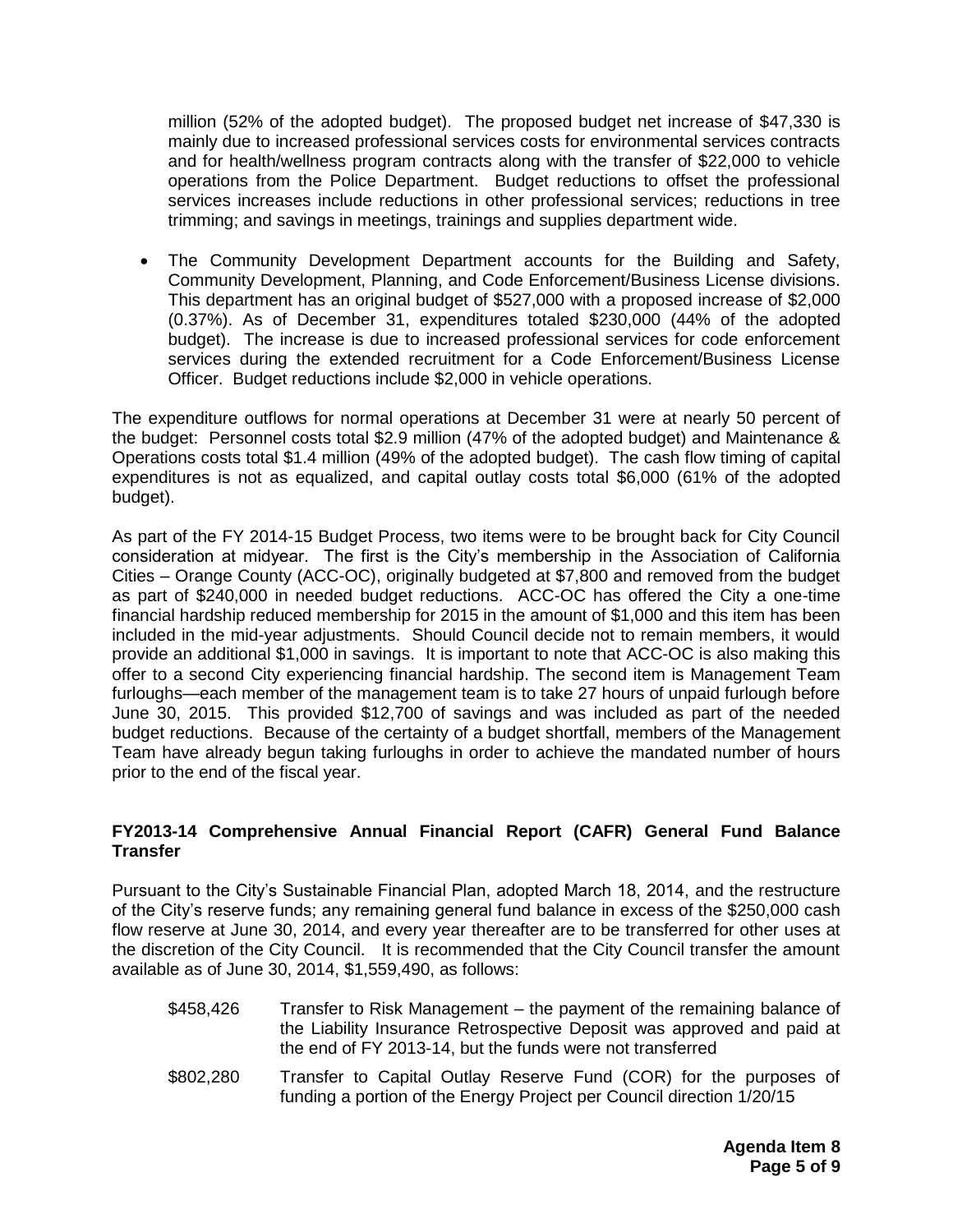million (52% of the adopted budget). The proposed budget net increase of $47,330 is mainly due to increased professional services costs for environmental services contracts and for health/wellness program contracts along with the transfer of $22,000 to vehicle operations from the Police Department. Budget reductions to offset the professional services increases include reductions in other professional services; reductions in tree trimming; and savings in meetings, trainings and supplies department wide.

- The Community Development Department accounts for the Building and Safety, Community Development, Planning, and Code Enforcement/Business License divisions. This department has an original budget of $527,000 with a proposed increase of $2,000 (0.37%). As of December 31, expenditures totaled $230,000 (44% of the adopted budget). The increase is due to increased professional services for code enforcement services during the extended recruitment for a Code Enforcement/Business License Officer. Budget reductions include $2,000 in vehicle operations.

The expenditure outflows for normal operations at December 31 were at nearly 50 percent of the budget: Personnel costs total $2.9 million (47% of the adopted budget) and Maintenance & Operations costs total $1.4 million (49% of the adopted budget). The cash flow timing of capital expenditures is not as equalized, and capital outlay costs total $6,000 (61% of the adopted budget).

As part of the FY 2014-15 Budget Process, two items were to be brought back for City Council consideration at midyear. The first is the City's membership in the Association of California Cities – Orange County (ACC-OC), originally budgeted at $7,800 and removed from the budget as part of $240,000 in needed budget reductions. ACC-OC has offered the City a one-time financial hardship reduced membership for 2015 in the amount of $1,000 and this item has been included in the mid-year adjustments. Should Council decide not to remain members, it would provide an additional $1,000 in savings. It is important to note that ACC-OC is also making this offer to a second City experiencing financial hardship. The second item is Management Team furloughs—each member of the management team is to take 27 hours of unpaid furlough before June 30, 2015. This provided $12,700 of savings and was included as part of the needed budget reductions. Because of the certainty of a budget shortfall, members of the Management Team have already begun taking furloughs in order to achieve the mandated number of hours prior to the end of the fiscal year.

**FY2013-14 Comprehensive Annual Financial Report (CAFR) General Fund Balance Transfer**

Pursuant to the City's Sustainable Financial Plan, adopted March 18, 2014, and the restructure of the City's reserve funds; any remaining general fund balance in excess of the $250,000 cash flow reserve at June 30, 2014, and every year thereafter are to be transferred for other uses at the discretion of the City Council. It is recommended that the City Council transfer the amount available as of June 30, 2014, $1,559,490, as follows:

$458,426 Transfer to Risk Management – the payment of the remaining balance of the Liability Insurance Retrospective Deposit was approved and paid at the end of FY 2013-14, but the funds were not transferred

$802,280 Transfer to Capital Outlay Reserve Fund (COR) for the purposes of funding a portion of the Energy Project per Council direction 1/20/15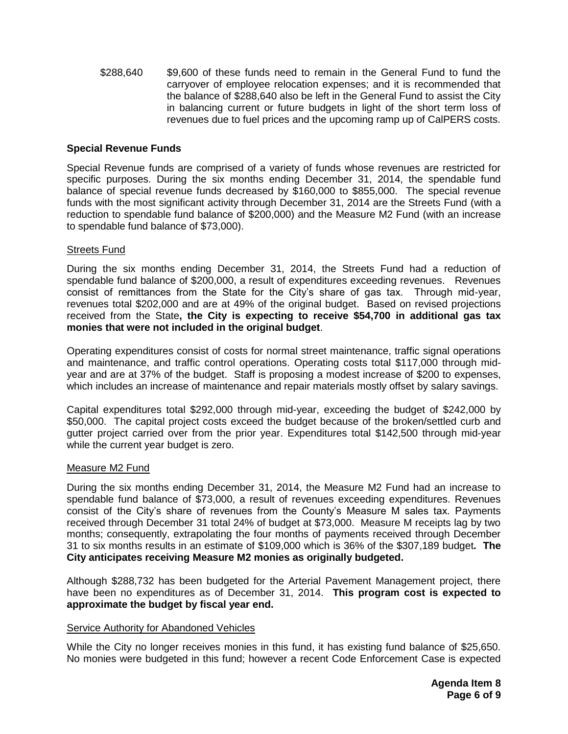$288,640 $9,600 of these funds need to remain in the General Fund to fund the carryover of employee relocation expenses; and it is recommended that the balance of $288,640 also be left in the General Fund to assist the City in balancing current or future budgets in light of the short term loss of revenues due to fuel prices and the upcoming ramp up of CalPERS costs.

### Special Revenue Funds

Special Revenue funds are comprised of a variety of funds whose revenues are restricted for specific purposes. During the six months ending December 31, 2014, the spendable fund balance of special revenue funds decreased by $160,000 to $855,000. The special revenue funds with the most significant activity through December 31, 2014 are the Streets Fund (with a reduction to spendable fund balance of $200,000) and the Measure M2 Fund (with an increase to spendable fund balance of $73,000).

#### Streets Fund

During the six months ending December 31, 2014, the Streets Fund had a reduction of spendable fund balance of $200,000, a result of expenditures exceeding revenues. Revenues consist of remittances from the State for the City's share of gas tax. Through mid-year, revenues total $202,000 and are at 49% of the original budget. Based on revised projections received from the State**, the City is expecting to receive $54,700 in additional gas tax monies that were not included in the original budget**.

Operating expenditures consist of costs for normal street maintenance, traffic signal operations and maintenance, and traffic control operations. Operating costs total $117,000 through mid-year and are at 37% of the budget. Staff is proposing a modest increase of $200 to expenses, which includes an increase of maintenance and repair materials mostly offset by salary savings.

Capital expenditures total $292,000 through mid-year, exceeding the budget of $242,000 by $50,000. The capital project costs exceed the budget because of the broken/settled curb and gutter project carried over from the prior year. Expenditures total $142,500 through mid-year while the current year budget is zero.

#### Measure M2 Fund

During the six months ending December 31, 2014, the Measure M2 Fund had an increase to spendable fund balance of $73,000, a result of revenues exceeding expenditures. Revenues consist of the City's share of revenues from the County's Measure M sales tax. Payments received through December 31 total 24% of budget at $73,000. Measure M receipts lag by two months; consequently, extrapolating the four months of payments received through December 31 to six months results in an estimate of $109,000 which is 36% of the $307,189 budget**. The City anticipates receiving Measure M2 monies as originally budgeted.**

Although $288,732 has been budgeted for the Arterial Pavement Management project, there have been no expenditures as of December 31, 2014. **This program cost is expected to approximate the budget by fiscal year end.**

#### Service Authority for Abandoned Vehicles

While the City no longer receives monies in this fund, it has existing fund balance of $25,650. No monies were budgeted in this fund; however a recent Code Enforcement Case is expected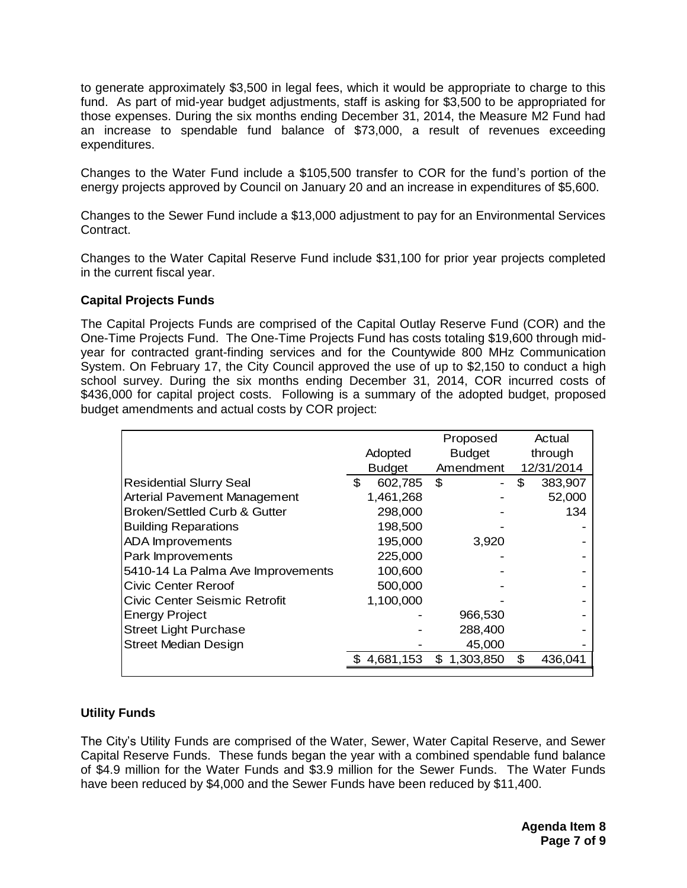to generate approximately $3,500 in legal fees, which it would be appropriate to charge to this fund. As part of mid-year budget adjustments, staff is asking for $3,500 to be appropriated for those expenses. During the six months ending December 31, 2014, the Measure M2 Fund had an increase to spendable fund balance of $73,000, a result of revenues exceeding expenditures.

Changes to the Water Fund include a $105,500 transfer to COR for the fund's portion of the energy projects approved by Council on January 20 and an increase in expenditures of $5,600.

Changes to the Sewer Fund include a $13,000 adjustment to pay for an Environmental Services Contract.

Changes to the Water Capital Reserve Fund include $31,100 for prior year projects completed in the current fiscal year.

**Capital Projects Funds**

The Capital Projects Funds are comprised of the Capital Outlay Reserve Fund (COR) and the One-Time Projects Fund. The One-Time Projects Fund has costs totaling $19,600 through mid-year for contracted grant-finding services and for the Countywide 800 MHz Communication System. On February 17, the City Council approved the use of up to $2,150 to conduct a high school survey. During the six months ending December 31, 2014, COR incurred costs of $436,000 for capital project costs. Following is a summary of the adopted budget, proposed budget amendments and actual costs by COR project:

| | Adopted Budget | Proposed Budget Amendment | Actual through 12/31/2014 |
|---|---|---|---|
| Residential Slurry Seal | $ 602,785 | $ - | $ 383,907 |
| Arterial Pavement Management | 1,461,268 | - | 52,000 |
| Broken/Settled Curb & Gutter | 298,000 | - | 134 |
| Building Reparations | 198,500 | - | - |
| ADA Improvements | 195,000 | 3,920 | - |
| Park Improvements | 225,000 | - | - |
| 5410-14 La Palma Ave Improvements | 100,600 | - | - |
| Civic Center Reroof | 500,000 | - | - |
| Civic Center Seismic Retrofit | 1,100,000 | - | - |
| Energy Project | - | 966,530 | - |
| Street Light Purchase | - | 288,400 | - |
| Street Median Design | - | 45,000 | - |
| | $ 4,681,153 | $ 1,303,850 | $ 436,041 |

**Utility Funds**

The City's Utility Funds are comprised of the Water, Sewer, Water Capital Reserve, and Sewer Capital Reserve Funds. These funds began the year with a combined spendable fund balance of $4.9 million for the Water Funds and $3.9 million for the Sewer Funds. The Water Funds have been reduced by $4,000 and the Sewer Funds have been reduced by $11,400.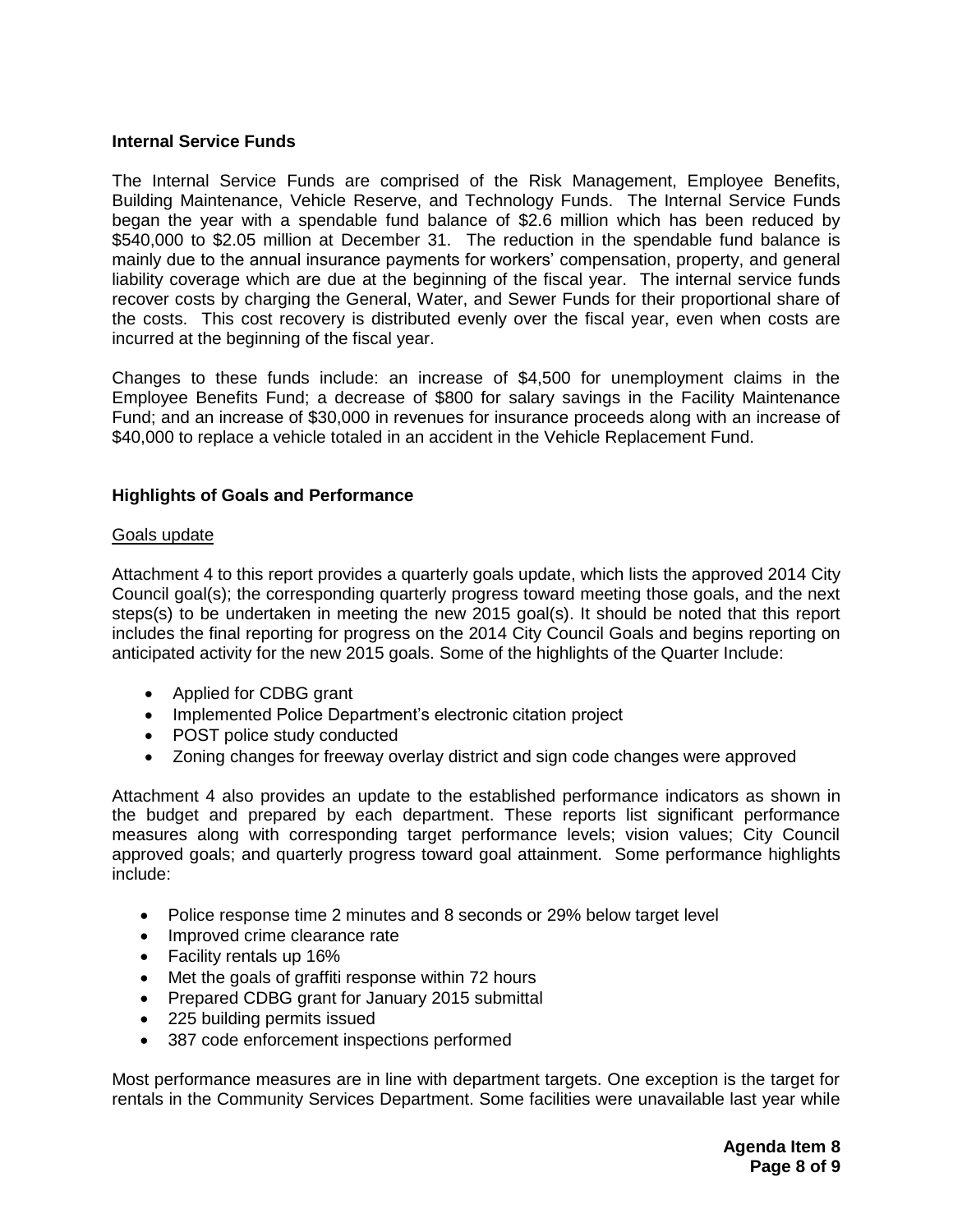### Internal Service Funds

The Internal Service Funds are comprised of the Risk Management, Employee Benefits, Building Maintenance, Vehicle Reserve, and Technology Funds. The Internal Service Funds began the year with a spendable fund balance of $2.6 million which has been reduced by $540,000 to $2.05 million at December 31. The reduction in the spendable fund balance is mainly due to the annual insurance payments for workers' compensation, property, and general liability coverage which are due at the beginning of the fiscal year. The internal service funds recover costs by charging the General, Water, and Sewer Funds for their proportional share of the costs. This cost recovery is distributed evenly over the fiscal year, even when costs are incurred at the beginning of the fiscal year.

Changes to these funds include: an increase of $4,500 for unemployment claims in the Employee Benefits Fund; a decrease of $800 for salary savings in the Facility Maintenance Fund; and an increase of $30,000 in revenues for insurance proceeds along with an increase of $40,000 to replace a vehicle totaled in an accident in the Vehicle Replacement Fund.

### Highlights of Goals and Performance

<u>Goals update</u>

Attachment 4 to this report provides a quarterly goals update, which lists the approved 2014 City Council goal(s); the corresponding quarterly progress toward meeting those goals, and the next steps(s) to be undertaken in meeting the new 2015 goal(s). It should be noted that this report includes the final reporting for progress on the 2014 City Council Goals and begins reporting on anticipated activity for the new 2015 goals. Some of the highlights of the Quarter Include:

- Applied for CDBG grant
- Implemented Police Department's electronic citation project
- POST police study conducted
- Zoning changes for freeway overlay district and sign code changes were approved

Attachment 4 also provides an update to the established performance indicators as shown in the budget and prepared by each department. These reports list significant performance measures along with corresponding target performance levels; vision values; City Council approved goals; and quarterly progress toward goal attainment. Some performance highlights include:

- Police response time 2 minutes and 8 seconds or 29% below target level
- Improved crime clearance rate
- Facility rentals up 16%
- Met the goals of graffiti response within 72 hours
- Prepared CDBG grant for January 2015 submittal
- 225 building permits issued
- 387 code enforcement inspections performed

Most performance measures are in line with department targets. One exception is the target for rentals in the Community Services Department. Some facilities were unavailable last year while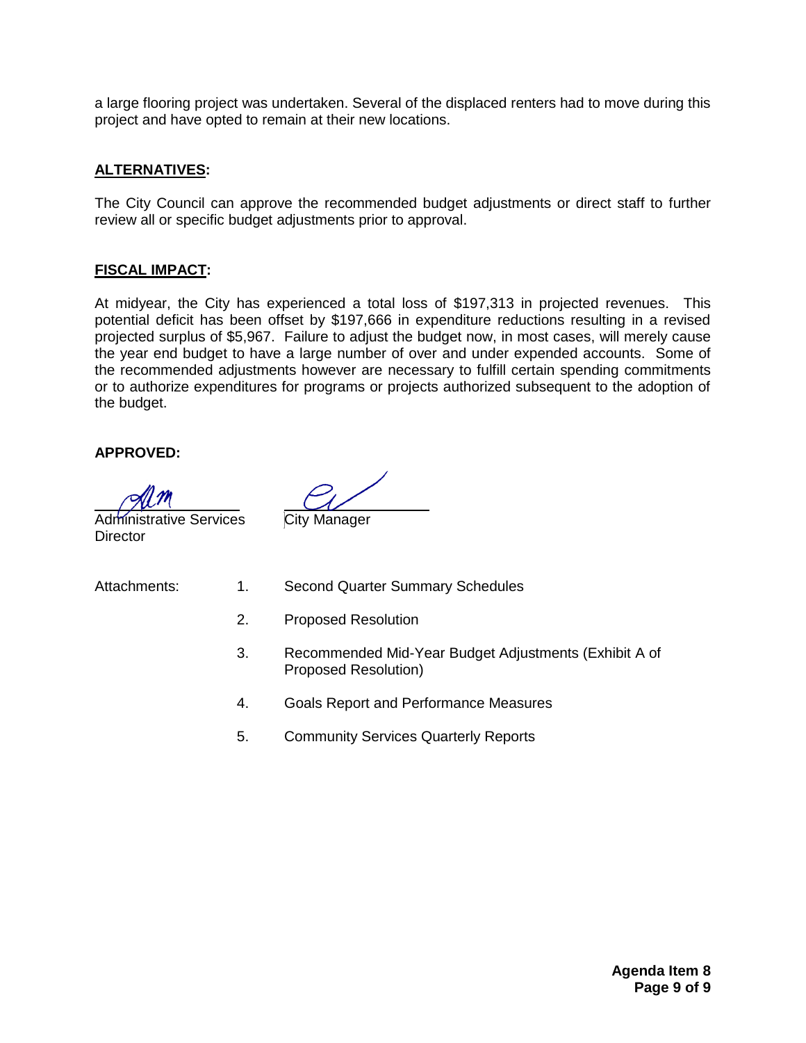a large flooring project was undertaken. Several of the displaced renters had to move during this project and have opted to remain at their new locations.

## ALTERNATIVES:

The City Council can approve the recommended budget adjustments or direct staff to further review all or specific budget adjustments prior to approval.

## FISCAL IMPACT:

At midyear, the City has experienced a total loss of $197,313 in projected revenues. This potential deficit has been offset by $197,666 in expenditure reductions resulting in a revised projected surplus of $5,967. Failure to adjust the budget now, in most cases, will merely cause the year end budget to have a large number of over and under expended accounts. Some of the recommended adjustments however are necessary to fulfill certain spending commitments or to authorize expenditures for programs or projects authorized subsequent to the adoption of the budget.

**APPROVED:**

Administrative Services Director

City Manager

Attachments:

1. Second Quarter Summary Schedules
2. Proposed Resolution
3. Recommended Mid-Year Budget Adjustments (Exhibit A of Proposed Resolution)
4. Goals Report and Performance Measures
5. Community Services Quarterly Reports

**Agenda Item 8**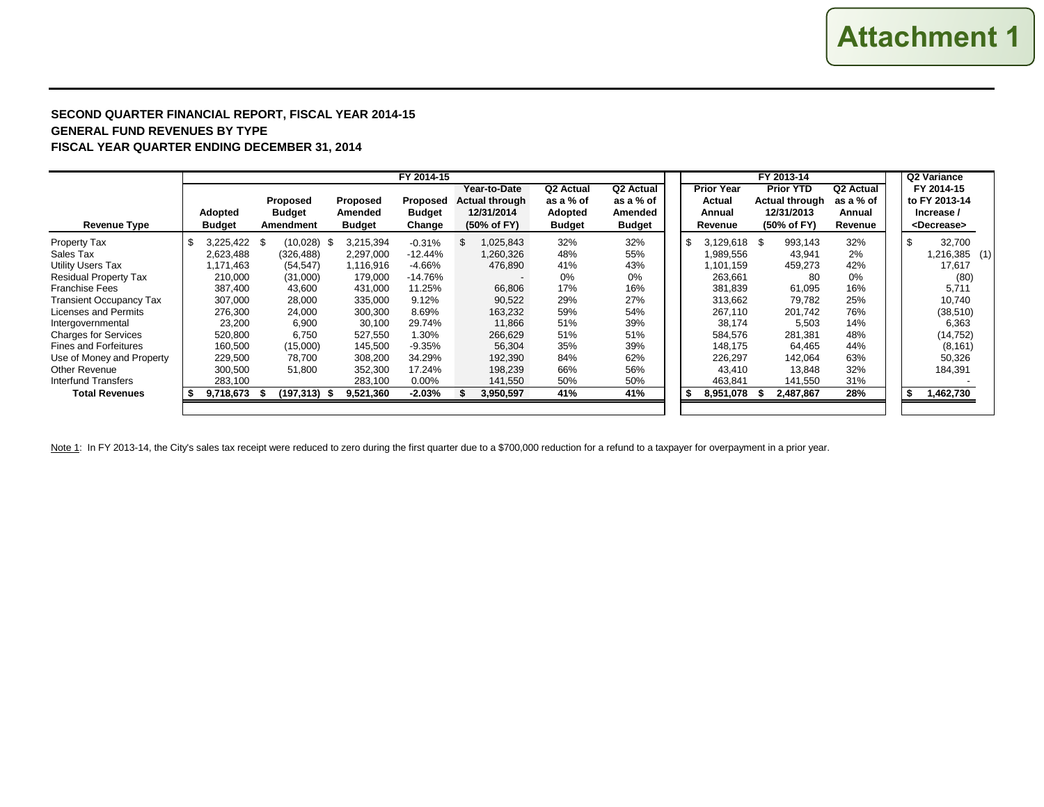**Attachment 1**

**SECOND QUARTER FINANCIAL REPORT, FISCAL YEAR 2014-15**
**GENERAL FUND REVENUES BY TYPE**
**FISCAL YEAR QUARTER ENDING DECEMBER 31, 2014**

| | FY 2014-15 | | | | | | | FY 2013-14 | | | Q2 Variance |
|---|---|---|---|---|---|---|---|---|---|---|---|
| **Revenue Type** | **Adopted Budget** | **Proposed Budget Amendment** | **Proposed Amended Budget** | **Proposed Budget Change** | **Year-to-Date Actual through 12/31/2014 (50% of FY)** | **Q2 Actual as a % of Adopted Budget** | **Q2 Actual as a % of Amended Budget** | **Prior Year Actual Annual Revenue** | **Prior YTD Actual through 12/31/2013 (50% of FY)** | **Q2 Actual as a % of Annual Revenue** | **FY 2014-15 to FY 2013-14 Increase / <Decrease>** |
| Property Tax | $ 3,225,422 | $ (10,028) | $ 3,215,394 | -0.31% | $ 1,025,843 | 32% | 32% | $ 3,129,618 | $ 993,143 | 32% | $ 32,700 |
| Sales Tax | 2,623,488 | (326,488) | 2,297,000 | -12.44% | 1,260,326 | 48% | 55% | 1,989,556 | 43,941 | 2% | 1,216,385 (1) |
| Utility Users Tax | 1,171,463 | (54,547) | 1,116,916 | -4.66% | 476,890 | 41% | 43% | 1,101,159 | 459,273 | 42% | 17,617 |
| Residual Property Tax | 210,000 | (31,000) | 179,000 | -14.76% | - | 0% | 0% | 263,661 | 80 | 0% | (80) |
| Franchise Fees | 387,400 | 43,600 | 431,000 | 11.25% | 66,806 | 17% | 16% | 381,839 | 61,095 | 16% | 5,711 |
| Transient Occupancy Tax | 307,000 | 28,000 | 335,000 | 9.12% | 90,522 | 29% | 27% | 313,662 | 79,782 | 25% | 10,740 |
| Licenses and Permits | 276,300 | 24,000 | 300,300 | 8.69% | 163,232 | 59% | 54% | 267,110 | 201,742 | 76% | (38,510) |
| Intergovernmental | 23,200 | 6,900 | 30,100 | 29.74% | 11,866 | 51% | 39% | 38,174 | 5,503 | 14% | 6,363 |
| Charges for Services | 520,800 | 6,750 | 527,550 | 1.30% | 266,629 | 51% | 51% | 584,576 | 281,381 | 48% | (14,752) |
| Fines and Forfeitures | 160,500 | (15,000) | 145,500 | -9.35% | 56,304 | 35% | 39% | 148,175 | 64,465 | 44% | (8,161) |
| Use of Money and Property | 229,500 | 78,700 | 308,200 | 34.29% | 192,390 | 84% | 62% | 226,297 | 142,064 | 63% | 50,326 |
| Other Revenue | 300,500 | 51,800 | 352,300 | 17.24% | 198,239 | 66% | 56% | 43,410 | 13,848 | 32% | 184,391 |
| Interfund Transfers | 283,100 | | 283,100 | 0.00% | 141,550 | 50% | 50% | 463,841 | 141,550 | 31% | - |
| **Total Revenues** | **$ 9,718,673** | **$ (197,313)** | **$ 9,521,360** | **-2.03%** | **$ 3,950,597** | **41%** | **41%** | **$ 8,951,078** | **$ 2,487,867** | **28%** | **$ 1,462,730** |

Note 1: In FY 2013-14, the City's sales tax receipt were reduced to zero during the first quarter due to a $700,000 reduction for a refund to a taxpayer for overpayment in a prior year.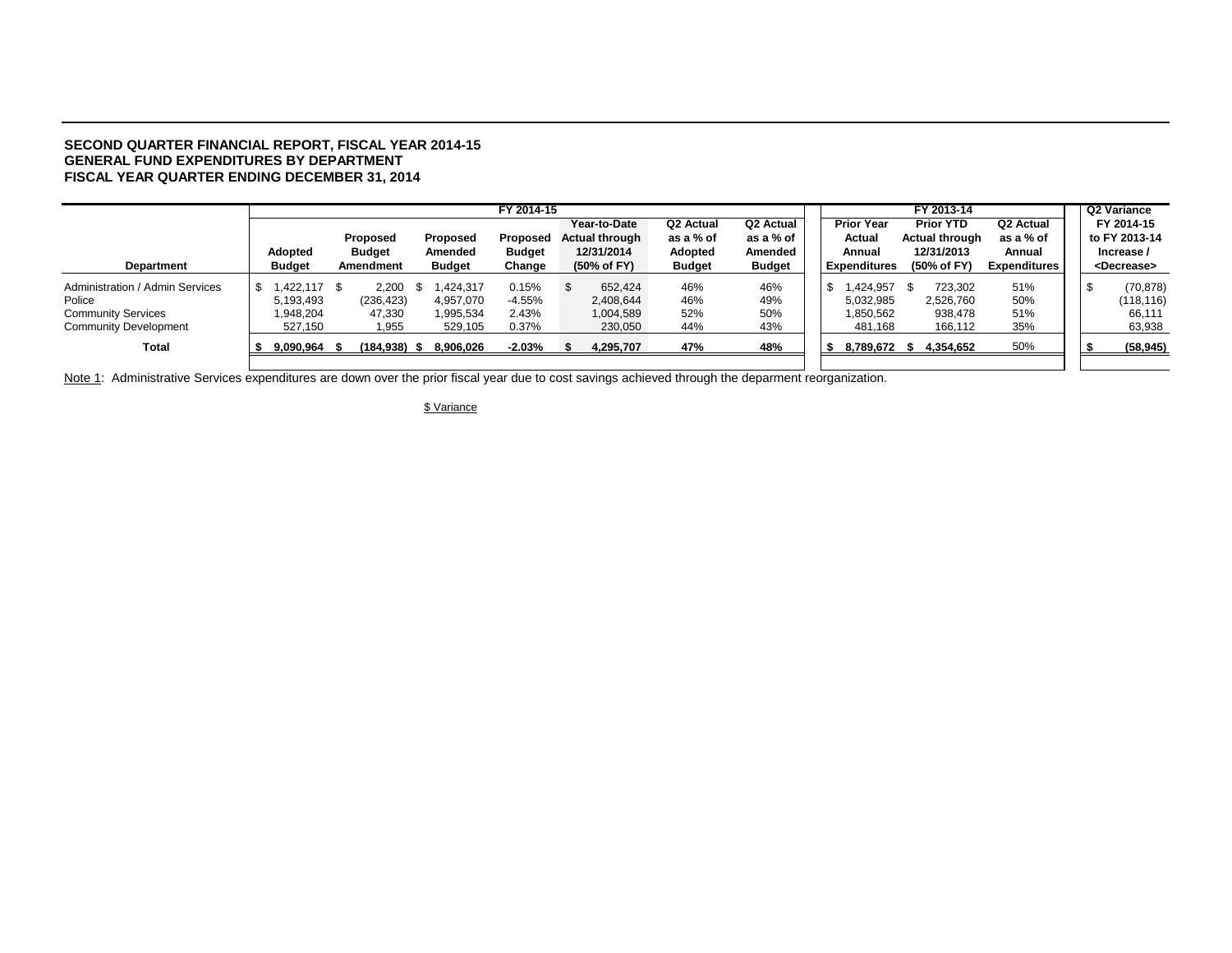**SECOND QUARTER FINANCIAL REPORT, FISCAL YEAR 2014-15**
**GENERAL FUND EXPENDITURES BY DEPARTMENT**
**FISCAL YEAR QUARTER ENDING DECEMBER 31, 2014**

| | FY 2014-15 | | | | | | | FY 2013-14 | | | Q2 Variance |
|---|---|---|---|---|---|---|---|---|---|---|---|
| **Department** | **Adopted Budget** | **Proposed Budget Amendment** | **Proposed Amended Budget** | **Proposed Budget Change** | **Year-to-Date Actual through 12/31/2014 (50% of FY)** | **Q2 Actual as a % of Adopted Budget** | **Q2 Actual as a % of Amended Budget** | **Prior Year Actual Annual Expenditures** | **Prior YTD Actual through 12/31/2013 (50% of FY)** | **Q2 Actual as a % of Annual Expenditures** | **FY 2014-15 to FY 2013-14 Increase / <Decrease>** |
| Administration / Admin Services | $ 1,422,117 | $ 2,200 | $ 1,424,317 | 0.15% | $ 652,424 | 46% | 46% | $ 1,424,957 | $ 723,302 | 51% | $ (70,878) |
| Police | 5,193,493 | (236,423) | 4,957,070 | -4.55% | 2,408,644 | 46% | 49% | 5,032,985 | 2,526,760 | 50% | (118,116) |
| Community Services | 1,948,204 | 47,330 | 1,995,534 | 2.43% | 1,004,589 | 52% | 50% | 1,850,562 | 938,478 | 51% | 66,111 |
| Community Development | 527,150 | 1,955 | 529,105 | 0.37% | 230,050 | 44% | 43% | 481,168 | 166,112 | 35% | 63,938 |
| **Total** | **$ 9,090,964** | **$ (184,938)** | **$ 8,906,026** | **-2.03%** | **$ 4,295,707** | **47%** | **48%** | **$ 8,789,672** | **$ 4,354,652** | 50% | **$ (58,945)** |

Note 1: Administrative Services expenditures are down over the prior fiscal year due to cost savings achieved through the deparment reorganization.

$ Variance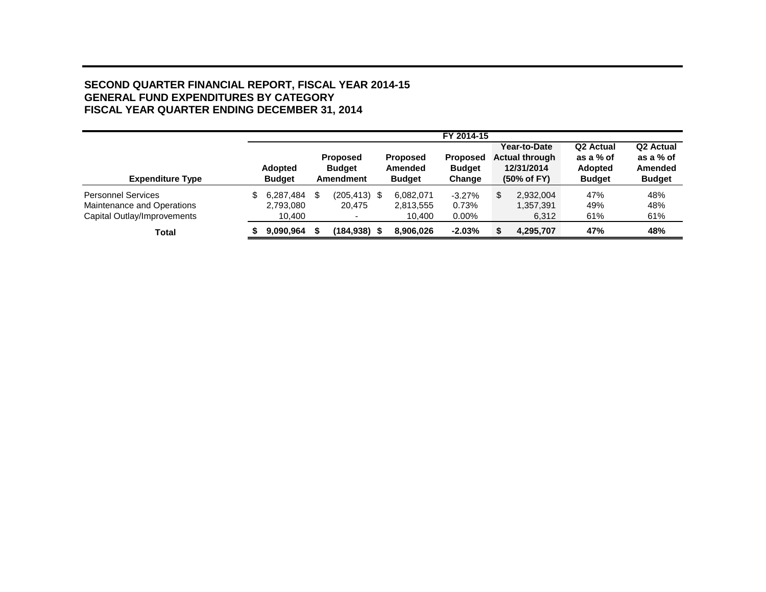**SECOND QUARTER FINANCIAL REPORT, FISCAL YEAR 2014-15**
**GENERAL FUND EXPENDITURES BY CATEGORY**
**FISCAL YEAR QUARTER ENDING DECEMBER 31, 2014**

| | FY 2014-15 | | | | | | |
|---|---|---|---|---|---|---|---|
| **Expenditure Type** | **Adopted Budget** | **Proposed Budget Amendment** | **Proposed Amended Budget** | **Proposed Budget Change** | **Year-to-Date Actual through 12/31/2014 (50% of FY)** | **Q2 Actual as a % of Adopted Budget** | **Q2 Actual as a % of Amended Budget** |
| Personnel Services | $ 6,287,484 | $ (205,413) | $ 6,082,071 | -3.27% | $ 2,932,004 | 47% | 48% |
| Maintenance and Operations | 2,793,080 | 20,475 | 2,813,555 | 0.73% | 1,357,391 | 49% | 48% |
| Capital Outlay/Improvements | 10,400 | - | 10,400 | 0.00% | 6,312 | 61% | 61% |
| **Total** | **$ 9,090,964** | **$ (184,938)** | **$ 8,906,026** | **-2.03%** | **$ 4,295,707** | **47%** | **48%** |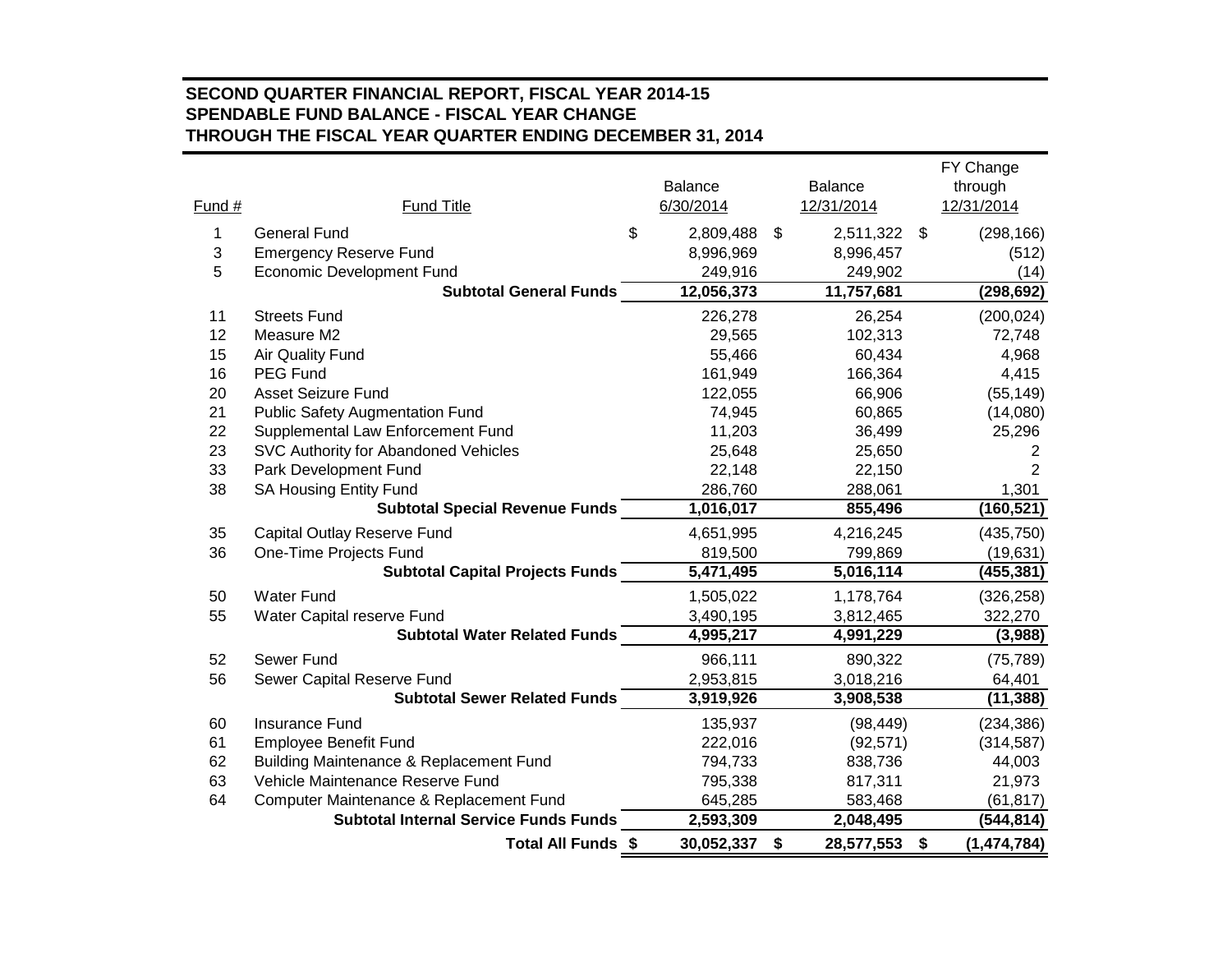**SECOND QUARTER FINANCIAL REPORT, FISCAL YEAR 2014-15**
**SPENDABLE FUND BALANCE - FISCAL YEAR CHANGE**
**THROUGH THE FISCAL YEAR QUARTER ENDING DECEMBER 31, 2014**

| Fund # | Fund Title | Balance 6/30/2014 | Balance 12/31/2014 | FY Change through 12/31/2014 |
|---|---|---|---|---|
| 1 | General Fund | $ 2,809,488 | $ 2,511,322 | $ (298,166) |
| 3 | Emergency Reserve Fund | 8,996,969 | 8,996,457 | (512) |
| 5 | Economic Development Fund | 249,916 | 249,902 | (14) |
| | **Subtotal General Funds** | **12,056,373** | **11,757,681** | **(298,692)** |
| 11 | Streets Fund | 226,278 | 26,254 | (200,024) |
| 12 | Measure M2 | 29,565 | 102,313 | 72,748 |
| 15 | Air Quality Fund | 55,466 | 60,434 | 4,968 |
| 16 | PEG Fund | 161,949 | 166,364 | 4,415 |
| 20 | Asset Seizure Fund | 122,055 | 66,906 | (55,149) |
| 21 | Public Safety Augmentation Fund | 74,945 | 60,865 | (14,080) |
| 22 | Supplemental Law Enforcement Fund | 11,203 | 36,499 | 25,296 |
| 23 | SVC Authority for Abandoned Vehicles | 25,648 | 25,650 | 2 |
| 33 | Park Development Fund | 22,148 | 22,150 | 2 |
| 38 | SA Housing Entity Fund | 286,760 | 288,061 | 1,301 |
| | **Subtotal Special Revenue Funds** | **1,016,017** | **855,496** | **(160,521)** |
| 35 | Capital Outlay Reserve Fund | 4,651,995 | 4,216,245 | (435,750) |
| 36 | One-Time Projects Fund | 819,500 | 799,869 | (19,631) |
| | **Subtotal Capital Projects Funds** | **5,471,495** | **5,016,114** | **(455,381)** |
| 50 | Water Fund | 1,505,022 | 1,178,764 | (326,258) |
| 55 | Water Capital reserve Fund | 3,490,195 | 3,812,465 | 322,270 |
| | **Subtotal Water Related Funds** | **4,995,217** | **4,991,229** | **(3,988)** |
| 52 | Sewer Fund | 966,111 | 890,322 | (75,789) |
| 56 | Sewer Capital Reserve Fund | 2,953,815 | 3,018,216 | 64,401 |
| | **Subtotal Sewer Related Funds** | **3,919,926** | **3,908,538** | **(11,388)** |
| 60 | Insurance Fund | 135,937 | (98,449) | (234,386) |
| 61 | Employee Benefit Fund | 222,016 | (92,571) | (314,587) |
| 62 | Building Maintenance & Replacement Fund | 794,733 | 838,736 | 44,003 |
| 63 | Vehicle Maintenance Reserve Fund | 795,338 | 817,311 | 21,973 |
| 64 | Computer Maintenance & Replacement Fund | 645,285 | 583,468 | (61,817) |
| | **Subtotal Internal Service Funds Funds** | **2,593,309** | **2,048,495** | **(544,814)** |
| | **Total All Funds** | **$ 30,052,337** | **$ 28,577,553** | **$ (1,474,784)** |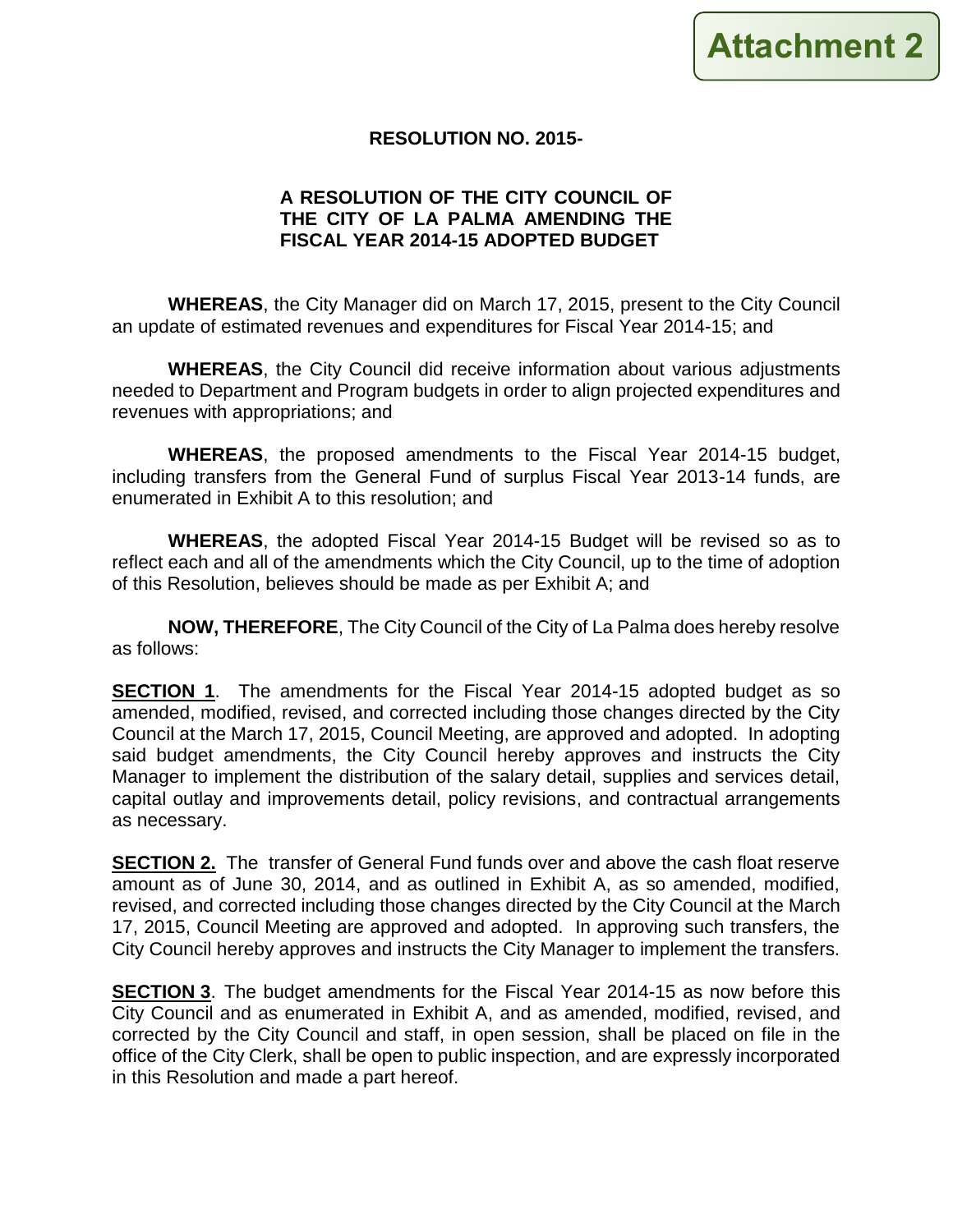**Attachment 2**

**RESOLUTION NO. 2015-**

**A RESOLUTION OF THE CITY COUNCIL OF THE CITY OF LA PALMA AMENDING THE FISCAL YEAR 2014-15 ADOPTED BUDGET**

**WHEREAS**, the City Manager did on March 17, 2015, present to the City Council an update of estimated revenues and expenditures for Fiscal Year 2014-15; and

**WHEREAS**, the City Council did receive information about various adjustments needed to Department and Program budgets in order to align projected expenditures and revenues with appropriations; and

**WHEREAS**, the proposed amendments to the Fiscal Year 2014-15 budget, including transfers from the General Fund of surplus Fiscal Year 2013-14 funds, are enumerated in Exhibit A to this resolution; and

**WHEREAS**, the adopted Fiscal Year 2014-15 Budget will be revised so as to reflect each and all of the amendments which the City Council, up to the time of adoption of this Resolution, believes should be made as per Exhibit A; and

**NOW, THEREFORE**, The City Council of the City of La Palma does hereby resolve as follows:

**SECTION 1**. The amendments for the Fiscal Year 2014-15 adopted budget as so amended, modified, revised, and corrected including those changes directed by the City Council at the March 17, 2015, Council Meeting, are approved and adopted. In adopting said budget amendments, the City Council hereby approves and instructs the City Manager to implement the distribution of the salary detail, supplies and services detail, capital outlay and improvements detail, policy revisions, and contractual arrangements as necessary.

**SECTION 2.** The transfer of General Fund funds over and above the cash float reserve amount as of June 30, 2014, and as outlined in Exhibit A, as so amended, modified, revised, and corrected including those changes directed by the City Council at the March 17, 2015, Council Meeting are approved and adopted. In approving such transfers, the City Council hereby approves and instructs the City Manager to implement the transfers.

**SECTION 3**. The budget amendments for the Fiscal Year 2014-15 as now before this City Council and as enumerated in Exhibit A, and as amended, modified, revised, and corrected by the City Council and staff, in open session, shall be placed on file in the office of the City Clerk, shall be open to public inspection, and are expressly incorporated in this Resolution and made a part hereof.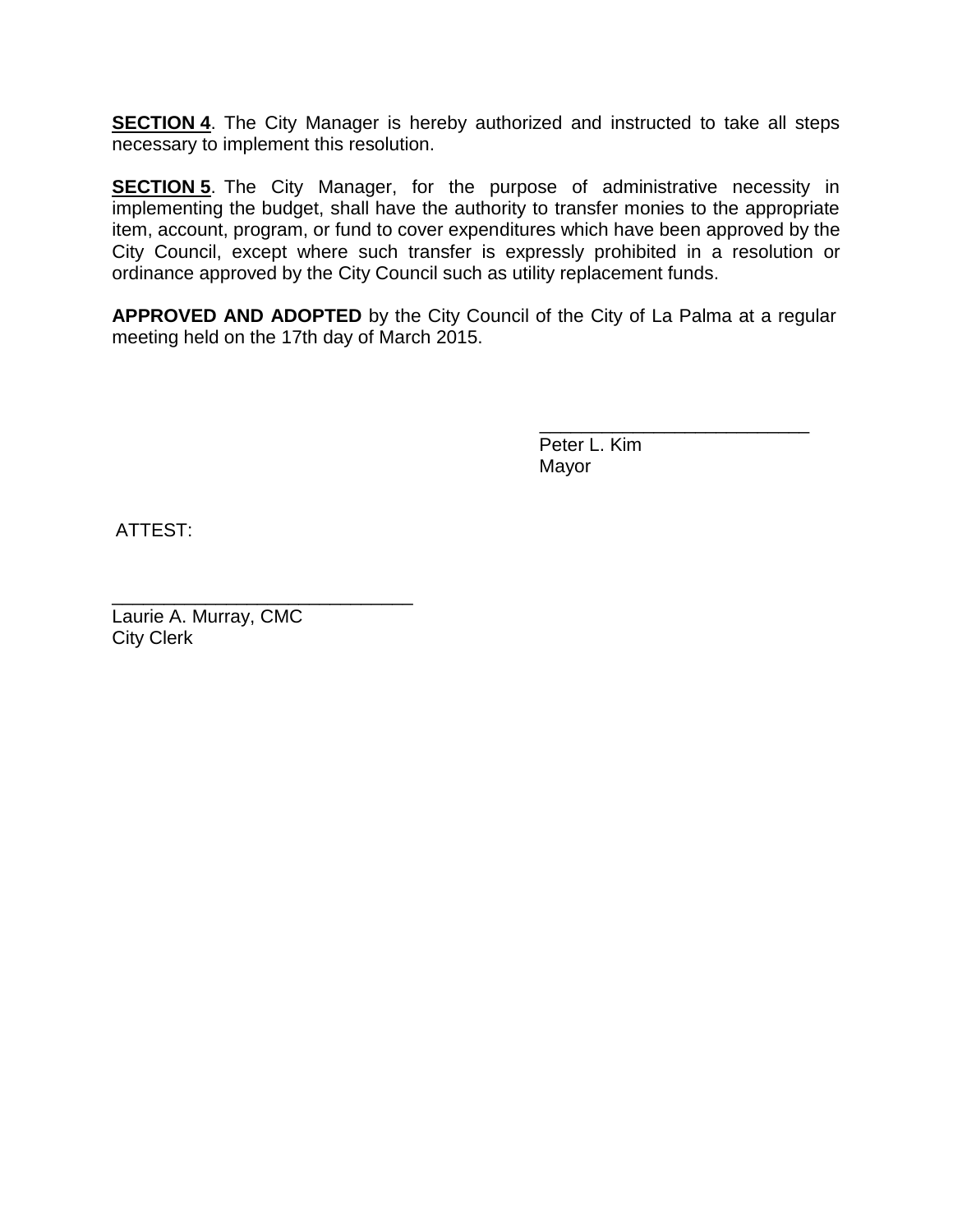**SECTION 4**. The City Manager is hereby authorized and instructed to take all steps necessary to implement this resolution.

**SECTION 5**. The City Manager, for the purpose of administrative necessity in implementing the budget, shall have the authority to transfer monies to the appropriate item, account, program, or fund to cover expenditures which have been approved by the City Council, except where such transfer is expressly prohibited in a resolution or ordinance approved by the City Council such as utility replacement funds.

**APPROVED AND ADOPTED** by the City Council of the City of La Palma at a regular meeting held on the 17th day of March 2015.

___________________________
Peter L. Kim
Mayor

ATTEST:

______________________________
Laurie A. Murray, CMC
City Clerk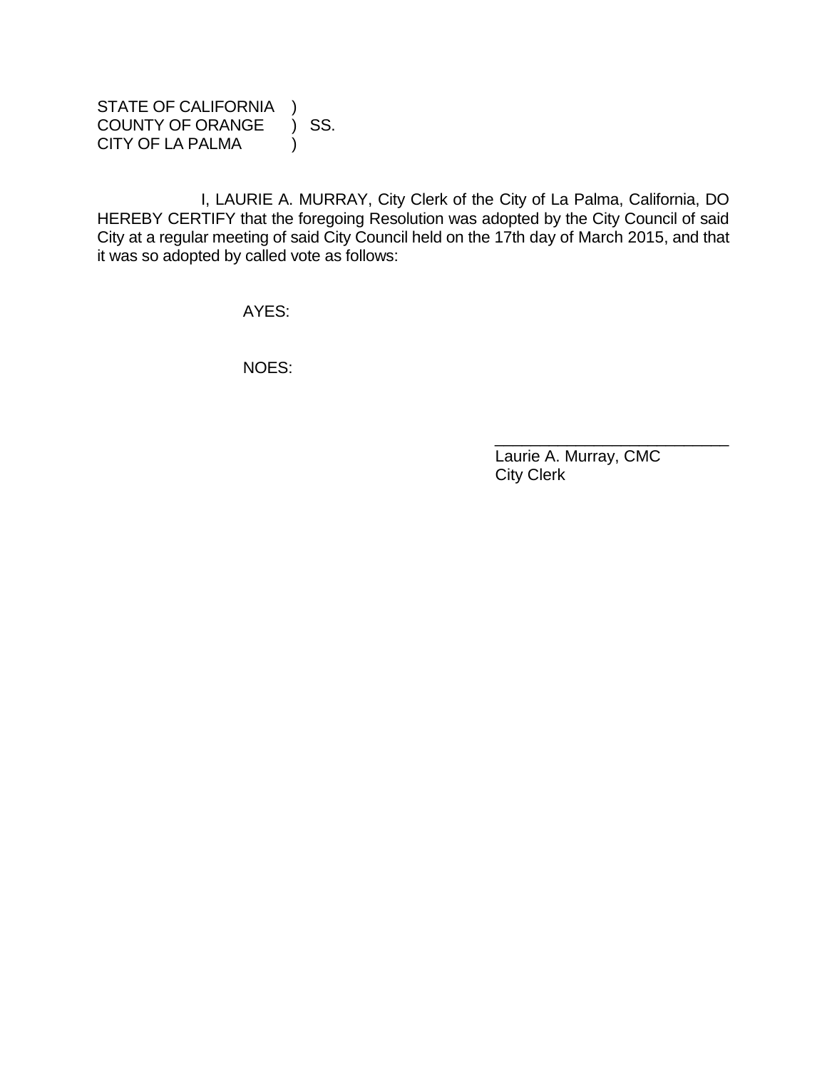STATE OF CALIFORNIA )
COUNTY OF ORANGE ) SS.
CITY OF LA PALMA )

I, LAURIE A. MURRAY, City Clerk of the City of La Palma, California, DO HEREBY CERTIFY that the foregoing Resolution was adopted by the City Council of said City at a regular meeting of said City Council held on the 17th day of March 2015, and that it was so adopted by called vote as follows:

AYES:

NOES:

\_\_\_\_\_\_\_\_\_\_\_\_\_\_\_\_\_\_\_\_\_\_\_\_\_\_\_\_
Laurie A. Murray, CMC
City Clerk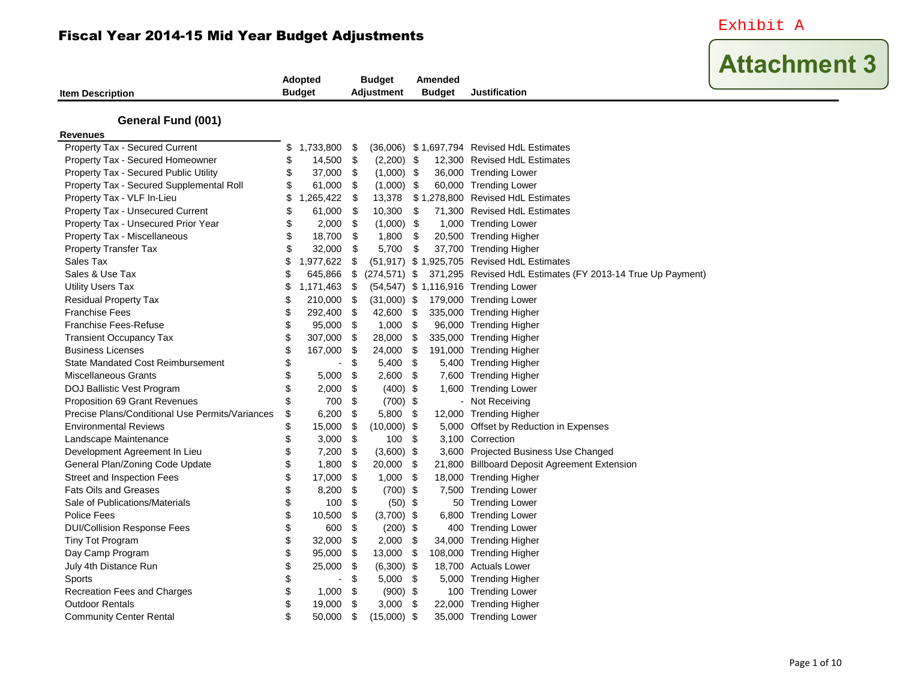Exhibit A

**Attachment 3**

# Fiscal Year 2014-15 Mid Year Budget Adjustments

| Item Description | Adopted Budget | Budget Adjustment | Amended Budget | Justification |
|---|---|---|---|---|
| **General Fund (001)** | | | | |
| **Revenues** | | | | |
| Property Tax - Secured Current | $ 1,733,800 | $ (36,006) | $ 1,697,794 | Revised HdL Estimates |
| Property Tax - Secured Homeowner | $ 14,500 | $ (2,200) | $ 12,300 | Revised HdL Estimates |
| Property Tax - Secured Public Utility | $ 37,000 | $ (1,000) | $ 36,000 | Trending Lower |
| Property Tax - Secured Supplemental Roll | $ 61,000 | $ (1,000) | $ 60,000 | Trending Lower |
| Property Tax - VLF In-Lieu | $ 1,265,422 | $ 13,378 | $ 1,278,800 | Revised HdL Estimates |
| Property Tax - Unsecured Current | $ 61,000 | $ 10,300 | $ 71,300 | Revised HdL Estimates |
| Property Tax - Unsecured Prior Year | $ 2,000 | $ (1,000) | $ 1,000 | Trending Lower |
| Property Tax - Miscellaneous | $ 18,700 | $ 1,800 | $ 20,500 | Trending Higher |
| Property Transfer Tax | $ 32,000 | $ 5,700 | $ 37,700 | Trending Higher |
| Sales Tax | $ 1,977,622 | $ (51,917) | $ 1,925,705 | Revised HdL Estimates |
| Sales & Use Tax | $ 645,866 | $ (274,571) | $ 371,295 | Revised HdL Estimates (FY 2013-14 True Up Payment) |
| Utility Users Tax | $ 1,171,463 | $ (54,547) | $ 1,116,916 | Trending Lower |
| Residual Property Tax | $ 210,000 | $ (31,000) | $ 179,000 | Trending Lower |
| Franchise Fees | $ 292,400 | $ 42,600 | $ 335,000 | Trending Higher |
| Franchise Fees-Refuse | $ 95,000 | $ 1,000 | $ 96,000 | Trending Higher |
| Transient Occupancy Tax | $ 307,000 | $ 28,000 | $ 335,000 | Trending Higher |
| Business Licenses | $ 167,000 | $ 24,000 | $ 191,000 | Trending Higher |
| State Mandated Cost Reimbursement | $ - | $ 5,400 | $ 5,400 | Trending Higher |
| Miscellaneous Grants | $ 5,000 | $ 2,600 | $ 7,600 | Trending Higher |
| DOJ Ballistic Vest Program | $ 2,000 | $ (400) | $ 1,600 | Trending Lower |
| Proposition 69 Grant Revenues | $ 700 | $ (700) | $ - | Not Receiving |
| Precise Plans/Conditional Use Permits/Variances | $ 6,200 | $ 5,800 | $ 12,000 | Trending Higher |
| Environmental Reviews | $ 15,000 | $ (10,000) | $ 5,000 | Offset by Reduction in Expenses |
| Landscape Maintenance | $ 3,000 | $ 100 | $ 3,100 | Correction |
| Development Agreement In Lieu | $ 7,200 | $ (3,600) | $ 3,600 | Projected Business Use Changed |
| General Plan/Zoning Code Update | $ 1,800 | $ 20,000 | $ 21,800 | Billboard Deposit Agreement Extension |
| Street and Inspection Fees | $ 17,000 | $ 1,000 | $ 18,000 | Trending Higher |
| Fats Oils and Greases | $ 8,200 | $ (700) | $ 7,500 | Trending Lower |
| Sale of Publications/Materials | $ 100 | $ (50) | $ 50 | Trending Lower |
| Police Fees | $ 10,500 | $ (3,700) | $ 6,800 | Trending Lower |
| DUI/Collision Response Fees | $ 600 | $ (200) | $ 400 | Trending Lower |
| Tiny Tot Program | $ 32,000 | $ 2,000 | $ 34,000 | Trending Higher |
| Day Camp Program | $ 95,000 | $ 13,000 | $ 108,000 | Trending Higher |
| July 4th Distance Run | $ 25,000 | $ (6,300) | $ 18,700 | Actuals Lower |
| Sports | $ - | $ 5,000 | $ 5,000 | Trending Higher |
| Recreation Fees and Charges | $ 1,000 | $ (900) | $ 100 | Trending Lower |
| Outdoor Rentals | $ 19,000 | $ 3,000 | $ 22,000 | Trending Higher |
| Community Center Rental | $ 50,000 | $ (15,000) | $ 35,000 | Trending Lower |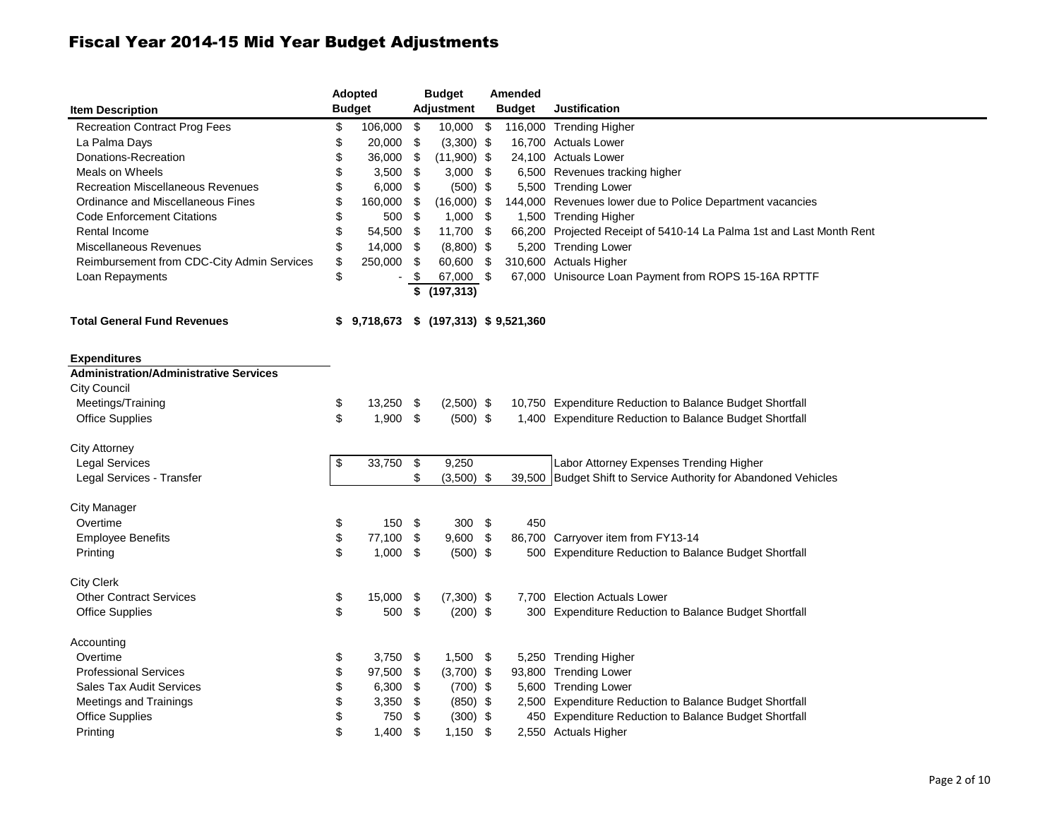# Fiscal Year 2014-15 Mid Year Budget Adjustments

| Item Description | Adopted Budget | Budget Adjustment | Amended Budget | Justification |
|---|---|---|---|---|
| Recreation Contract Prog Fees | $ 106,000 | $ 10,000 | $ 116,000 | Trending Higher |
| La Palma Days | $ 20,000 | $ (3,300) | $ 16,700 | Actuals Lower |
| Donations-Recreation | $ 36,000 | $ (11,900) | $ 24,100 | Actuals Lower |
| Meals on Wheels | $ 3,500 | $ 3,000 | $ 6,500 | Revenues tracking higher |
| Recreation Miscellaneous Revenues | $ 6,000 | $ (500) | $ 5,500 | Trending Lower |
| Ordinance and Miscellaneous Fines | $ 160,000 | $ (16,000) | $ 144,000 | Revenues lower due to Police Department vacancies |
| Code Enforcement Citations | $ 500 | $ 1,000 | $ 1,500 | Trending Higher |
| Rental Income | $ 54,500 | $ 11,700 | $ 66,200 | Projected Receipt of 5410-14 La Palma 1st and Last Month Rent |
| Miscellaneous Revenues | $ 14,000 | $ (8,800) | $ 5,200 | Trending Lower |
| Reimbursement from CDC-City Admin Services | $ 250,000 | $ 60,600 | $ 310,600 | Actuals Higher |
| Loan Repayments | $ - | $ 67,000 | $ 67,000 | Unisource Loan Payment from ROPS 15-16A RPTTF |
| | | $ (197,313) | | |
| **Total General Fund Revenues** | **$ 9,718,673** | **$ (197,313)** | **$ 9,521,360** | |
| | | | | |
| **Expenditures** | | | | |
| **Administration/Administrative Services** | | | | |
| City Council | | | | |
| Meetings/Training | $ 13,250 | $ (2,500) | $ 10,750 | Expenditure Reduction to Balance Budget Shortfall |
| Office Supplies | $ 1,900 | $ (500) | $ 1,400 | Expenditure Reduction to Balance Budget Shortfall |
| City Attorney | | | | |
| Legal Services | $ 33,750 | $ 9,250 | | Labor Attorney Expenses Trending Higher |
| Legal Services - Transfer | | $ (3,500) | $ 39,500 | Budget Shift to Service Authority for Abandoned Vehicles |
| City Manager | | | | |
| Overtime | $ 150 | $ 300 | $ 450 | |
| Employee Benefits | $ 77,100 | $ 9,600 | $ 86,700 | Carryover item from FY13-14 |
| Printing | $ 1,000 | $ (500) | $ 500 | Expenditure Reduction to Balance Budget Shortfall |
| City Clerk | | | | |
| Other Contract Services | $ 15,000 | $ (7,300) | $ 7,700 | Election Actuals Lower |
| Office Supplies | $ 500 | $ (200) | $ 300 | Expenditure Reduction to Balance Budget Shortfall |
| Accounting | | | | |
| Overtime | $ 3,750 | $ 1,500 | $ 5,250 | Trending Higher |
| Professional Services | $ 97,500 | $ (3,700) | $ 93,800 | Trending Lower |
| Sales Tax Audit Services | $ 6,300 | $ (700) | $ 5,600 | Trending Lower |
| Meetings and Trainings | $ 3,350 | $ (850) | $ 2,500 | Expenditure Reduction to Balance Budget Shortfall |
| Office Supplies | $ 750 | $ (300) | $ 450 | Expenditure Reduction to Balance Budget Shortfall |
| Printing | $ 1,400 | $ 1,150 | $ 2,550 | Actuals Higher |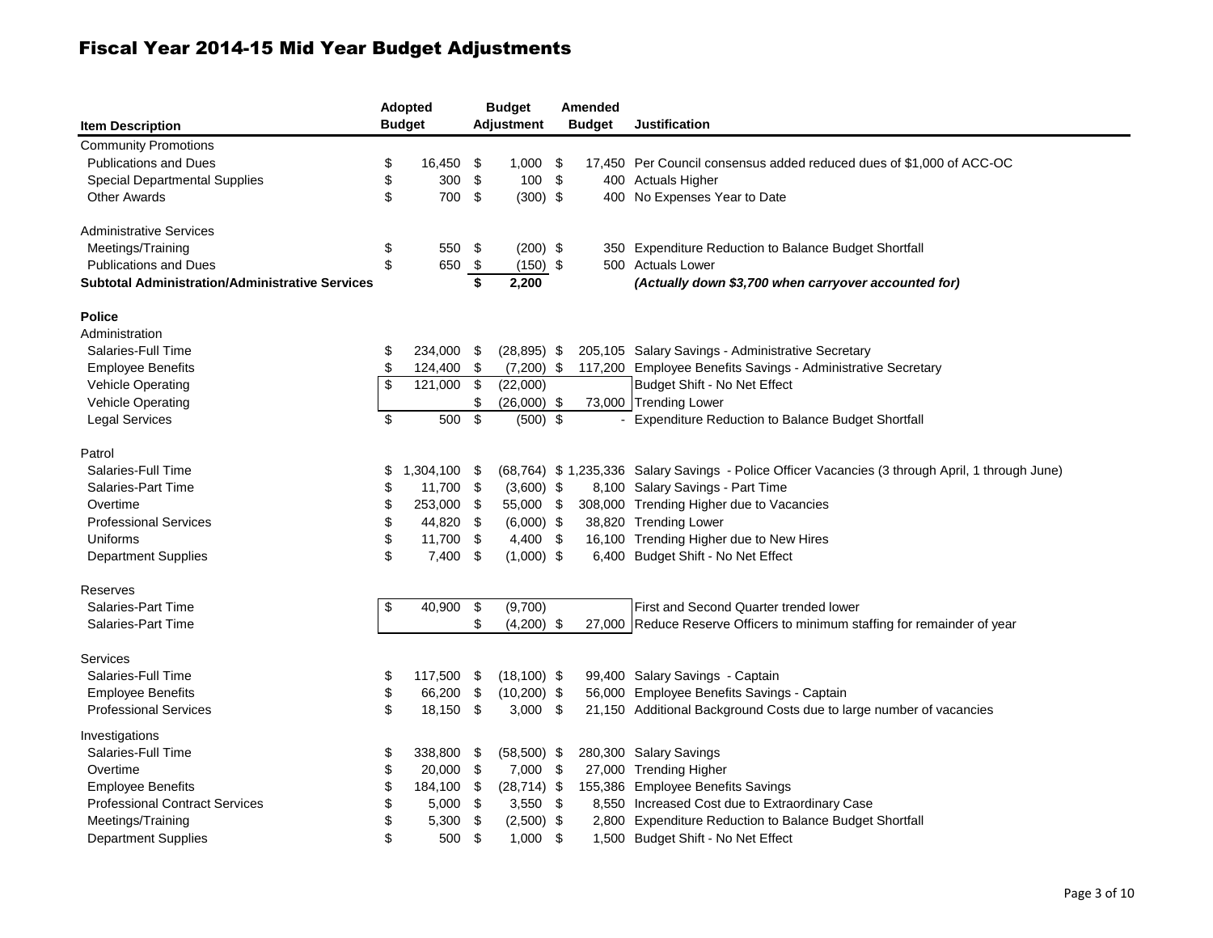# Fiscal Year 2014-15 Mid Year Budget Adjustments

| Item Description | Adopted Budget | Budget Adjustment | Amended Budget | Justification |
|---|---|---|---|---|
| Community Promotions | | | | |
| Publications and Dues | $ 16,450 | $ 1,000 | $ 17,450 | Per Council consensus added reduced dues of $1,000 of ACC-OC |
| Special Departmental Supplies | $ 300 | $ 100 | $ 400 | Actuals Higher |
| Other Awards | $ 700 | $ (300) | $ 400 | No Expenses Year to Date |
| | | | | |
| Administrative Services | | | | |
| Meetings/Training | $ 550 | $ (200) | $ 350 | Expenditure Reduction to Balance Budget Shortfall |
| Publications and Dues | $ 650 | $ (150) | $ 500 | Actuals Lower |
| **Subtotal Administration/Administrative Services** | | **$ 2,200** | | ***(Actually down $3,700 when carryover accounted for)*** |
| | | | | |
| **Police** | | | | |
| Administration | | | | |
| Salaries-Full Time | $ 234,000 | $ (28,895) | $ 205,105 | Salary Savings - Administrative Secretary |
| Employee Benefits | $ 124,400 | $ (7,200) | $ 117,200 | Employee Benefits Savings - Administrative Secretary |
| Vehicle Operating | $ 121,000 | $ (22,000) | | Budget Shift - No Net Effect |
| Vehicle Operating | | $ (26,000) | $ 73,000 | Trending Lower |
| Legal Services | $ 500 | $ (500) | $ - | Expenditure Reduction to Balance Budget Shortfall |
| | | | | |
| Patrol | | | | |
| Salaries-Full Time | $ 1,304,100 | $ (68,764) | $ 1,235,336 | Salary Savings - Police Officer Vacancies (3 through April, 1 through June) |
| Salaries-Part Time | $ 11,700 | $ (3,600) | $ 8,100 | Salary Savings - Part Time |
| Overtime | $ 253,000 | $ 55,000 | $ 308,000 | Trending Higher due to Vacancies |
| Professional Services | $ 44,820 | $ (6,000) | $ 38,820 | Trending Lower |
| Uniforms | $ 11,700 | $ 4,400 | $ 16,100 | Trending Higher due to New Hires |
| Department Supplies | $ 7,400 | $ (1,000) | $ 6,400 | Budget Shift - No Net Effect |
| | | | | |
| Reserves | | | | |
| Salaries-Part Time | $ 40,900 | $ (9,700) | | First and Second Quarter trended lower |
| Salaries-Part Time | | $ (4,200) | $ 27,000 | Reduce Reserve Officers to minimum staffing for remainder of year |
| | | | | |
| Services | | | | |
| Salaries-Full Time | $ 117,500 | $ (18,100) | $ 99,400 | Salary Savings - Captain |
| Employee Benefits | $ 66,200 | $ (10,200) | $ 56,000 | Employee Benefits Savings - Captain |
| Professional Services | $ 18,150 | $ 3,000 | $ 21,150 | Additional Background Costs due to large number of vacancies |
| | | | | |
| Investigations | | | | |
| Salaries-Full Time | $ 338,800 | $ (58,500) | $ 280,300 | Salary Savings |
| Overtime | $ 20,000 | $ 7,000 | $ 27,000 | Trending Higher |
| Employee Benefits | $ 184,100 | $ (28,714) | $ 155,386 | Employee Benefits Savings |
| Professional Contract Services | $ 5,000 | $ 3,550 | $ 8,550 | Increased Cost due to Extraordinary Case |
| Meetings/Training | $ 5,300 | $ (2,500) | $ 2,800 | Expenditure Reduction to Balance Budget Shortfall |
| Department Supplies | $ 500 | $ 1,000 | $ 1,500 | Budget Shift - No Net Effect |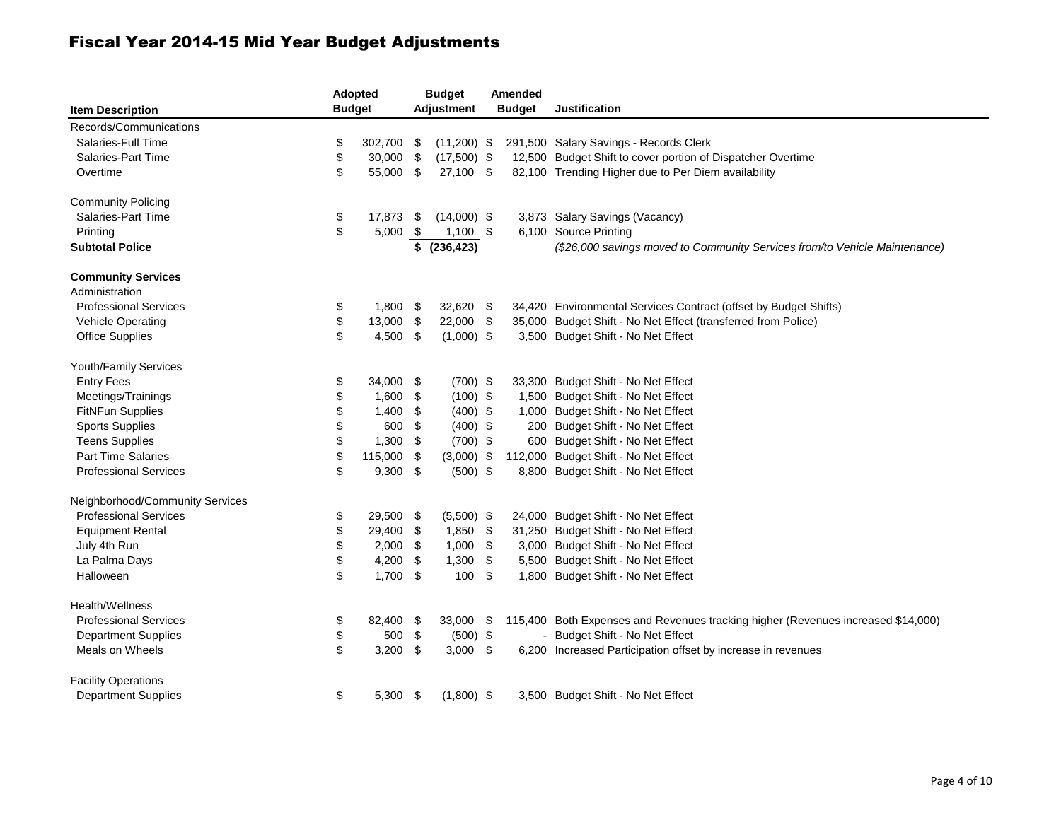# Fiscal Year 2014-15 Mid Year Budget Adjustments

| Item Description | Adopted Budget | Budget Adjustment | Amended Budget | Justification |
|---|---|---|---|---|
| Records/Communications | | | | |
| Salaries-Full Time | $ 302,700 | $ (11,200) | $ 291,500 | Salary Savings - Records Clerk |
| Salaries-Part Time | $ 30,000 | $ (17,500) | $ 12,500 | Budget Shift to cover portion of Dispatcher Overtime |
| Overtime | $ 55,000 | $ 27,100 | $ 82,100 | Trending Higher due to Per Diem availability |
| | | | | |
| Community Policing | | | | |
| Salaries-Part Time | $ 17,873 | $ (14,000) | $ 3,873 | Salary Savings (Vacancy) |
| Printing | $ 5,000 | $ 1,100 | $ 6,100 | Source Printing |
| **Subtotal Police** | | **$ (236,423)** | | *($26,000 savings moved to Community Services from/to Vehicle Maintenance)* |
| | | | | |
| **Community Services** | | | | |
| Administration | | | | |
| Professional Services | $ 1,800 | $ 32,620 | $ 34,420 | Environmental Services Contract (offset by Budget Shifts) |
| Vehicle Operating | $ 13,000 | $ 22,000 | $ 35,000 | Budget Shift - No Net Effect (transferred from Police) |
| Office Supplies | $ 4,500 | $ (1,000) | $ 3,500 | Budget Shift - No Net Effect |
| | | | | |
| Youth/Family Services | | | | |
| Entry Fees | $ 34,000 | $ (700) | $ 33,300 | Budget Shift - No Net Effect |
| Meetings/Trainings | $ 1,600 | $ (100) | $ 1,500 | Budget Shift - No Net Effect |
| FitNFun Supplies | $ 1,400 | $ (400) | $ 1,000 | Budget Shift - No Net Effect |
| Sports Supplies | $ 600 | $ (400) | $ 200 | Budget Shift - No Net Effect |
| Teens Supplies | $ 1,300 | $ (700) | $ 600 | Budget Shift - No Net Effect |
| Part Time Salaries | $ 115,000 | $ (3,000) | $ 112,000 | Budget Shift - No Net Effect |
| Professional Services | $ 9,300 | $ (500) | $ 8,800 | Budget Shift - No Net Effect |
| | | | | |
| Neighborhood/Community Services | | | | |
| Professional Services | $ 29,500 | $ (5,500) | $ 24,000 | Budget Shift - No Net Effect |
| Equipment Rental | $ 29,400 | $ 1,850 | $ 31,250 | Budget Shift - No Net Effect |
| July 4th Run | $ 2,000 | $ 1,000 | $ 3,000 | Budget Shift - No Net Effect |
| La Palma Days | $ 4,200 | $ 1,300 | $ 5,500 | Budget Shift - No Net Effect |
| Halloween | $ 1,700 | $ 100 | $ 1,800 | Budget Shift - No Net Effect |
| | | | | |
| Health/Wellness | | | | |
| Professional Services | $ 82,400 | $ 33,000 | $ 115,400 | Both Expenses and Revenues tracking higher (Revenues increased $14,000) |
| Department Supplies | $ 500 | $ (500) | $ - | Budget Shift - No Net Effect |
| Meals on Wheels | $ 3,200 | $ 3,000 | $ 6,200 | Increased Participation offset by increase in revenues |
| | | | | |
| Facility Operations | | | | |
| Department Supplies | $ 5,300 | $ (1,800) | $ 3,500 | Budget Shift - No Net Effect |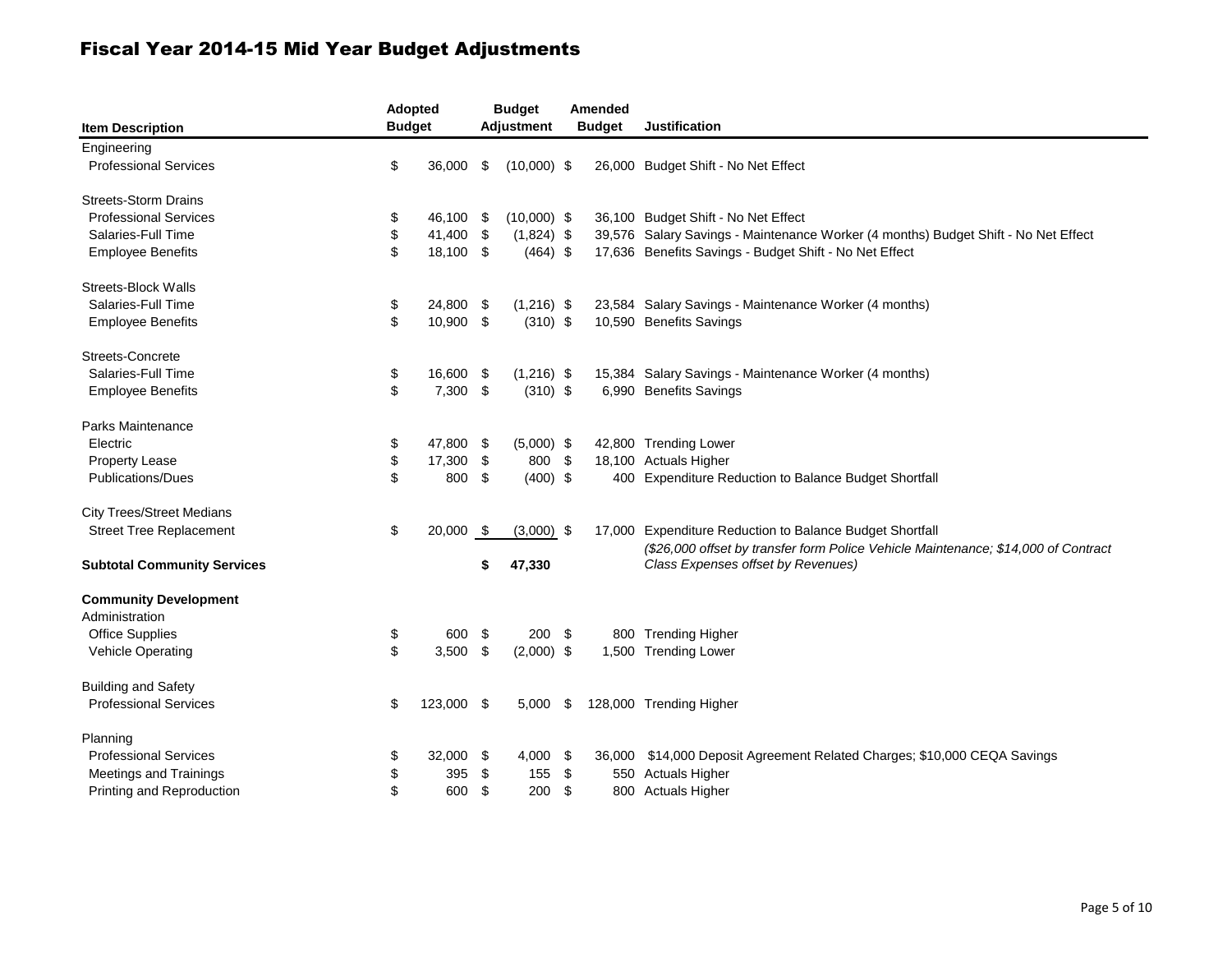# Fiscal Year 2014-15 Mid Year Budget Adjustments

| Item Description | Adopted Budget | Budget Adjustment | Amended Budget | Justification |
|---|---|---|---|---|
| Engineering | | | | |
| Professional Services | $ 36,000 | $ (10,000) | $ 26,000 | Budget Shift - No Net Effect |
| | | | | |
| Streets-Storm Drains | | | | |
| Professional Services | $ 46,100 | $ (10,000) | $ 36,100 | Budget Shift - No Net Effect |
| Salaries-Full Time | $ 41,400 | $ (1,824) | $ 39,576 | Salary Savings - Maintenance Worker (4 months) Budget Shift - No Net Effect |
| Employee Benefits | $ 18,100 | $ (464) | $ 17,636 | Benefits Savings - Budget Shift - No Net Effect |
| | | | | |
| Streets-Block Walls | | | | |
| Salaries-Full Time | $ 24,800 | $ (1,216) | $ 23,584 | Salary Savings - Maintenance Worker (4 months) |
| Employee Benefits | $ 10,900 | $ (310) | $ 10,590 | Benefits Savings |
| | | | | |
| Streets-Concrete | | | | |
| Salaries-Full Time | $ 16,600 | $ (1,216) | $ 15,384 | Salary Savings - Maintenance Worker (4 months) |
| Employee Benefits | $ 7,300 | $ (310) | $ 6,990 | Benefits Savings |
| | | | | |
| Parks Maintenance | | | | |
| Electric | $ 47,800 | $ (5,000) | $ 42,800 | Trending Lower |
| Property Lease | $ 17,300 | $ 800 | $ 18,100 | Actuals Higher |
| Publications/Dues | $ 800 | $ (400) | $ 400 | Expenditure Reduction to Balance Budget Shortfall |
| | | | | |
| City Trees/Street Medians | | | | |
| Street Tree Replacement | $ 20,000 | $ (3,000) | $ 17,000 | Expenditure Reduction to Balance Budget Shortfall |
| **Subtotal Community Services** | | **$ 47,330** | | *($26,000 offset by transfer form Police Vehicle Maintenance; $14,000 of Contract Class Expenses offset by Revenues)* |
| | | | | |
| **Community Development** | | | | |
| Administration | | | | |
| Office Supplies | $ 600 | $ 200 | $ 800 | Trending Higher |
| Vehicle Operating | $ 3,500 | $ (2,000) | $ 1,500 | Trending Lower |
| | | | | |
| Building and Safety | | | | |
| Professional Services | $ 123,000 | $ 5,000 | $ 128,000 | Trending Higher |
| | | | | |
| Planning | | | | |
| Professional Services | $ 32,000 | $ 4,000 | $ 36,000 | $14,000 Deposit Agreement Related Charges; $10,000 CEQA Savings |
| Meetings and Trainings | $ 395 | $ 155 | $ 550 | Actuals Higher |
| Printing and Reproduction | $ 600 | $ 200 | $ 800 | Actuals Higher |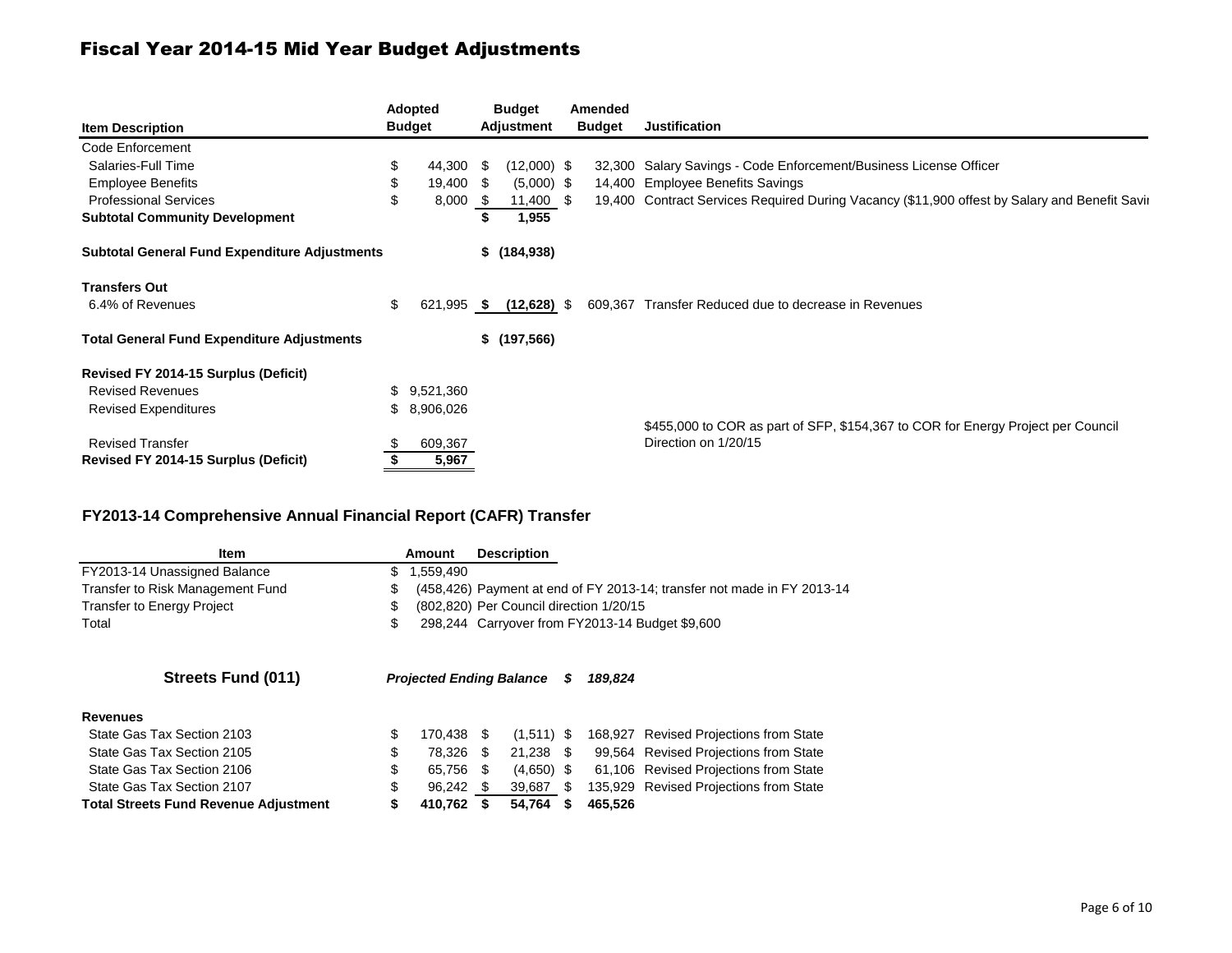# Fiscal Year 2014-15 Mid Year Budget Adjustments

| Item Description | Adopted Budget | Budget Adjustment | Amended Budget | Justification |
|---|---|---|---|---|
| Code Enforcement | | | | |
| Salaries-Full Time | $ 44,300 | $ (12,000) | $ 32,300 | Salary Savings - Code Enforcement/Business License Officer |
| Employee Benefits | $ 19,400 | $ (5,000) | $ 14,400 | Employee Benefits Savings |
| Professional Services | $ 8,000 | $ 11,400 | $ 19,400 | Contract Services Required During Vacancy ($11,900 offest by Salary and Benefit Savi |
| **Subtotal Community Development** | | **$ 1,955** | | |
| **Subtotal General Fund Expenditure Adjustments** | | **$ (184,938)** | | |
| **Transfers Out** | | | | |
| 6.4% of Revenues | $ 621,995 | **$ (12,628)** | $ 609,367 | Transfer Reduced due to decrease in Revenues |
| **Total General Fund Expenditure Adjustments** | | **$ (197,566)** | | |
| **Revised FY 2014-15 Surplus (Deficit)** | | | | |
| Revised Revenues | $ 9,521,360 | | | |
| Revised Expenditures | $ 8,906,026 | | | |
| Revised Transfer | $ 609,367 | | | $455,000 to COR as part of SFP, $154,367 to COR for Energy Project per Council Direction on 1/20/15 |
| **Revised FY 2014-15 Surplus (Deficit)** | **$ 5,967** | | | |

## FY2013-14 Comprehensive Annual Financial Report (CAFR) Transfer

| Item | Amount | Description |
|---|---|---|
| FY2013-14 Unassigned Balance | $ 1,559,490 | |
| Transfer to Risk Management Fund | $ (458,426) | Payment at end of FY 2013-14; transfer not made in FY 2013-14 |
| Transfer to Energy Project | $ (802,820) | Per Council direction 1/20/15 |
| Total | $ 298,244 | Carryover from FY2013-14 Budget $9,600 |

## Streets Fund (011)

***Projected Ending Balance $ 189,824***

| Item Description | Adopted Budget | Budget Adjustment | Amended Budget | Justification |
|---|---|---|---|---|
| **Revenues** | | | | |
| State Gas Tax Section 2103 | $ 170,438 | $ (1,511) | $ 168,927 | Revised Projections from State |
| State Gas Tax Section 2105 | $ 78,326 | $ 21,238 | $ 99,564 | Revised Projections from State |
| State Gas Tax Section 2106 | $ 65,756 | $ (4,650) | $ 61,106 | Revised Projections from State |
| State Gas Tax Section 2107 | $ 96,242 | $ 39,687 | $ 135,929 | Revised Projections from State |
| **Total Streets Fund Revenue Adjustment** | **$ 410,762** | **$ 54,764** | **$ 465,526** | |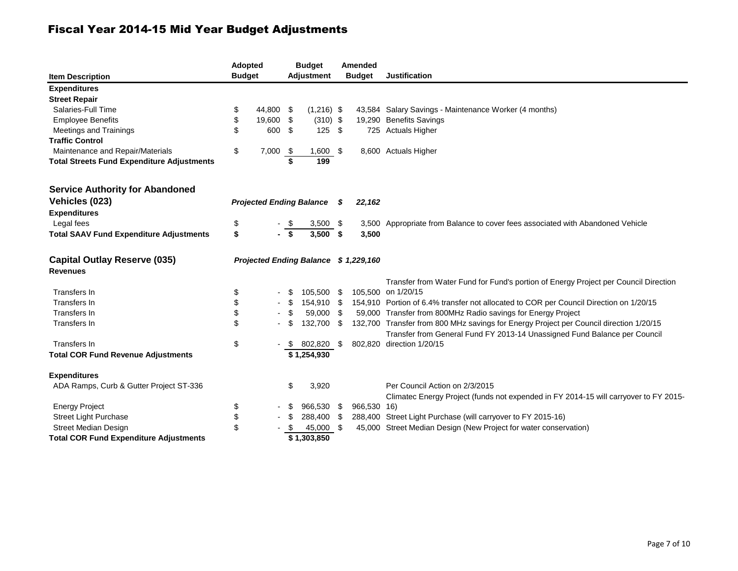# Fiscal Year 2014-15 Mid Year Budget Adjustments

| Item Description | Adopted Budget | Budget Adjustment | Amended Budget | Justification |
|---|---|---|---|---|
| **Expenditures** | | | | |
| **Street Repair** | | | | |
| Salaries-Full Time | $ 44,800 | $ (1,216) | $ 43,584 | Salary Savings - Maintenance Worker (4 months) |
| Employee Benefits | $ 19,600 | $ (310) | $ 19,290 | Benefits Savings |
| Meetings and Trainings | $ 600 | $ 125 | $ 725 | Actuals Higher |
| **Traffic Control** | | | | |
| Maintenance and Repair/Materials | $ 7,000 | $ 1,600 | $ 8,600 | Actuals Higher |
| **Total Streets Fund Expenditure Adjustments** | | **$ 199** | | |
| | | | | |
| **Service Authority for Abandoned Vehicles (023)** | ***Projected Ending Balance*** | | ***$ 22,162*** | |
| **Expenditures** | | | | |
| Legal fees | $ - | $ 3,500 | $ 3,500 | Appropriate from Balance to cover fees associated with Abandoned Vehicle |
| **Total SAAV Fund Expenditure Adjustments** | **$ -** | **$ 3,500** | **$ 3,500** | |
| | | | | |
| **Capital Outlay Reserve (035)** | ***Projected Ending Balance*** | | ***$ 1,229,160*** | |
| **Revenues** | | | | |
| Transfers In | $ - | $ 105,500 | $ 105,500 | Transfer from Water Fund for Fund's portion of Energy Project per Council Direction on 1/20/15 |
| Transfers In | $ - | $ 154,910 | $ 154,910 | Portion of 6.4% transfer not allocated to COR per Council Direction on 1/20/15 |
| Transfers In | $ - | $ 59,000 | $ 59,000 | Transfer from 800MHz Radio savings for Energy Project |
| Transfers In | $ - | $ 132,700 | $ 132,700 | Transfer from 800 MHz savings for Energy Project per Council direction 1/20/15 |
| Transfers In | $ - | $ 802,820 | $ 802,820 | Transfer from General Fund FY 2013-14 Unassigned Fund Balance per Council direction 1/20/15 |
| **Total COR Fund Revenue Adjustments** | | **$ 1,254,930** | | |
| | | | | |
| **Expenditures** | | | | |
| ADA Ramps, Curb & Gutter Project ST-336 | | $ 3,920 | | Per Council Action on 2/3/2015 |
| Energy Project | $ - | $ 966,530 | $ 966,530 | Climatec Energy Project (funds not expended in FY 2014-15 will carryover to FY 2015-16) |
| Street Light Purchase | $ - | $ 288,400 | $ 288,400 | Street Light Purchase (will carryover to FY 2015-16) |
| Street Median Design | $ - | $ 45,000 | $ 45,000 | Street Median Design (New Project for water conservation) |
| **Total COR Fund Expenditure Adjustments** | | **$ 1,303,850** | | |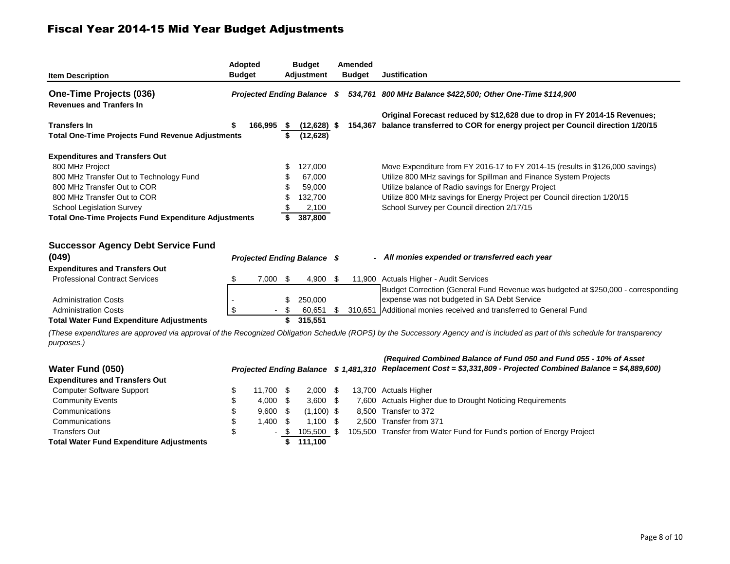# Fiscal Year 2014-15 Mid Year Budget Adjustments

| Item Description | Adopted Budget | Budget Adjustment | Amended Budget | Justification |
|---|---|---|---|---|
| **One-Time Projects (036)** | *Projected Ending Balance* | | ***$ 534,761*** | ***800 MHz Balance $422,500; Other One-Time $114,900*** |
| **Revenues and Tranfers In** | | | | |
| **Transfers In** | **$ 166,995** | **$ (12,628)** | **$ 154,367** | **Original Forecast reduced by $12,628 due to drop in FY 2014-15 Revenues; balance transferred to COR for energy project per Council direction 1/20/15** |
| **Total One-Time Projects Fund Revenue Adjustments** | | **$ (12,628)** | | |
| | | | | |
| **Expenditures and Transfers Out** | | | | |
| 800 MHz Project | | $ 127,000 | | Move Expenditure from FY 2016-17 to FY 2014-15 (results in $126,000 savings) |
| 800 MHz Transfer Out to Technology Fund | | $ 67,000 | | Utilize 800 MHz savings for Spillman and Finance System Projects |
| 800 MHz Transfer Out to COR | | $ 59,000 | | Utilize balance of Radio savings for Energy Project |
| 800 MHz Transfer Out to COR | | $ 132,700 | | Utilize 800 MHz savings for Energy Project per Council direction 1/20/15 |
| School Legislation Survey | | $ 2,100 | | School Survey per Council direction 2/17/15 |
| **Total One-Time Projects Fund Expenditure Adjustments** | | **$ 387,800** | | |

| Item Description | Adopted Budget | Budget Adjustment | Amended Budget | Justification |
|---|---|---|---|---|
| **Successor Agency Debt Service Fund (049)** | *Projected Ending Balance* | | ***$ -*** | ***All monies expended or transferred each year*** |
| **Expenditures and Transfers Out** | | | | |
| Professional Contract Services | $ 7,000 | $ 4,900 | $ 11,900 | Actuals Higher - Audit Services |
| Administration Costs | - | $ 250,000 | | Budget Correction (General Fund Revenue was budgeted at $250,000 - corresponding expense was not budgeted in SA Debt Service |
| Administration Costs | $ - | $ 60,651 | $ 310,651 | Additional monies received and transferred to General Fund |
| **Total Water Fund Expenditure Adjustments** | | **$ 315,551** | | |

*(These expenditures are approved via approval of the Recognized Obligation Schedule (ROPS) by the Successory Agency and is included as part of this schedule for transparency purposes.)*

| Item Description | Adopted Budget | Budget Adjustment | Amended Budget | Justification |
|---|---|---|---|---|
| **Water Fund (050)** | *Projected Ending Balance* | | ***$ 1,481,310*** | ***(Required Combined Balance of Fund 050 and Fund 055 - 10% of Asset Replacement Cost = $3,331,809 - Projected Combined Balance = $4,889,600)*** |
| **Expenditures and Transfers Out** | | | | |
| Computer Software Support | $ 11,700 | $ 2,000 | $ 13,700 | Actuals Higher |
| Community Events | $ 4,000 | $ 3,600 | $ 7,600 | Actuals Higher due to Drought Noticing Requirements |
| Communications | $ 9,600 | $ (1,100) | $ 8,500 | Transfer to 372 |
| Communications | $ 1,400 | $ 1,100 | $ 2,500 | Transfer from 371 |
| Transfers Out | $ - | $ 105,500 | $ 105,500 | Transfer from Water Fund for Fund's portion of Energy Project |
| **Total Water Fund Expenditure Adjustments** | | **$ 111,100** | | |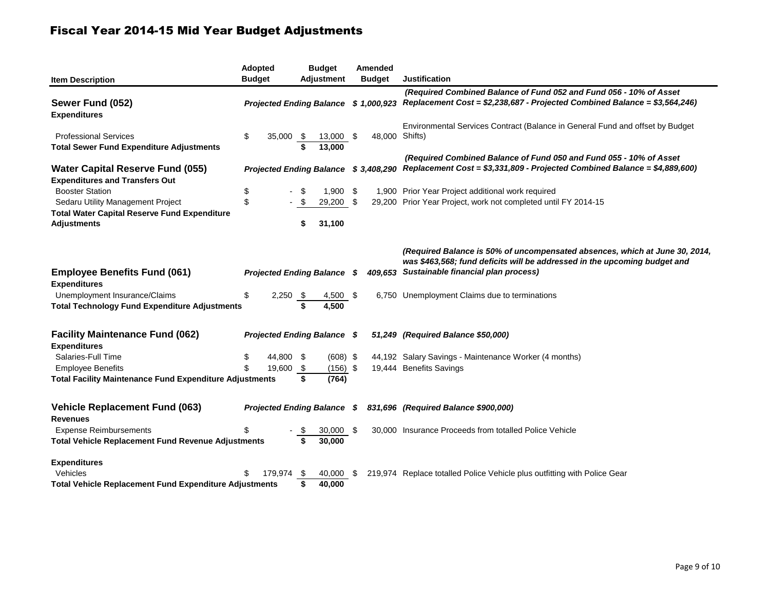# Fiscal Year 2014-15 Mid Year Budget Adjustments

| Item Description | Adopted Budget | Budget Adjustment | Amended Budget | Justification |
|---|---|---|---|---|
| **Sewer Fund (052)** | ***Projected Ending Balance*** | | ***$ 1,000,923*** | ***(Required Combined Balance of Fund 052 and Fund 056 - 10% of Asset Replacement Cost = $2,238,687 - Projected Combined Balance = $3,564,246)*** |
| **Expenditures** | | | | |
| Professional Services | $ 35,000 | $ 13,000 | $ 48,000 | Environmental Services Contract (Balance in General Fund and offset by Budget Shifts) |
| **Total Sewer Fund Expenditure Adjustments** | | **$ 13,000** | | |
| **Water Capital Reserve Fund (055)** | ***Projected Ending Balance*** | | ***$ 3,408,290*** | ***(Required Combined Balance of Fund 050 and Fund 055 - 10% of Asset Replacement Cost = $3,331,809 - Projected Combined Balance = $4,889,600)*** |
| **Expenditures and Transfers Out** | | | | |
| Booster Station | $ - | $ 1,900 | $ 1,900 | Prior Year Project additional work required |
| Sedaru Utility Management Project | $ - | $ 29,200 | $ 29,200 | Prior Year Project, work not completed until FY 2014-15 |
| **Total Water Capital Reserve Fund Expenditure Adjustments** | | **$ 31,100** | | |
| **Employee Benefits Fund (061)** | ***Projected Ending Balance*** | | ***$ 409,653*** | ***(Required Balance is 50% of uncompensated absences, which at June 30, 2014, was $463,568; fund deficits will be addressed in the upcoming budget and Sustainable financial plan process)*** |
| **Expenditures** | | | | |
| Unemployment Insurance/Claims | $ 2,250 | $ 4,500 | $ 6,750 | Unemployment Claims due to terminations |
| **Total Technology Fund Expenditure Adjustments** | | **$ 4,500** | | |
| **Facility Maintenance Fund (062)** | ***Projected Ending Balance*** | | ***$ 51,249*** | ***(Required Balance $50,000)*** |
| **Expenditures** | | | | |
| Salaries-Full Time | $ 44,800 | $ (608) | $ 44,192 | Salary Savings - Maintenance Worker (4 months) |
| Employee Benefits | $ 19,600 | $ (156) | $ 19,444 | Benefits Savings |
| **Total Facility Maintenance Fund Expenditure Adjustments** | | **$ (764)** | | |
| **Vehicle Replacement Fund (063)** | ***Projected Ending Balance*** | | ***$ 831,696*** | ***(Required Balance $900,000)*** |
| **Revenues** | | | | |
| Expense Reimbursements | $ - | $ 30,000 | $ 30,000 | Insurance Proceeds from totalled Police Vehicle |
| **Total Vehicle Replacement Fund Revenue Adjustments** | | **$ 30,000** | | |
| **Expenditures** | | | | |
| Vehicles | $ 179,974 | $ 40,000 | $ 219,974 | Replace totalled Police Vehicle plus outfitting with Police Gear |
| **Total Vehicle Replacement Fund Expenditure Adjustments** | | **$ 40,000** | | |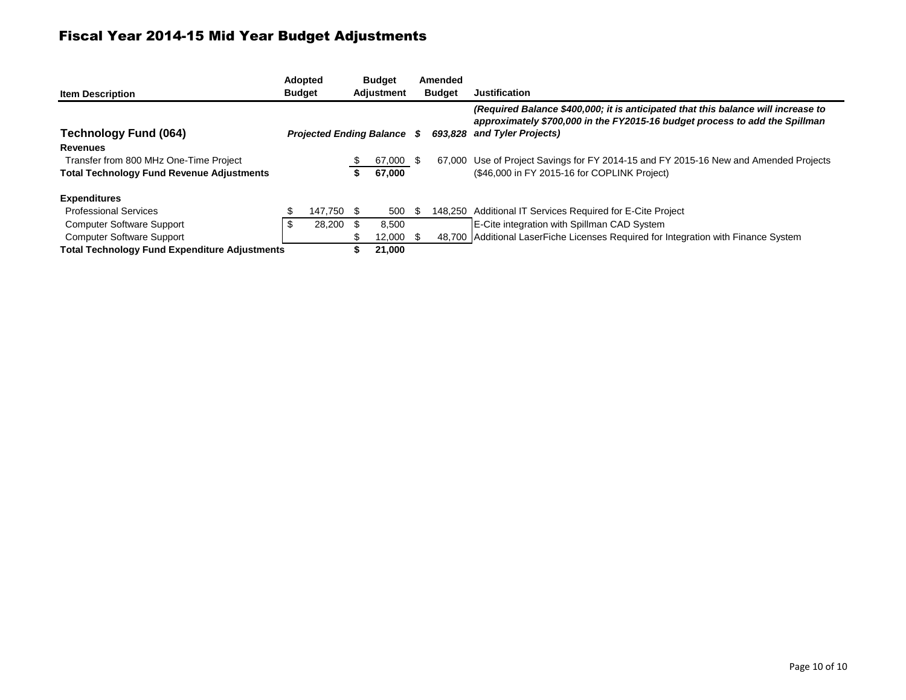# Fiscal Year 2014-15 Mid Year Budget Adjustments

| Item Description | Adopted Budget | Budget Adjustment | Amended Budget | Justification |
|---|---|---|---|---|
| **Technology Fund (064)** | | ***Projected Ending Balance*** | ***$ 693,828*** | ***(Required Balance $400,000; it is anticipated that this balance will increase to approximately $700,000 in the FY2015-16 budget process to add the Spillman and Tyler Projects)*** |
| **Revenues** | | | | |
| Transfer from 800 MHz One-Time Project | | $ 67,000 | $ 67,000 | Use of Project Savings for FY 2014-15 and FY 2015-16 New and Amended Projects ($46,000 in FY 2015-16 for COPLINK Project) |
| **Total Technology Fund Revenue Adjustments** | | **$ 67,000** | | |
| **Expenditures** | | | | |
| Professional Services | $ 147,750 | $ 500 | $ 148,250 | Additional IT Services Required for E-Cite Project |
| Computer Software Support | $ 28,200 | $ 8,500 | | E-Cite integration with Spillman CAD System |
| Computer Software Support | | $ 12,000 | $ 48,700 | Additional LaserFiche Licenses Required for Integration with Finance System |
| **Total Technology Fund Expenditure Adjustments** | | **$ 21,000** | | |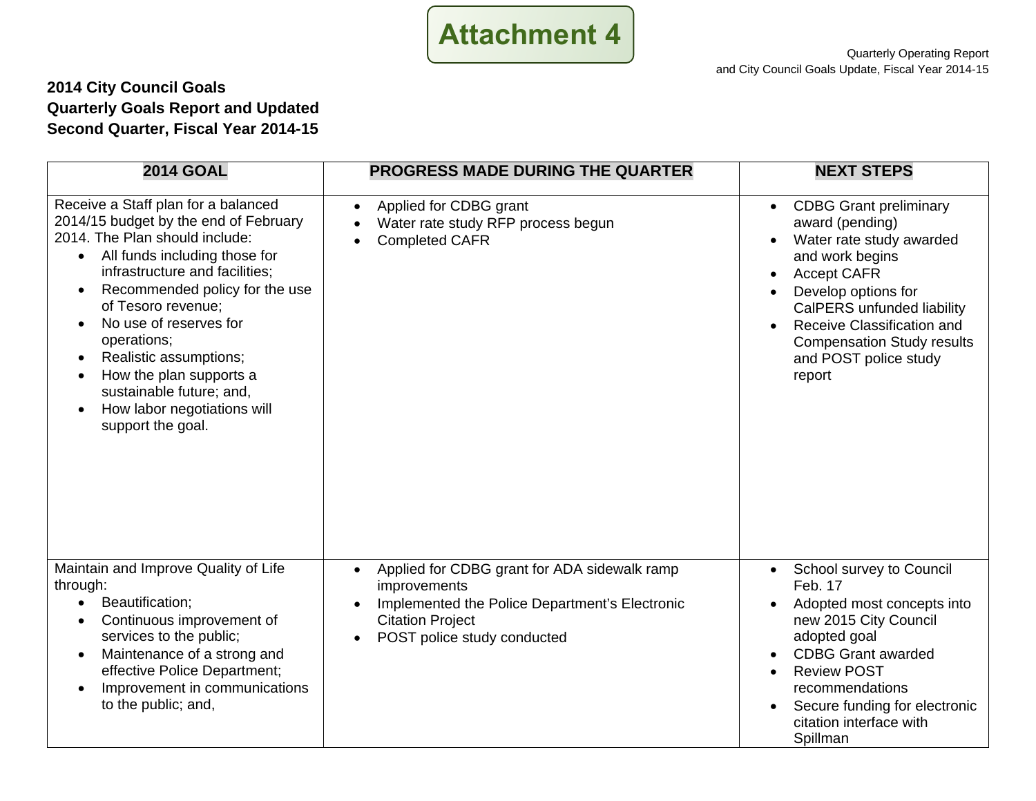Attachment 4

Quarterly Operating Report
and City Council Goals Update, Fiscal Year 2014-15

**2014 City Council Goals**
**Quarterly Goals Report and Updated**
**Second Quarter, Fiscal Year 2014-15**

| 2014 GOAL | PROGRESS MADE DURING THE QUARTER | NEXT STEPS |
|---|---|---|
| Receive a Staff plan for a balanced 2014/15 budget by the end of February 2014. The Plan should include:<br>• All funds including those for infrastructure and facilities;<br>• Recommended policy for the use of Tesoro revenue;<br>• No use of reserves for operations;<br>• Realistic assumptions;<br>• How the plan supports a sustainable future; and,<br>• How labor negotiations will support the goal. | • Applied for CDBG grant<br>• Water rate study RFP process begun<br>• Completed CAFR | • CDBG Grant preliminary award (pending)<br>• Water rate study awarded and work begins<br>• Accept CAFR<br>• Develop options for CalPERS unfunded liability<br>• Receive Classification and Compensation Study results and POST police study report |
| Maintain and Improve Quality of Life through:<br>• Beautification;<br>• Continuous improvement of services to the public;<br>• Maintenance of a strong and effective Police Department;<br>• Improvement in communications to the public; and, | • Applied for CDBG grant for ADA sidewalk ramp improvements<br>• Implemented the Police Department's Electronic Citation Project<br>• POST police study conducted | • School survey to Council Feb. 17<br>• Adopted most concepts into new 2015 City Council adopted goal<br>• CDBG Grant awarded<br>• Review POST recommendations<br>• Secure funding for electronic citation interface with Spillman |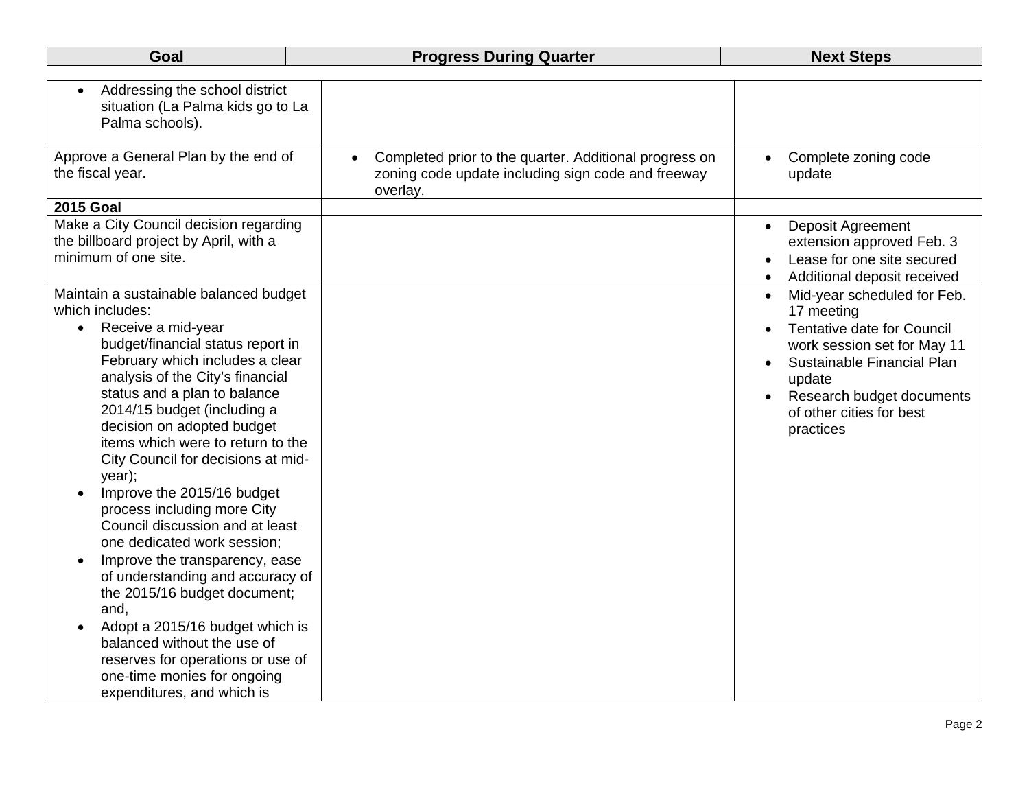| Goal | Progress During Quarter | Next Steps |
|---|---|---|
| • Addressing the school district situation (La Palma kids go to La Palma schools). | | |
| Approve a General Plan by the end of the fiscal year. | • Completed prior to the quarter. Additional progress on zoning code update including sign code and freeway overlay. | • Complete zoning code update |
| **2015 Goal** | | |
| Make a City Council decision regarding the billboard project by April, with a minimum of one site. | | • Deposit Agreement extension approved Feb. 3<br>• Lease for one site secured<br>• Additional deposit received |
| Maintain a sustainable balanced budget which includes:<br>• Receive a mid-year budget/financial status report in February which includes a clear analysis of the City's financial status and a plan to balance 2014/15 budget (including a decision on adopted budget items which were to return to the City Council for decisions at mid-year);<br>• Improve the 2015/16 budget process including more City Council discussion and at least one dedicated work session;<br>• Improve the transparency, ease of understanding and accuracy of the 2015/16 budget document; and,<br>• Adopt a 2015/16 budget which is balanced without the use of reserves for operations or use of one-time monies for ongoing expenditures, and which is | | • Mid-year scheduled for Feb. 17 meeting<br>• Tentative date for Council work session set for May 11<br>• Sustainable Financial Plan update<br>• Research budget documents of other cities for best practices |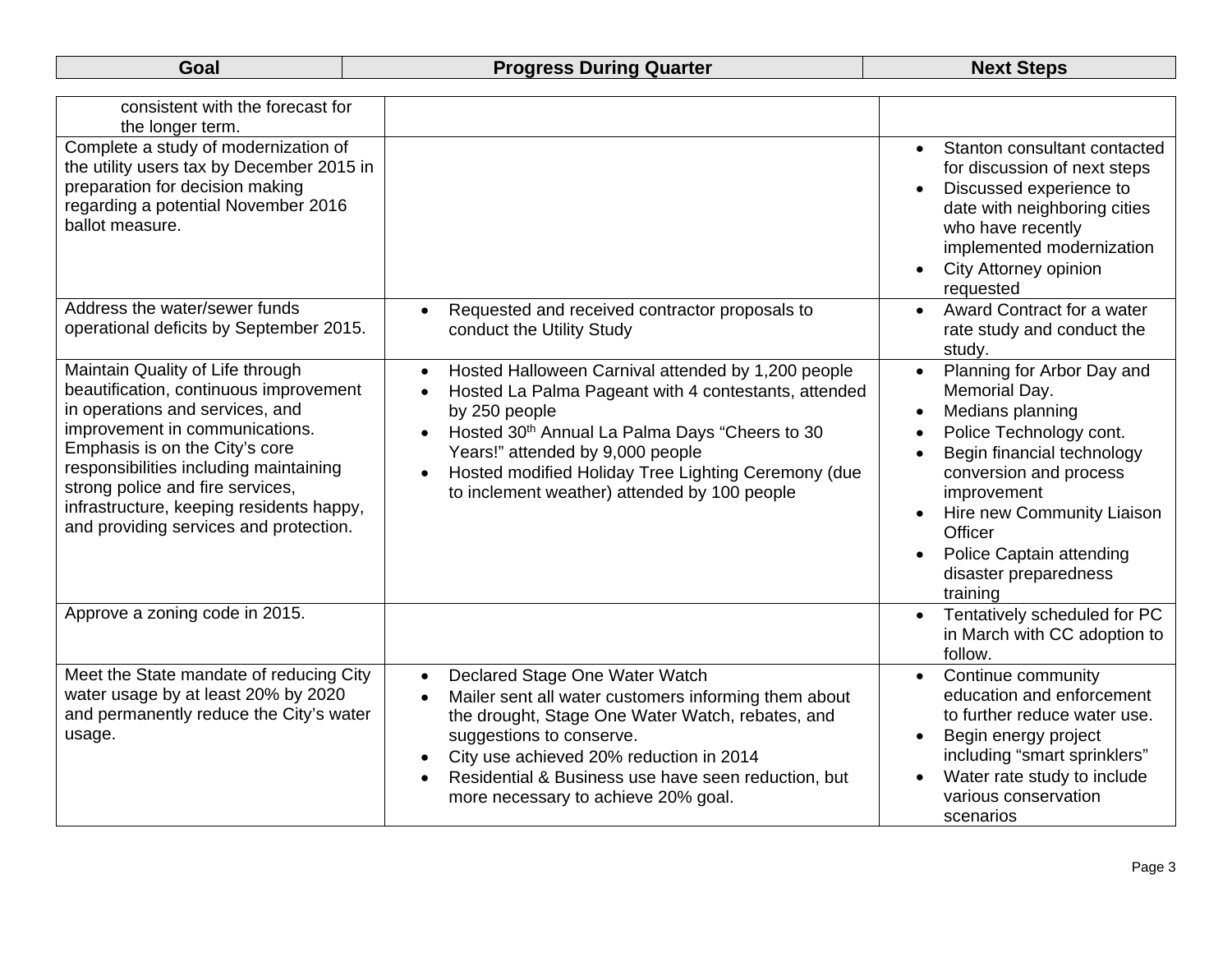| Goal | Progress During Quarter | Next Steps |
|---|---|---|
| consistent with the forecast for the longer term. | | |
| Complete a study of modernization of the utility users tax by December 2015 in preparation for decision making regarding a potential November 2016 ballot measure. | | • Stanton consultant contacted for discussion of next steps<br>• Discussed experience to date with neighboring cities who have recently implemented modernization<br>• City Attorney opinion requested |
| Address the water/sewer funds operational deficits by September 2015. | • Requested and received contractor proposals to conduct the Utility Study | • Award Contract for a water rate study and conduct the study. |
| Maintain Quality of Life through beautification, continuous improvement in operations and services, and improvement in communications. Emphasis is on the City's core responsibilities including maintaining strong police and fire services, infrastructure, keeping residents happy, and providing services and protection. | • Hosted Halloween Carnival attended by 1,200 people<br>• Hosted La Palma Pageant with 4 contestants, attended by 250 people<br>• Hosted 30th Annual La Palma Days "Cheers to 30 Years!" attended by 9,000 people<br>• Hosted modified Holiday Tree Lighting Ceremony (due to inclement weather) attended by 100 people | • Planning for Arbor Day and Memorial Day.<br>• Medians planning<br>• Police Technology cont.<br>• Begin financial technology conversion and process improvement<br>• Hire new Community Liaison Officer<br>• Police Captain attending disaster preparedness training |
| Approve a zoning code in 2015. | | • Tentatively scheduled for PC in March with CC adoption to follow. |
| Meet the State mandate of reducing City water usage by at least 20% by 2020 and permanently reduce the City's water usage. | • Declared Stage One Water Watch<br>• Mailer sent all water customers informing them about the drought, Stage One Water Watch, rebates, and suggestions to conserve.<br>• City use achieved 20% reduction in 2014<br>• Residential & Business use have seen reduction, but more necessary to achieve 20% goal. | • Continue community education and enforcement to further reduce water use.<br>• Begin energy project including "smart sprinklers"<br>• Water rate study to include various conservation scenarios |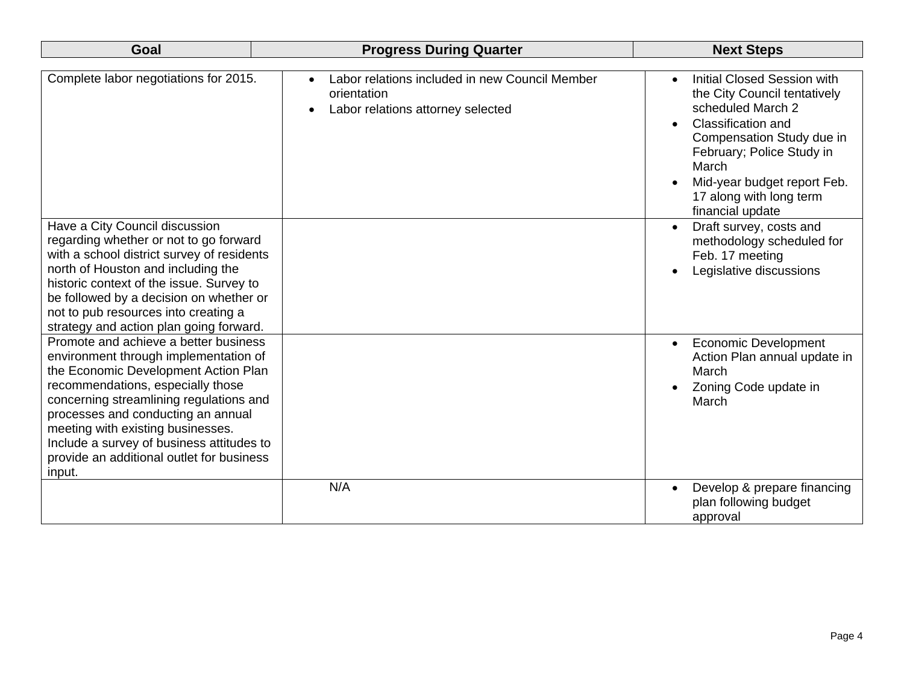| Goal | Progress During Quarter | Next Steps |
|---|---|---|
| Complete labor negotiations for 2015. | • Labor relations included in new Council Member orientation<br>• Labor relations attorney selected | • Initial Closed Session with the City Council tentatively scheduled March 2<br>• Classification and Compensation Study due in February; Police Study in March<br>• Mid-year budget report Feb. 17 along with long term financial update |
| Have a City Council discussion regarding whether or not to go forward with a school district survey of residents north of Houston and including the historic context of the issue. Survey to be followed by a decision on whether or not to pub resources into creating a strategy and action plan going forward. | | • Draft survey, costs and methodology scheduled for Feb. 17 meeting<br>• Legislative discussions |
| Promote and achieve a better business environment through implementation of the Economic Development Action Plan recommendations, especially those concerning streamlining regulations and processes and conducting an annual meeting with existing businesses. Include a survey of business attitudes to provide an additional outlet for business input. | | • Economic Development Action Plan annual update in March<br>• Zoning Code update in March |
| | N/A | • Develop & prepare financing plan following budget approval |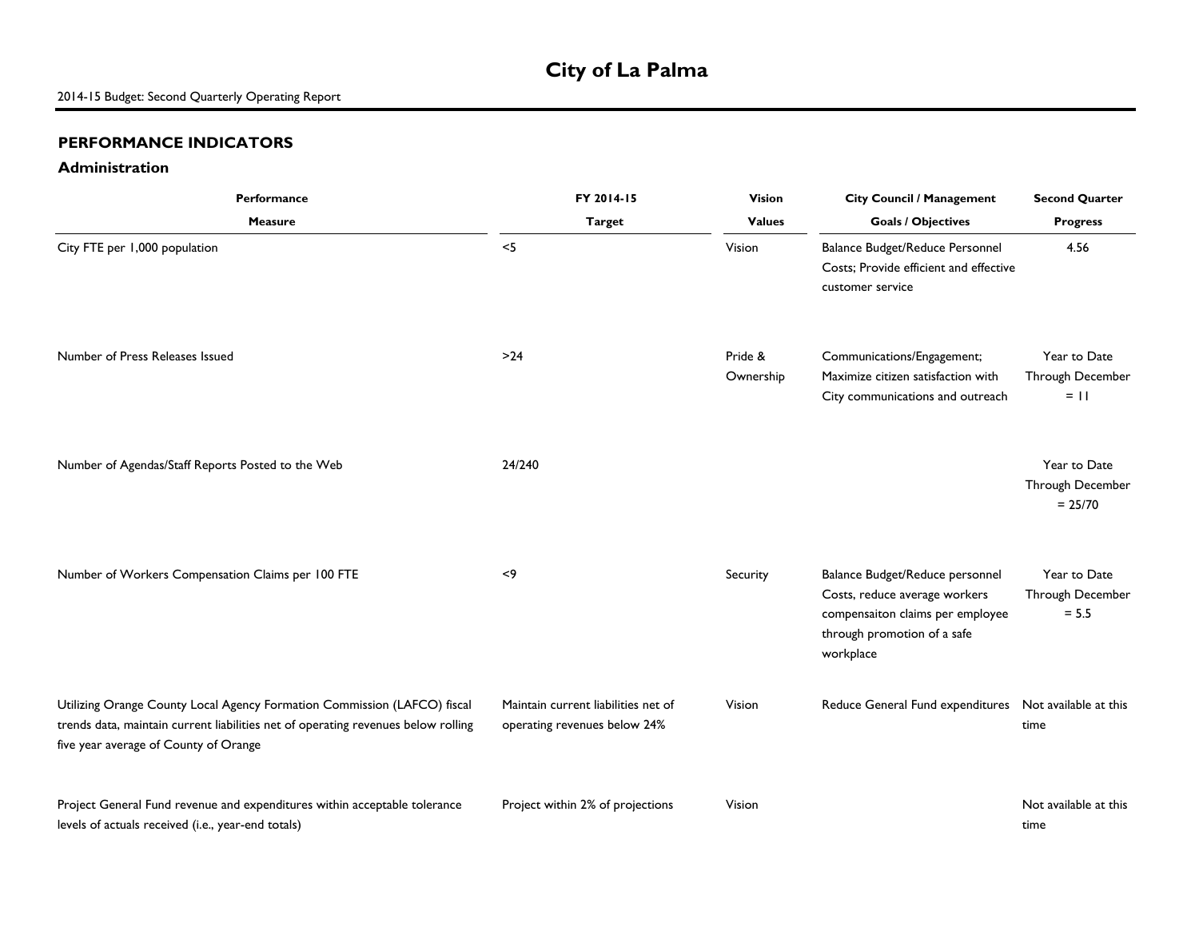# City of La Palma

2014-15 Budget: Second Quarterly Operating Report

## PERFORMANCE INDICATORS

### Administration

| Performance Measure | FY 2014-15 Target | Vision Values | City Council / Management Goals / Objectives | Second Quarter Progress |
|---|---|---|---|---|
| City FTE per 1,000 population | <5 | Vision | Balance Budget/Reduce Personnel Costs; Provide efficient and effective customer service | 4.56 |
| Number of Press Releases Issued | >24 | Pride & Ownership | Communications/Engagement; Maximize citizen satisfaction with City communications and outreach | Year to Date Through December = 11 |
| Number of Agendas/Staff Reports Posted to the Web | 24/240 | | | Year to Date Through December = 25/70 |
| Number of Workers Compensation Claims per 100 FTE | <9 | Security | Balance Budget/Reduce personnel Costs, reduce average workers compensaiton claims per employee through promotion of a safe workplace | Year to Date Through December = 5.5 |
| Utilizing Orange County Local Agency Formation Commission (LAFCO) fiscal trends data, maintain current liabilities net of operating revenues below rolling five year average of County of Orange | Maintain current liabilities net of operating revenues below 24% | Vision | Reduce General Fund expenditures | Not available at this time |
| Project General Fund revenue and expenditures within acceptable tolerance levels of actuals received (i.e., year-end totals) | Project within 2% of projections | Vision | | Not available at this time |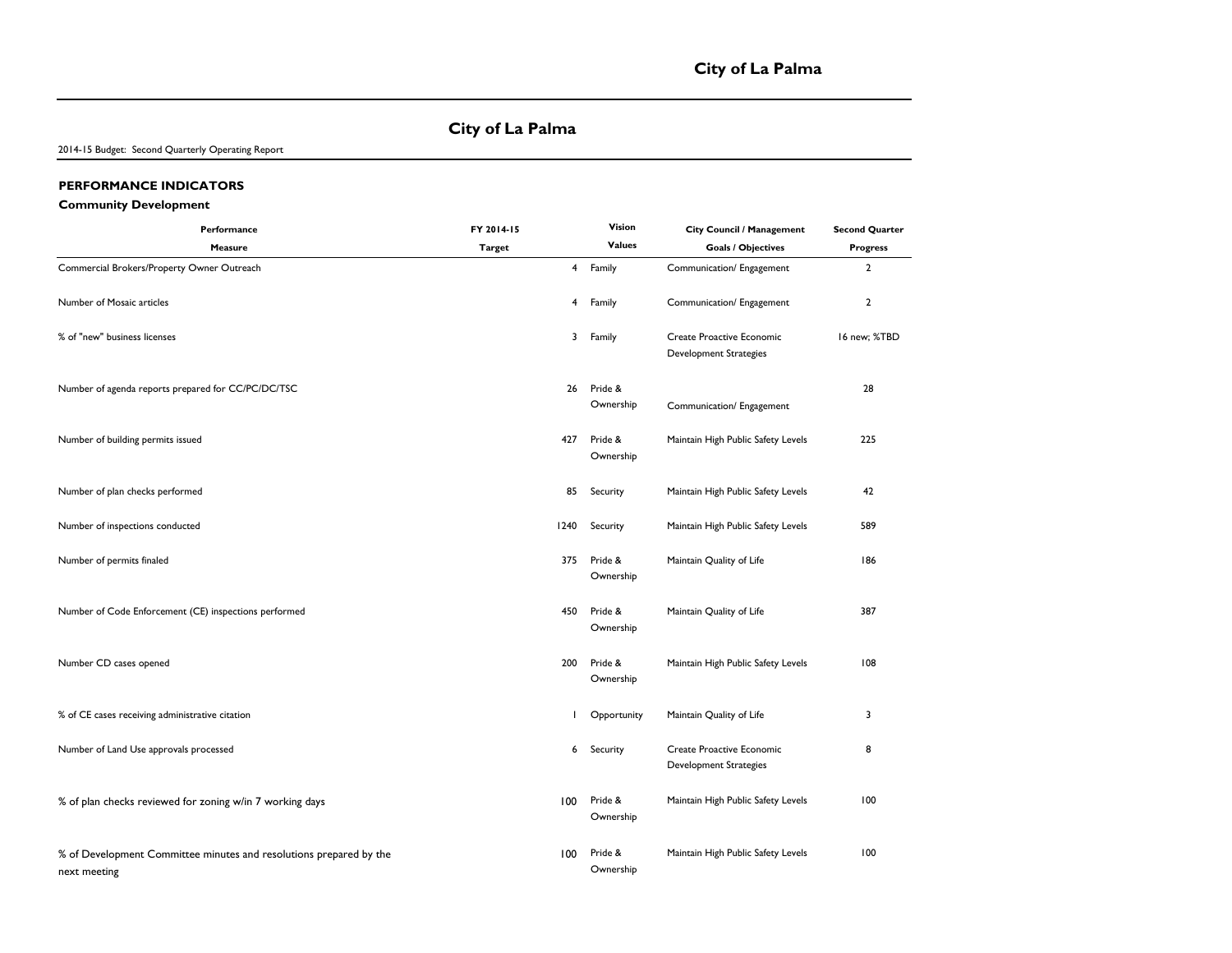# City of La Palma

2014-15 Budget: Second Quarterly Operating Report

## PERFORMANCE INDICATORS

### Community Development

| Performance Measure | FY 2014-15 Target | Vision Values | City Council / Management Goals / Objectives | Second Quarter Progress |
|---|---|---|---|---|
| Commercial Brokers/Property Owner Outreach | 4 | Family | Communication/ Engagement | 2 |
| Number of Mosaic articles | 4 | Family | Communication/ Engagement | 2 |
| % of "new" business licenses | 3 | Family | Create Proactive Economic Development Strategies | 16 new; %TBD |
| Number of agenda reports prepared for CC/PC/DC/TSC | 26 | Pride & Ownership | Communication/ Engagement | 28 |
| Number of building permits issued | 427 | Pride & Ownership | Maintain High Public Safety Levels | 225 |
| Number of plan checks performed | 85 | Security | Maintain High Public Safety Levels | 42 |
| Number of inspections conducted | 1240 | Security | Maintain High Public Safety Levels | 589 |
| Number of permits finaled | 375 | Pride & Ownership | Maintain Quality of Life | 186 |
| Number of Code Enforcement (CE) inspections performed | 450 | Pride & Ownership | Maintain Quality of Life | 387 |
| Number CD cases opened | 200 | Pride & Ownership | Maintain High Public Safety Levels | 108 |
| % of CE cases receiving administrative citation | 1 | Opportunity | Maintain Quality of Life | 3 |
| Number of Land Use approvals processed | 6 | Security | Create Proactive Economic Development Strategies | 8 |
| % of plan checks reviewed for zoning w/in 7 working days | 100 | Pride & Ownership | Maintain High Public Safety Levels | 100 |
| % of Development Committee minutes and resolutions prepared by the next meeting | 100 | Pride & Ownership | Maintain High Public Safety Levels | 100 |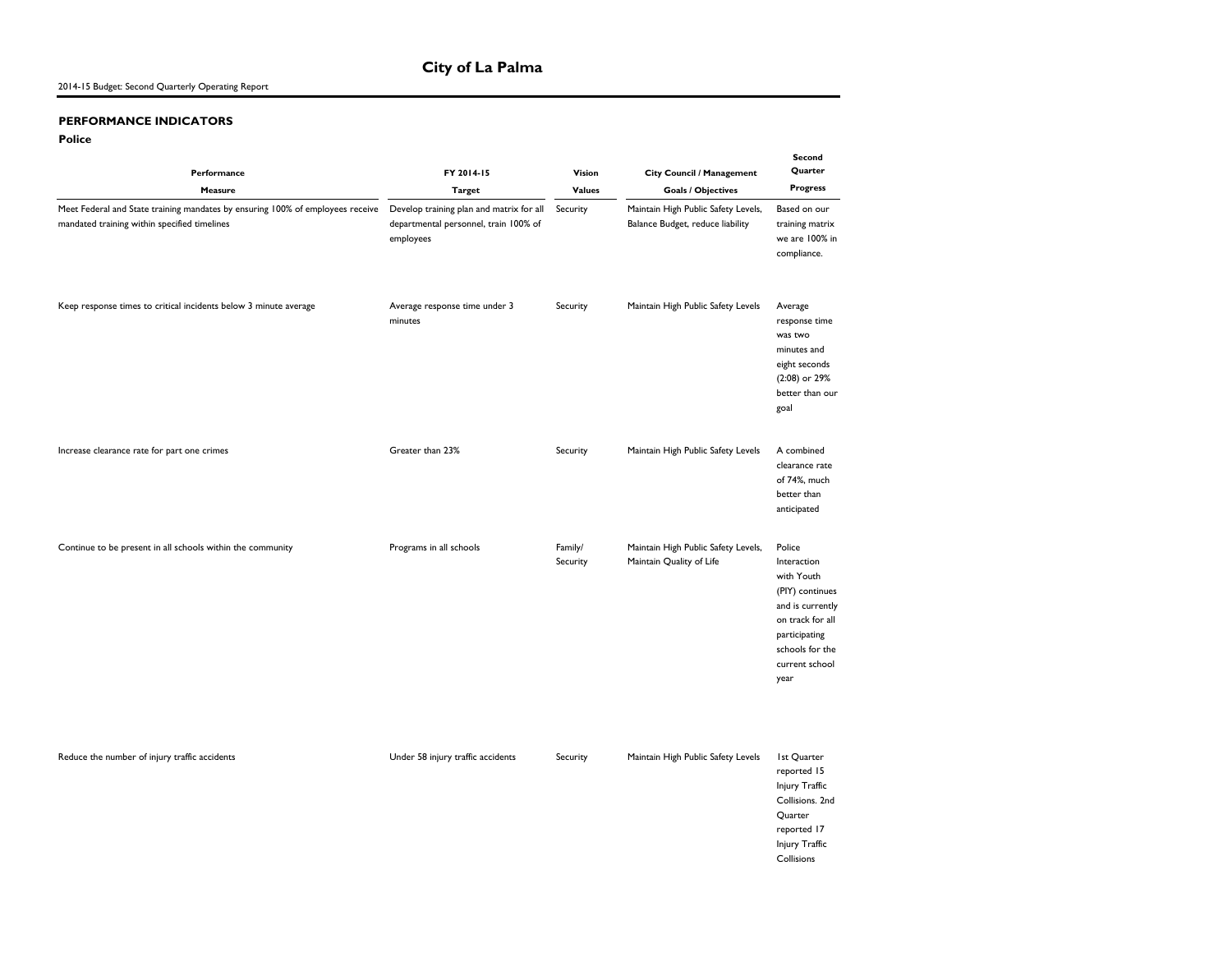# City of La Palma

2014-15 Budget: Second Quarterly Operating Report

## PERFORMANCE INDICATORS

### Police

| Performance Measure | FY 2014-15 Target | Vision Values | City Council / Management Goals / Objectives | Second Quarter Progress |
|---|---|---|---|---|
| Meet Federal and State training mandates by ensuring 100% of employees receive mandated training within specified timelines | Develop training plan and matrix for all departmental personnel, train 100% of employees | Security | Maintain High Public Safety Levels, Balance Budget, reduce liability | Based on our training matrix we are 100% in compliance. |
| Keep response times to critical incidents below 3 minute average | Average response time under 3 minutes | Security | Maintain High Public Safety Levels | Average response time was two minutes and eight seconds (2:08) or 29% better than our goal |
| Increase clearance rate for part one crimes | Greater than 23% | Security | Maintain High Public Safety Levels | A combined clearance rate of 74%, much better than anticipated |
| Continue to be present in all schools within the community | Programs in all schools | Family/ Security | Maintain High Public Safety Levels, Maintain Quality of Life | Police Interaction with Youth (PIY) continues and is currently on track for all participating schools for the current school year |
| Reduce the number of injury traffic accidents | Under 58 injury traffic accidents | Security | Maintain High Public Safety Levels | 1st Quarter reported 15 Injury Traffic Collisions. 2nd Quarter reported 17 Injury Traffic Collisions |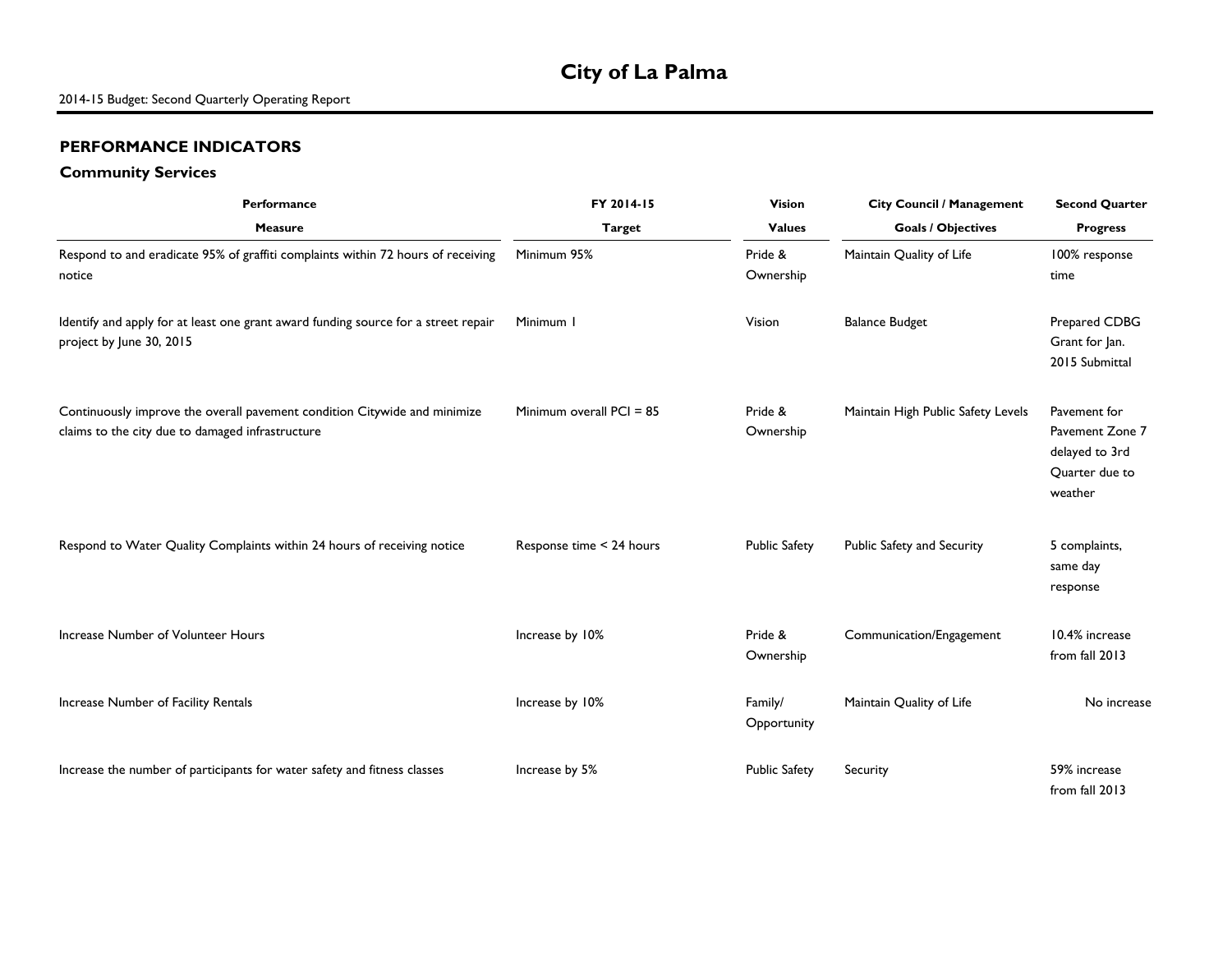# City of La Palma

2014-15 Budget: Second Quarterly Operating Report

## PERFORMANCE INDICATORS

### Community Services

| Performance Measure | FY 2014-15 Target | Vision Values | City Council / Management Goals / Objectives | Second Quarter Progress |
|---|---|---|---|---|
| Respond to and eradicate 95% of graffiti complaints within 72 hours of receiving notice | Minimum 95% | Pride & Ownership | Maintain Quality of Life | 100% response time |
| Identify and apply for at least one grant award funding source for a street repair project by June 30, 2015 | Minimum 1 | Vision | Balance Budget | Prepared CDBG Grant for Jan. 2015 Submittal |
| Continuously improve the overall pavement condition Citywide and minimize claims to the city due to damaged infrastructure | Minimum overall PCI = 85 | Pride & Ownership | Maintain High Public Safety Levels | Pavement for Pavement Zone 7 delayed to 3rd Quarter due to weather |
| Respond to Water Quality Complaints within 24 hours of receiving notice | Response time < 24 hours | Public Safety | Public Safety and Security | 5 complaints, same day response |
| Increase Number of Volunteer Hours | Increase by 10% | Pride & Ownership | Communication/Engagement | 10.4% increase from fall 2013 |
| Increase Number of Facility Rentals | Increase by 10% | Family/ Opportunity | Maintain Quality of Life | No increase |
| Increase the number of participants for water safety and fitness classes | Increase by 5% | Public Safety | Security | 59% increase from fall 2013 |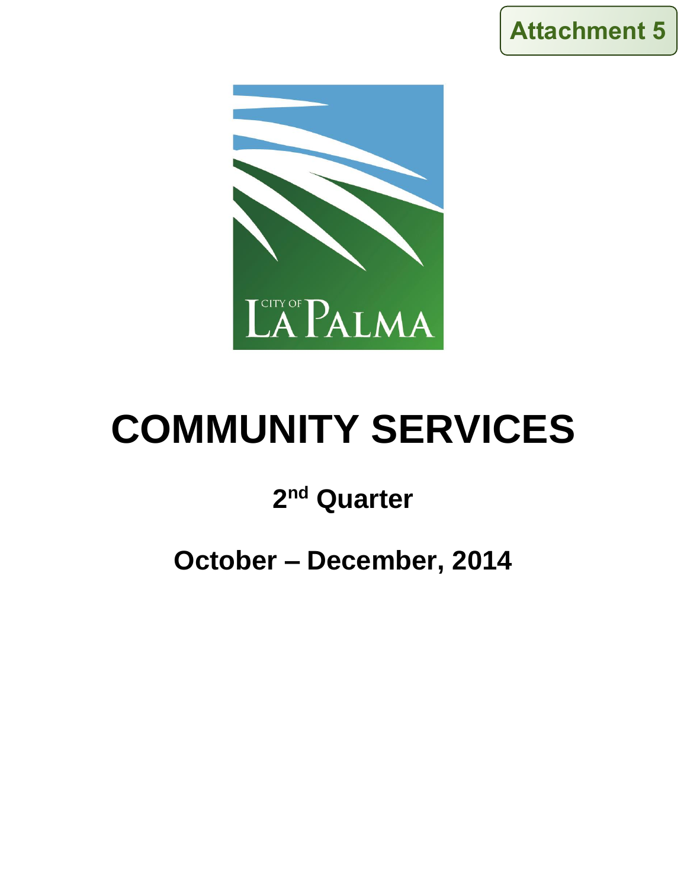Attachment 5

# COMMUNITY SERVICES

## 2nd Quarter

## October – December, 2014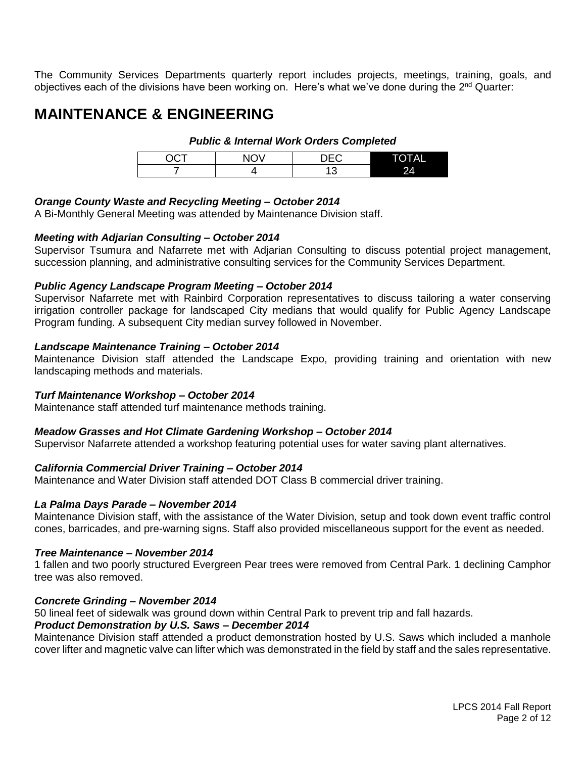The Community Services Departments quarterly report includes projects, meetings, training, goals, and objectives each of the divisions have been working on. Here's what we've done during the 2nd Quarter:

# MAINTENANCE & ENGINEERING

***Public & Internal Work Orders Completed***

| OCT | NOV | DEC | TOTAL |
|---|---|---|---|
| 7 | 4 | 13 | 24 |

***Orange County Waste and Recycling Meeting – October 2014***

A Bi-Monthly General Meeting was attended by Maintenance Division staff.

***Meeting with Adjarian Consulting – October 2014***

Supervisor Tsumura and Nafarrete met with Adjarian Consulting to discuss potential project management, succession planning, and administrative consulting services for the Community Services Department.

***Public Agency Landscape Program Meeting – October 2014***

Supervisor Nafarrete met with Rainbird Corporation representatives to discuss tailoring a water conserving irrigation controller package for landscaped City medians that would qualify for Public Agency Landscape Program funding. A subsequent City median survey followed in November.

***Landscape Maintenance Training – October 2014***

Maintenance Division staff attended the Landscape Expo, providing training and orientation with new landscaping methods and materials.

***Turf Maintenance Workshop – October 2014***

Maintenance staff attended turf maintenance methods training.

***Meadow Grasses and Hot Climate Gardening Workshop – October 2014***

Supervisor Nafarrete attended a workshop featuring potential uses for water saving plant alternatives.

***California Commercial Driver Training – October 2014***

Maintenance and Water Division staff attended DOT Class B commercial driver training.

***La Palma Days Parade – November 2014***

Maintenance Division staff, with the assistance of the Water Division, setup and took down event traffic control cones, barricades, and pre-warning signs. Staff also provided miscellaneous support for the event as needed.

***Tree Maintenance – November 2014***

1 fallen and two poorly structured Evergreen Pear trees were removed from Central Park. 1 declining Camphor tree was also removed.

***Concrete Grinding – November 2014***

50 lineal feet of sidewalk was ground down within Central Park to prevent trip and fall hazards.

***Product Demonstration by U.S. Saws – December 2014***

Maintenance Division staff attended a product demonstration hosted by U.S. Saws which included a manhole cover lifter and magnetic valve can lifter which was demonstrated in the field by staff and the sales representative.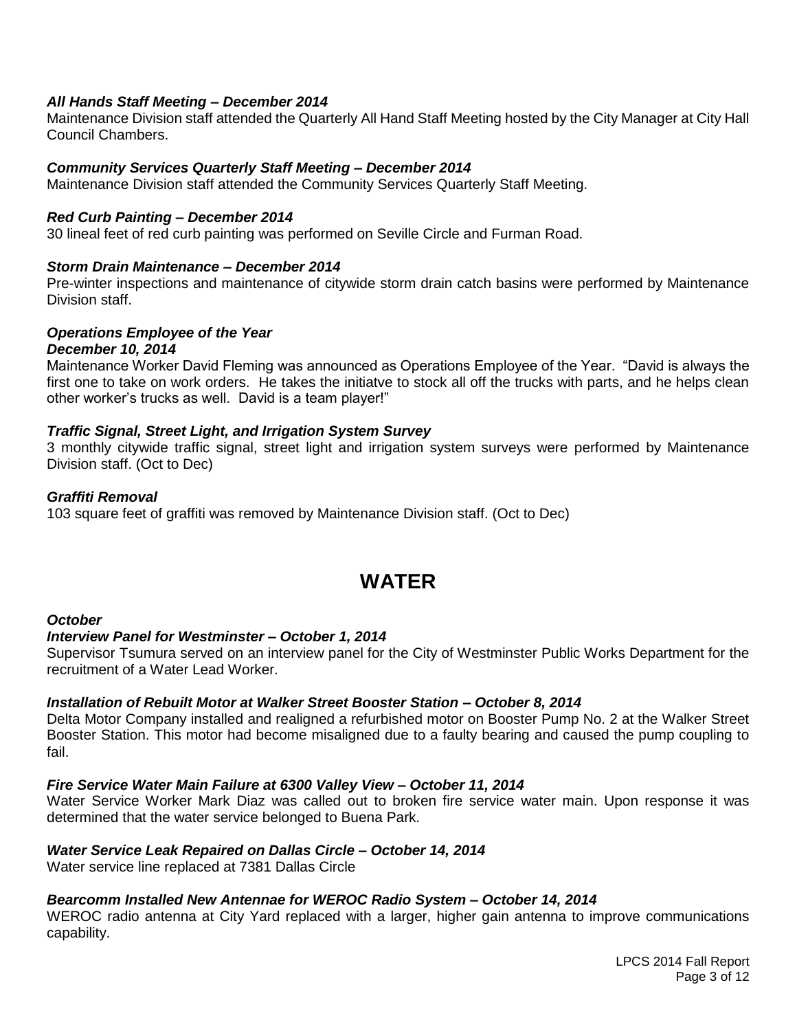***All Hands Staff Meeting – December 2014***

Maintenance Division staff attended the Quarterly All Hand Staff Meeting hosted by the City Manager at City Hall Council Chambers.

***Community Services Quarterly Staff Meeting – December 2014***

Maintenance Division staff attended the Community Services Quarterly Staff Meeting.

***Red Curb Painting – December 2014***

30 lineal feet of red curb painting was performed on Seville Circle and Furman Road.

***Storm Drain Maintenance – December 2014***

Pre-winter inspections and maintenance of citywide storm drain catch basins were performed by Maintenance Division staff.

***Operations Employee of the Year***
***December 10, 2014***

Maintenance Worker David Fleming was announced as Operations Employee of the Year. "David is always the first one to take on work orders. He takes the initiatve to stock all off the trucks with parts, and he helps clean other worker's trucks as well. David is a team player!"

***Traffic Signal, Street Light, and Irrigation System Survey***

3 monthly citywide traffic signal, street light and irrigation system surveys were performed by Maintenance Division staff. (Oct to Dec)

***Graffiti Removal***

103 square feet of graffiti was removed by Maintenance Division staff. (Oct to Dec)

# WATER

***October***

***Interview Panel for Westminster – October 1, 2014***

Supervisor Tsumura served on an interview panel for the City of Westminster Public Works Department for the recruitment of a Water Lead Worker.

***Installation of Rebuilt Motor at Walker Street Booster Station – October 8, 2014***

Delta Motor Company installed and realigned a refurbished motor on Booster Pump No. 2 at the Walker Street Booster Station. This motor had become misaligned due to a faulty bearing and caused the pump coupling to fail.

***Fire Service Water Main Failure at 6300 Valley View – October 11, 2014***

Water Service Worker Mark Diaz was called out to broken fire service water main. Upon response it was determined that the water service belonged to Buena Park.

***Water Service Leak Repaired on Dallas Circle – October 14, 2014***

Water service line replaced at 7381 Dallas Circle

***Bearcomm Installed New Antennae for WEROC Radio System – October 14, 2014***

WEROC radio antenna at City Yard replaced with a larger, higher gain antenna to improve communications capability.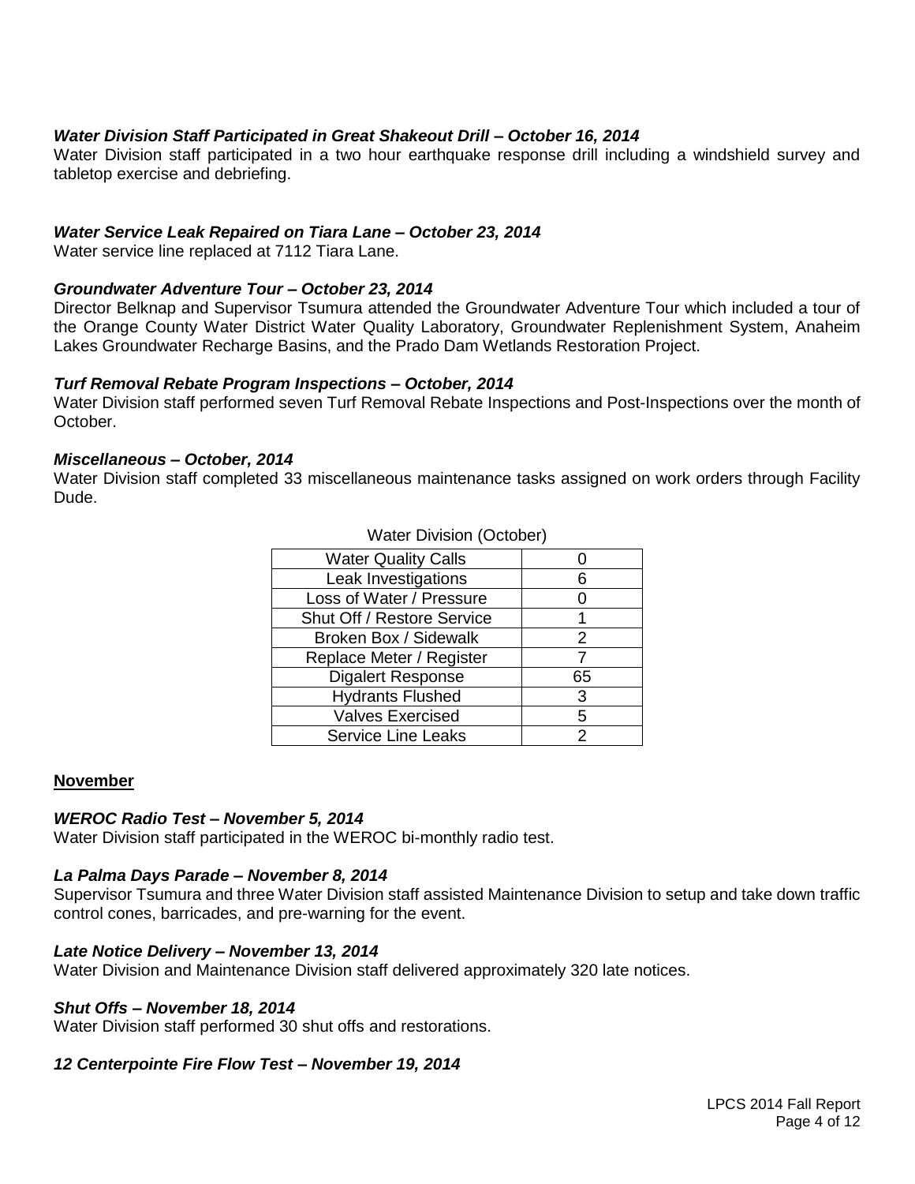***Water Division Staff Participated in Great Shakeout Drill – October 16, 2014***
Water Division staff participated in a two hour earthquake response drill including a windshield survey and tabletop exercise and debriefing.

***Water Service Leak Repaired on Tiara Lane – October 23, 2014***
Water service line replaced at 7112 Tiara Lane.

***Groundwater Adventure Tour – October 23, 2014***
Director Belknap and Supervisor Tsumura attended the Groundwater Adventure Tour which included a tour of the Orange County Water District Water Quality Laboratory, Groundwater Replenishment System, Anaheim Lakes Groundwater Recharge Basins, and the Prado Dam Wetlands Restoration Project.

***Turf Removal Rebate Program Inspections – October, 2014***
Water Division staff performed seven Turf Removal Rebate Inspections and Post-Inspections over the month of October.

***Miscellaneous – October, 2014***
Water Division staff completed 33 miscellaneous maintenance tasks assigned on work orders through Facility Dude.

Water Division (October)

| Item | Count |
|---|---|
| Water Quality Calls | 0 |
| Leak Investigations | 6 |
| Loss of Water / Pressure | 0 |
| Shut Off / Restore Service | 1 |
| Broken Box / Sidewalk | 2 |
| Replace Meter / Register | 7 |
| Digalert Response | 65 |
| Hydrants Flushed | 3 |
| Valves Exercised | 5 |
| Service Line Leaks | 2 |

**November**

***WEROC Radio Test – November 5, 2014***
Water Division staff participated in the WEROC bi-monthly radio test.

***La Palma Days Parade – November 8, 2014***
Supervisor Tsumura and three Water Division staff assisted Maintenance Division to setup and take down traffic control cones, barricades, and pre-warning for the event.

***Late Notice Delivery – November 13, 2014***
Water Division and Maintenance Division staff delivered approximately 320 late notices.

***Shut Offs – November 18, 2014***
Water Division staff performed 30 shut offs and restorations.

***12 Centerpointe Fire Flow Test – November 19, 2014***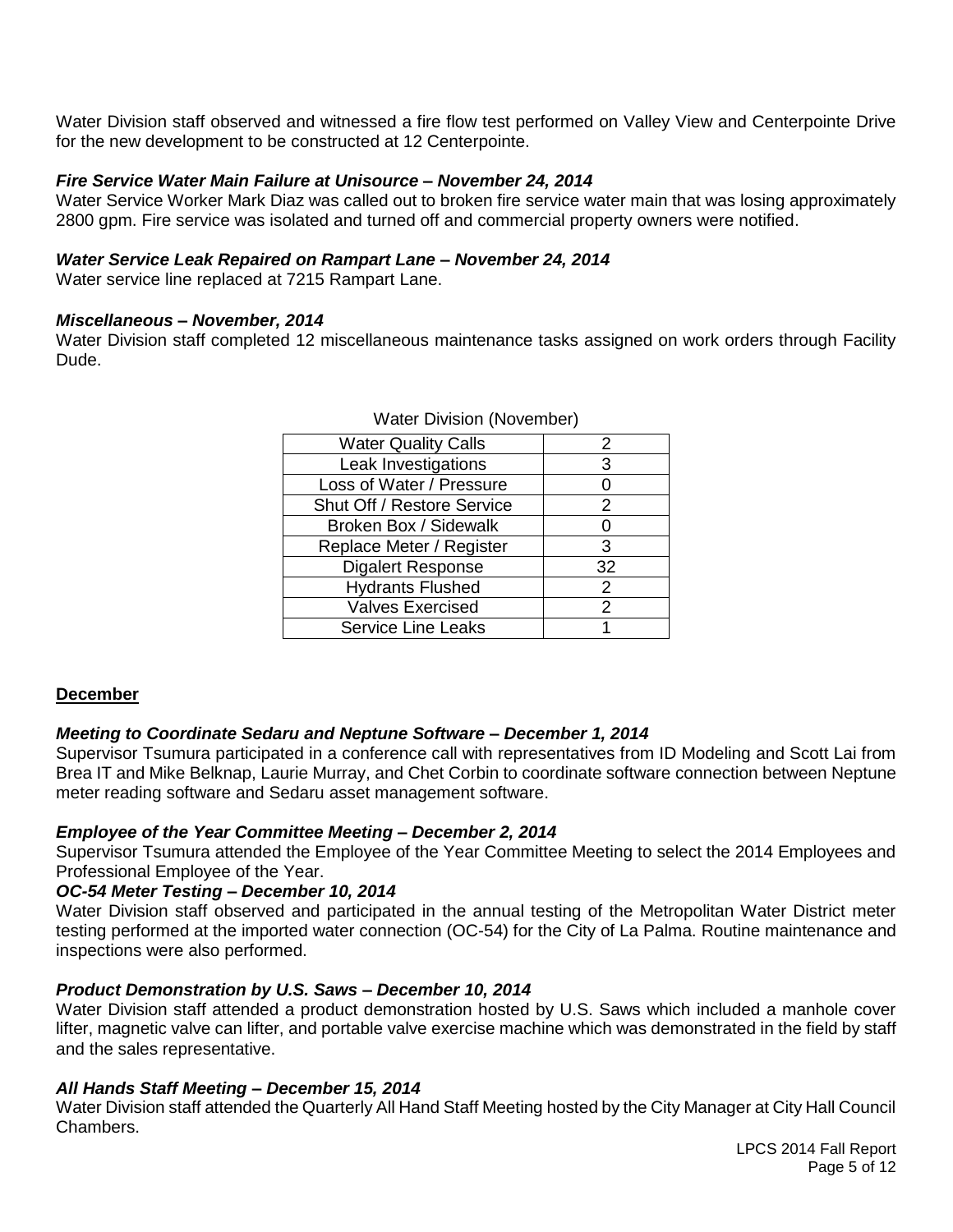Water Division staff observed and witnessed a fire flow test performed on Valley View and Centerpointe Drive for the new development to be constructed at 12 Centerpointe.

***Fire Service Water Main Failure at Unisource – November 24, 2014***

Water Service Worker Mark Diaz was called out to broken fire service water main that was losing approximately 2800 gpm. Fire service was isolated and turned off and commercial property owners were notified.

***Water Service Leak Repaired on Rampart Lane – November 24, 2014***

Water service line replaced at 7215 Rampart Lane.

***Miscellaneous – November, 2014***

Water Division staff completed 12 miscellaneous maintenance tasks assigned on work orders through Facility Dude.

Water Division (November)

| | |
|---|---|
| Water Quality Calls | 2 |
| Leak Investigations | 3 |
| Loss of Water / Pressure | 0 |
| Shut Off / Restore Service | 2 |
| Broken Box / Sidewalk | 0 |
| Replace Meter / Register | 3 |
| Digalert Response | 32 |
| Hydrants Flushed | 2 |
| Valves Exercised | 2 |
| Service Line Leaks | 1 |

**<u>December</u>**

***Meeting to Coordinate Sedaru and Neptune Software – December 1, 2014***

Supervisor Tsumura participated in a conference call with representatives from ID Modeling and Scott Lai from Brea IT and Mike Belknap, Laurie Murray, and Chet Corbin to coordinate software connection between Neptune meter reading software and Sedaru asset management software.

***Employee of the Year Committee Meeting – December 2, 2014***

Supervisor Tsumura attended the Employee of the Year Committee Meeting to select the 2014 Employees and Professional Employee of the Year.

***OC-54 Meter Testing – December 10, 2014***

Water Division staff observed and participated in the annual testing of the Metropolitan Water District meter testing performed at the imported water connection (OC-54) for the City of La Palma. Routine maintenance and inspections were also performed.

***Product Demonstration by U.S. Saws – December 10, 2014***

Water Division staff attended a product demonstration hosted by U.S. Saws which included a manhole cover lifter, magnetic valve can lifter, and portable valve exercise machine which was demonstrated in the field by staff and the sales representative.

***All Hands Staff Meeting – December 15, 2014***

Water Division staff attended the Quarterly All Hand Staff Meeting hosted by the City Manager at City Hall Council Chambers.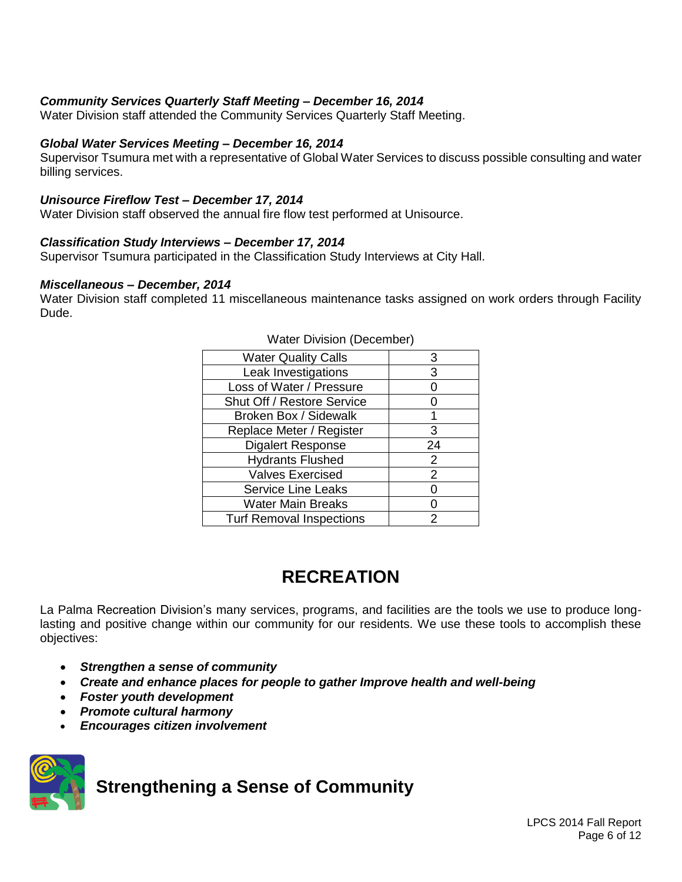***Community Services Quarterly Staff Meeting – December 16, 2014***
Water Division staff attended the Community Services Quarterly Staff Meeting.

***Global Water Services Meeting – December 16, 2014***
Supervisor Tsumura met with a representative of Global Water Services to discuss possible consulting and water billing services.

***Unisource Fireflow Test – December 17, 2014***
Water Division staff observed the annual fire flow test performed at Unisource.

***Classification Study Interviews – December 17, 2014***
Supervisor Tsumura participated in the Classification Study Interviews at City Hall.

***Miscellaneous – December, 2014***
Water Division staff completed 11 miscellaneous maintenance tasks assigned on work orders through Facility Dude.

Water Division (December)

| | |
|---|---|
| Water Quality Calls | 3 |
| Leak Investigations | 3 |
| Loss of Water / Pressure | 0 |
| Shut Off / Restore Service | 0 |
| Broken Box / Sidewalk | 1 |
| Replace Meter / Register | 3 |
| Digalert Response | 24 |
| Hydrants Flushed | 2 |
| Valves Exercised | 2 |
| Service Line Leaks | 0 |
| Water Main Breaks | 0 |
| Turf Removal Inspections | 2 |

# RECREATION

La Palma Recreation Division's many services, programs, and facilities are the tools we use to produce long-lasting and positive change within our community for our residents. We use these tools to accomplish these objectives:

- ***Strengthen a sense of community***
- ***Create and enhance places for people to gather Improve health and well-being***
- ***Foster youth development***
- ***Promote cultural harmony***
- ***Encourages citizen involvement***

## Strengthening a Sense of Community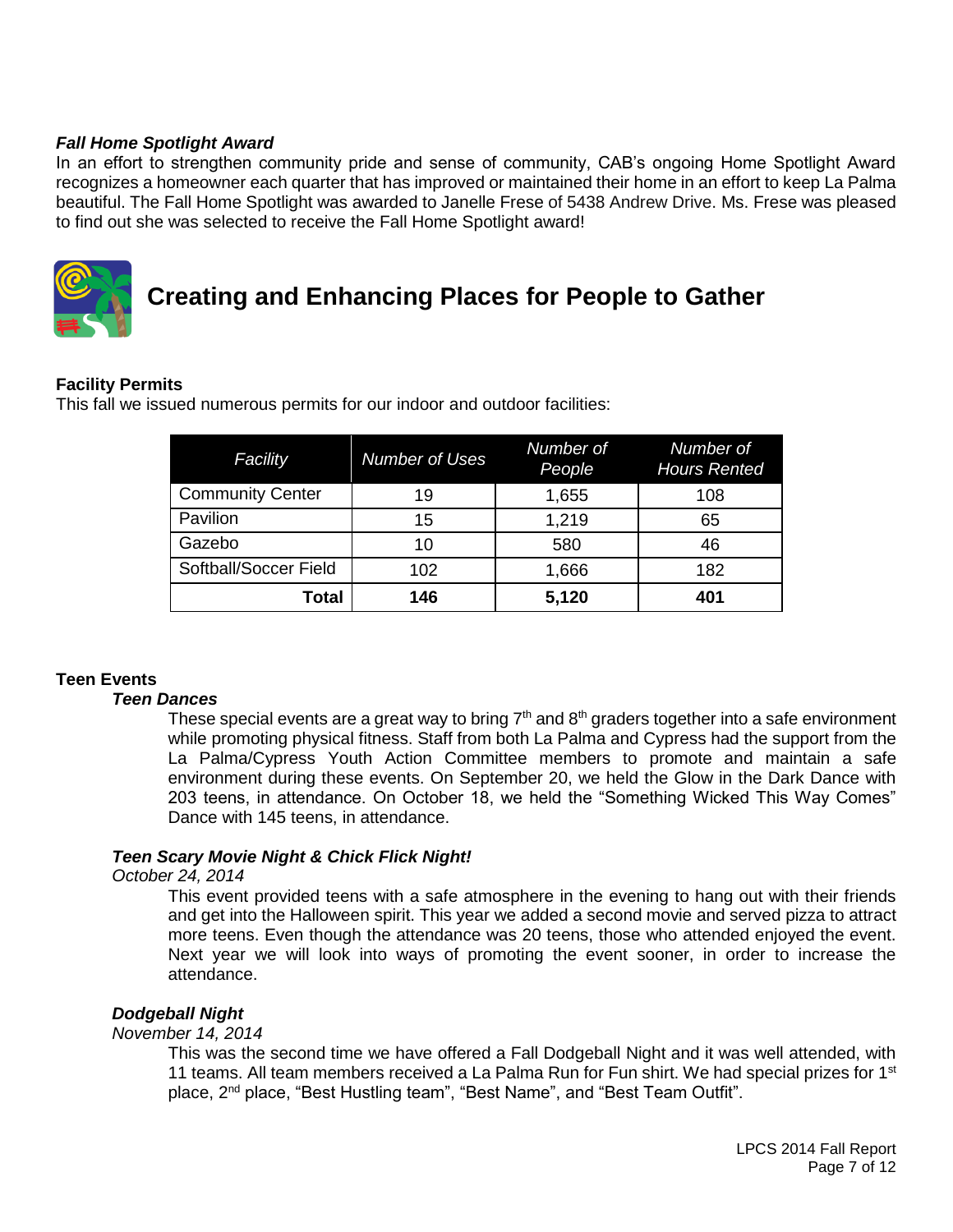### *Fall Home Spotlight Award*

In an effort to strengthen community pride and sense of community, CAB's ongoing Home Spotlight Award recognizes a homeowner each quarter that has improved or maintained their home in an effort to keep La Palma beautiful. The Fall Home Spotlight was awarded to Janelle Frese of 5438 Andrew Drive. Ms. Frese was pleased to find out she was selected to receive the Fall Home Spotlight award!

# Creating and Enhancing Places for People to Gather

### Facility Permits

This fall we issued numerous permits for our indoor and outdoor facilities:

| *Facility* | *Number of Uses* | *Number of People* | *Number of Hours Rented* |
|---|---|---|---|
| Community Center | 19 | 1,655 | 108 |
| Pavilion | 15 | 1,219 | 65 |
| Gazebo | 10 | 580 | 46 |
| Softball/Soccer Field | 102 | 1,666 | 182 |
| **Total** | **146** | **5,120** | **401** |

### Teen Events

#### *Teen Dances*

These special events are a great way to bring 7th and 8th graders together into a safe environment while promoting physical fitness. Staff from both La Palma and Cypress had the support from the La Palma/Cypress Youth Action Committee members to promote and maintain a safe environment during these events. On September 20, we held the Glow in the Dark Dance with 203 teens, in attendance. On October 18, we held the "Something Wicked This Way Comes" Dance with 145 teens, in attendance.

#### *Teen Scary Movie Night & Chick Flick Night!*

*October 24, 2014*

This event provided teens with a safe atmosphere in the evening to hang out with their friends and get into the Halloween spirit. This year we added a second movie and served pizza to attract more teens. Even though the attendance was 20 teens, those who attended enjoyed the event. Next year we will look into ways of promoting the event sooner, in order to increase the attendance.

#### *Dodgeball Night*

*November 14, 2014*

This was the second time we have offered a Fall Dodgeball Night and it was well attended, with 11 teams. All team members received a La Palma Run for Fun shirt. We had special prizes for 1st place, 2nd place, "Best Hustling team", "Best Name", and "Best Team Outfit".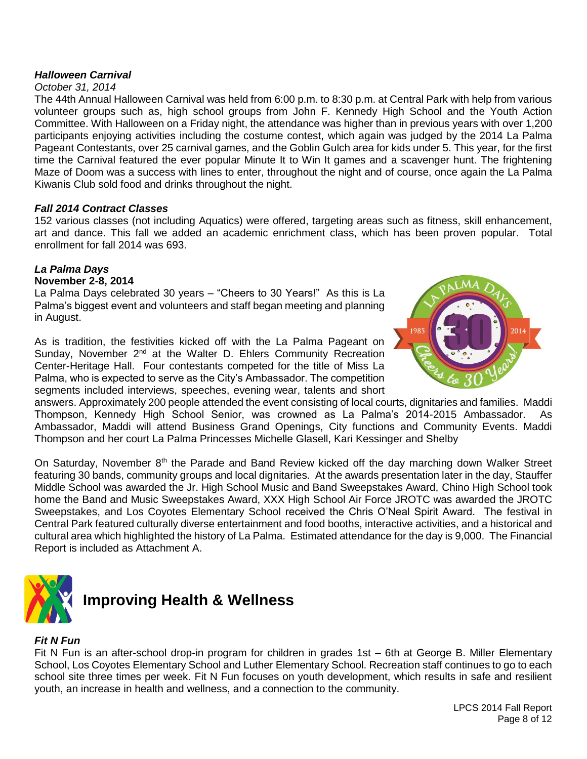***Halloween Carnival***

*October 31, 2014*

The 44th Annual Halloween Carnival was held from 6:00 p.m. to 8:30 p.m. at Central Park with help from various volunteer groups such as, high school groups from John F. Kennedy High School and the Youth Action Committee. With Halloween on a Friday night, the attendance was higher than in previous years with over 1,200 participants enjoying activities including the costume contest, which again was judged by the 2014 La Palma Pageant Contestants, over 25 carnival games, and the Goblin Gulch area for kids under 5. This year, for the first time the Carnival featured the ever popular Minute It to Win It games and a scavenger hunt. The frightening Maze of Doom was a success with lines to enter, throughout the night and of course, once again the La Palma Kiwanis Club sold food and drinks throughout the night.

***Fall 2014 Contract Classes***

152 various classes (not including Aquatics) were offered, targeting areas such as fitness, skill enhancement, art and dance. This fall we added an academic enrichment class, which has been proven popular. Total enrollment for fall 2014 was 693.

***La Palma Days***

**November 2-8, 2014**

La Palma Days celebrated 30 years – "Cheers to 30 Years!" As this is La Palma's biggest event and volunteers and staff began meeting and planning in August.

As is tradition, the festivities kicked off with the La Palma Pageant on Sunday, November 2nd at the Walter D. Ehlers Community Recreation Center-Heritage Hall. Four contestants competed for the title of Miss La Palma, who is expected to serve as the City's Ambassador. The competition segments included interviews, speeches, evening wear, talents and short answers. Approximately 200 people attended the event consisting of local courts, dignitaries and families. Maddi Thompson, Kennedy High School Senior, was crowned as La Palma's 2014-2015 Ambassador. As Ambassador, Maddi will attend Business Grand Openings, City functions and Community Events. Maddi Thompson and her court La Palma Princesses Michelle Glasell, Kari Kessinger and Shelby

On Saturday, November 8th the Parade and Band Review kicked off the day marching down Walker Street featuring 30 bands, community groups and local dignitaries. At the awards presentation later in the day, Stauffer Middle School was awarded the Jr. High School Music and Band Sweepstakes Award, Chino High School took home the Band and Music Sweepstakes Award, XXX High School Air Force JROTC was awarded the JROTC Sweepstakes, and Los Coyotes Elementary School received the Chris O'Neal Spirit Award. The festival in Central Park featured culturally diverse entertainment and food booths, interactive activities, and a historical and cultural area which highlighted the history of La Palma. Estimated attendance for the day is 9,000. The Financial Report is included as Attachment A.

## Improving Health & Wellness

***Fit N Fun***

Fit N Fun is an after-school drop-in program for children in grades 1st – 6th at George B. Miller Elementary School, Los Coyotes Elementary School and Luther Elementary School. Recreation staff continues to go to each school site three times per week. Fit N Fun focuses on youth development, which results in safe and resilient youth, an increase in health and wellness, and a connection to the community.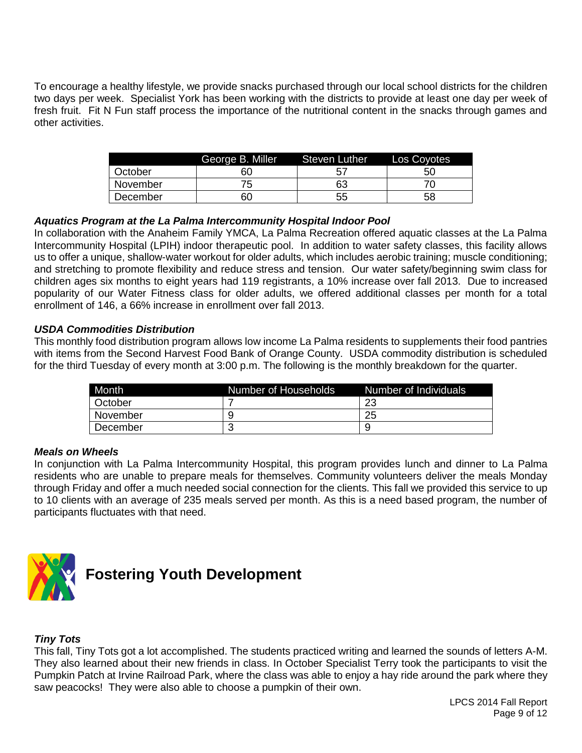To encourage a healthy lifestyle, we provide snacks purchased through our local school districts for the children two days per week. Specialist York has been working with the districts to provide at least one day per week of fresh fruit. Fit N Fun staff process the importance of the nutritional content in the snacks through games and other activities.

| | George B. Miller | Steven Luther | Los Coyotes |
|---|---|---|---|
| October | 60 | 57 | 50 |
| November | 75 | 63 | 70 |
| December | 60 | 55 | 58 |

***Aquatics Program at the La Palma Intercommunity Hospital Indoor Pool***

In collaboration with the Anaheim Family YMCA, La Palma Recreation offered aquatic classes at the La Palma Intercommunity Hospital (LPIH) indoor therapeutic pool. In addition to water safety classes, this facility allows us to offer a unique, shallow-water workout for older adults, which includes aerobic training; muscle conditioning; and stretching to promote flexibility and reduce stress and tension. Our water safety/beginning swim class for children ages six months to eight years had 119 registrants, a 10% increase over fall 2013. Due to increased popularity of our Water Fitness class for older adults, we offered additional classes per month for a total enrollment of 146, a 66% increase in enrollment over fall 2013.

***USDA Commodities Distribution***

This monthly food distribution program allows low income La Palma residents to supplements their food pantries with items from the Second Harvest Food Bank of Orange County. USDA commodity distribution is scheduled for the third Tuesday of every month at 3:00 p.m. The following is the monthly breakdown for the quarter.

| Month | Number of Households | Number of Individuals |
|---|---|---|
| October | 7 | 23 |
| November | 9 | 25 |
| December | 3 | 9 |

***Meals on Wheels***

In conjunction with La Palma Intercommunity Hospital, this program provides lunch and dinner to La Palma residents who are unable to prepare meals for themselves. Community volunteers deliver the meals Monday through Friday and offer a much needed social connection for the clients. This fall we provided this service to up to 10 clients with an average of 235 meals served per month. As this is a need based program, the number of participants fluctuates with that need.

## Fostering Youth Development

***Tiny Tots***

This fall, Tiny Tots got a lot accomplished. The students practiced writing and learned the sounds of letters A-M. They also learned about their new friends in class. In October Specialist Terry took the participants to visit the Pumpkin Patch at Irvine Railroad Park, where the class was able to enjoy a hay ride around the park where they saw peacocks! They were also able to choose a pumpkin of their own.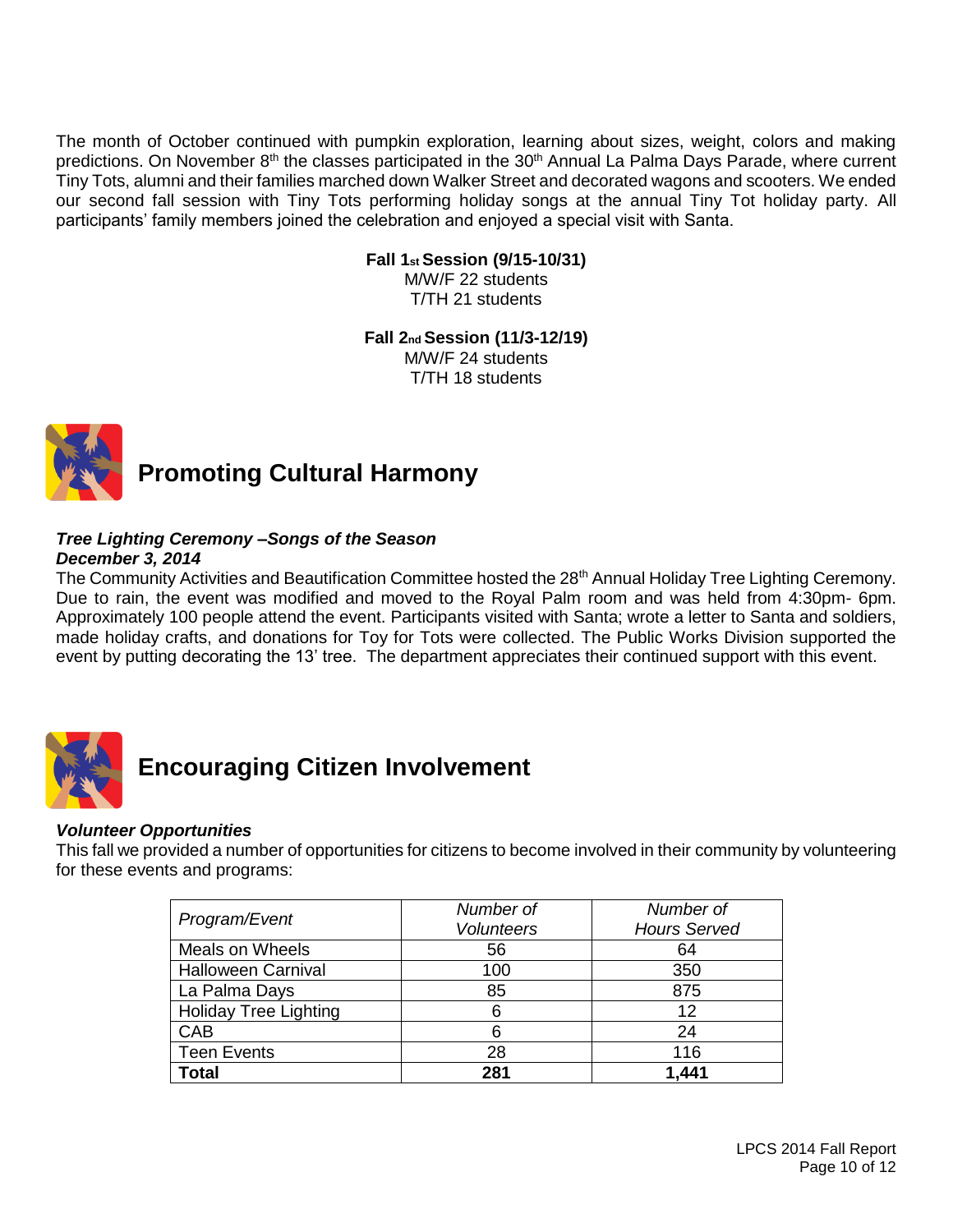The month of October continued with pumpkin exploration, learning about sizes, weight, colors and making predictions. On November 8th the classes participated in the 30th Annual La Palma Days Parade, where current Tiny Tots, alumni and their families marched down Walker Street and decorated wagons and scooters. We ended our second fall session with Tiny Tots performing holiday songs at the annual Tiny Tot holiday party. All participants' family members joined the celebration and enjoyed a special visit with Santa.

**Fall 1st Session (9/15-10/31)**
M/W/F 22 students
T/TH 21 students

**Fall 2nd Session (11/3-12/19)**
M/W/F 24 students
T/TH 18 students

## Promoting Cultural Harmony

***Tree Lighting Ceremony –Songs of the Season***
***December 3, 2014***

The Community Activities and Beautification Committee hosted the 28th Annual Holiday Tree Lighting Ceremony. Due to rain, the event was modified and moved to the Royal Palm room and was held from 4:30pm- 6pm. Approximately 100 people attend the event. Participants visited with Santa; wrote a letter to Santa and soldiers, made holiday crafts, and donations for Toy for Tots were collected. The Public Works Division supported the event by putting decorating the 13' tree. The department appreciates their continued support with this event.

## Encouraging Citizen Involvement

***Volunteer Opportunities***

This fall we provided a number of opportunities for citizens to become involved in their community by volunteering for these events and programs:

| *Program/Event* | *Number of Volunteers* | *Number of Hours Served* |
|---|---|---|
| Meals on Wheels | 56 | 64 |
| Halloween Carnival | 100 | 350 |
| La Palma Days | 85 | 875 |
| Holiday Tree Lighting | 6 | 12 |
| CAB | 6 | 24 |
| Teen Events | 28 | 116 |
| **Total** | **281** | **1,441** |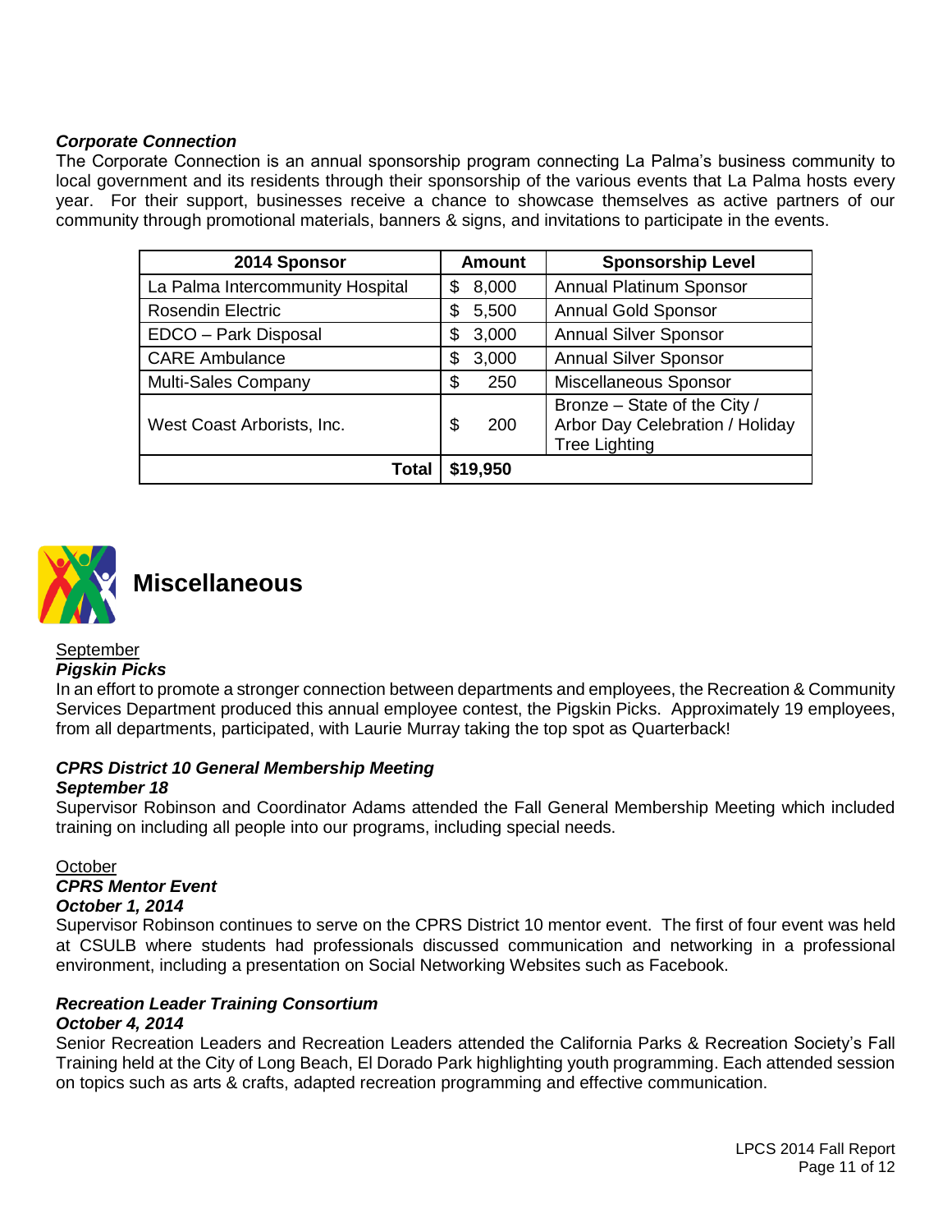***Corporate Connection***

The Corporate Connection is an annual sponsorship program connecting La Palma's business community to local government and its residents through their sponsorship of the various events that La Palma hosts every year. For their support, businesses receive a chance to showcase themselves as active partners of our community through promotional materials, banners & signs, and invitations to participate in the events.

| 2014 Sponsor | Amount | Sponsorship Level |
|---|---|---|
| La Palma Intercommunity Hospital | $ 8,000 | Annual Platinum Sponsor |
| Rosendin Electric | $ 5,500 | Annual Gold Sponsor |
| EDCO – Park Disposal | $ 3,000 | Annual Silver Sponsor |
| CARE Ambulance | $ 3,000 | Annual Silver Sponsor |
| Multi-Sales Company | $ 250 | Miscellaneous Sponsor |
| West Coast Arborists, Inc. | $ 200 | Bronze – State of the City / Arbor Day Celebration / Holiday Tree Lighting |
| **Total** | **$19,950** | |

# Miscellaneous

September

***Pigskin Picks***

In an effort to promote a stronger connection between departments and employees, the Recreation & Community Services Department produced this annual employee contest, the Pigskin Picks. Approximately 19 employees, from all departments, participated, with Laurie Murray taking the top spot as Quarterback!

***CPRS District 10 General Membership Meeting***
***September 18***

Supervisor Robinson and Coordinator Adams attended the Fall General Membership Meeting which included training on including all people into our programs, including special needs.

October

***CPRS Mentor Event***
***October 1, 2014***

Supervisor Robinson continues to serve on the CPRS District 10 mentor event. The first of four event was held at CSULB where students had professionals discussed communication and networking in a professional environment, including a presentation on Social Networking Websites such as Facebook.

***Recreation Leader Training Consortium***
***October 4, 2014***

Senior Recreation Leaders and Recreation Leaders attended the California Parks & Recreation Society's Fall Training held at the City of Long Beach, El Dorado Park highlighting youth programming. Each attended session on topics such as arts & crafts, adapted recreation programming and effective communication.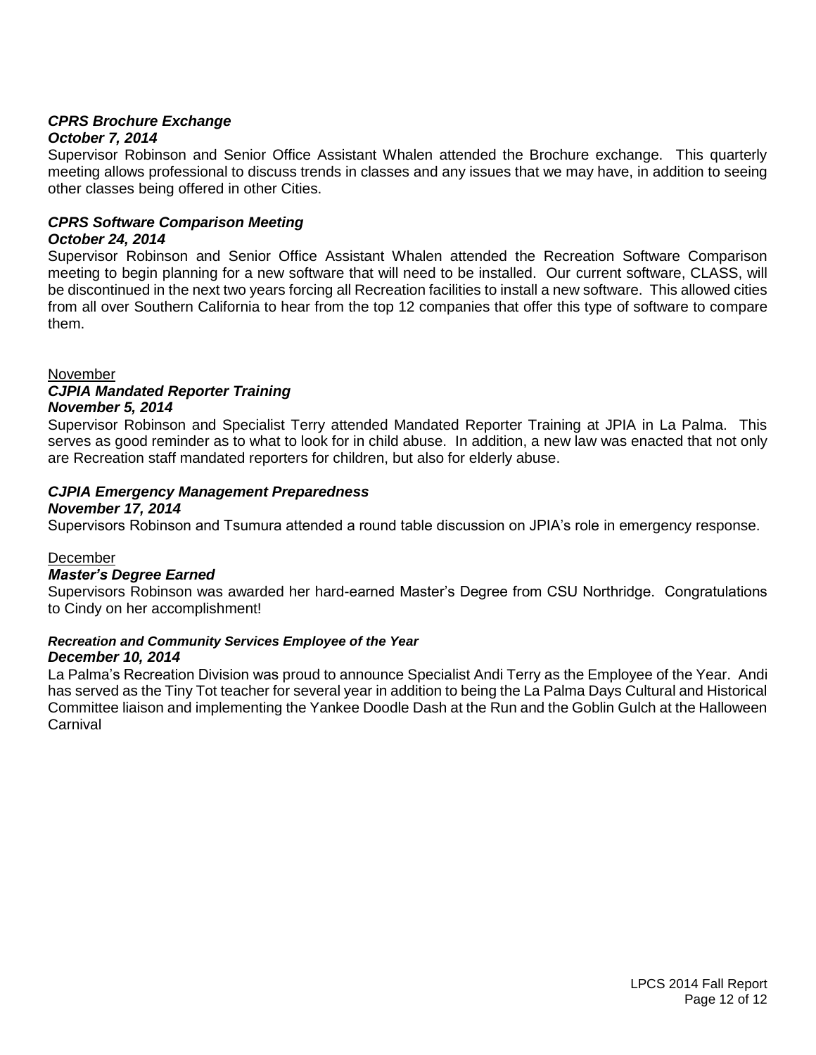***CPRS Brochure Exchange***
***October 7, 2014***

Supervisor Robinson and Senior Office Assistant Whalen attended the Brochure exchange. This quarterly meeting allows professional to discuss trends in classes and any issues that we may have, in addition to seeing other classes being offered in other Cities.

***CPRS Software Comparison Meeting***
***October 24, 2014***

Supervisor Robinson and Senior Office Assistant Whalen attended the Recreation Software Comparison meeting to begin planning for a new software that will need to be installed. Our current software, CLASS, will be discontinued in the next two years forcing all Recreation facilities to install a new software. This allowed cities from all over Southern California to hear from the top 12 companies that offer this type of software to compare them.

<u>November</u>

***CJPIA Mandated Reporter Training***
***November 5, 2014***

Supervisor Robinson and Specialist Terry attended Mandated Reporter Training at JPIA in La Palma. This serves as good reminder as to what to look for in child abuse. In addition, a new law was enacted that not only are Recreation staff mandated reporters for children, but also for elderly abuse.

***CJPIA Emergency Management Preparedness***
***November 17, 2014***

Supervisors Robinson and Tsumura attended a round table discussion on JPIA's role in emergency response.

<u>December</u>

***Master's Degree Earned***

Supervisors Robinson was awarded her hard-earned Master's Degree from CSU Northridge. Congratulations to Cindy on her accomplishment!

***Recreation and Community Services Employee of the Year***
***December 10, 2014***

La Palma's Recreation Division was proud to announce Specialist Andi Terry as the Employee of the Year. Andi has served as the Tiny Tot teacher for several year in addition to being the La Palma Days Cultural and Historical Committee liaison and implementing the Yankee Doodle Dash at the Run and the Goblin Gulch at the Halloween Carnival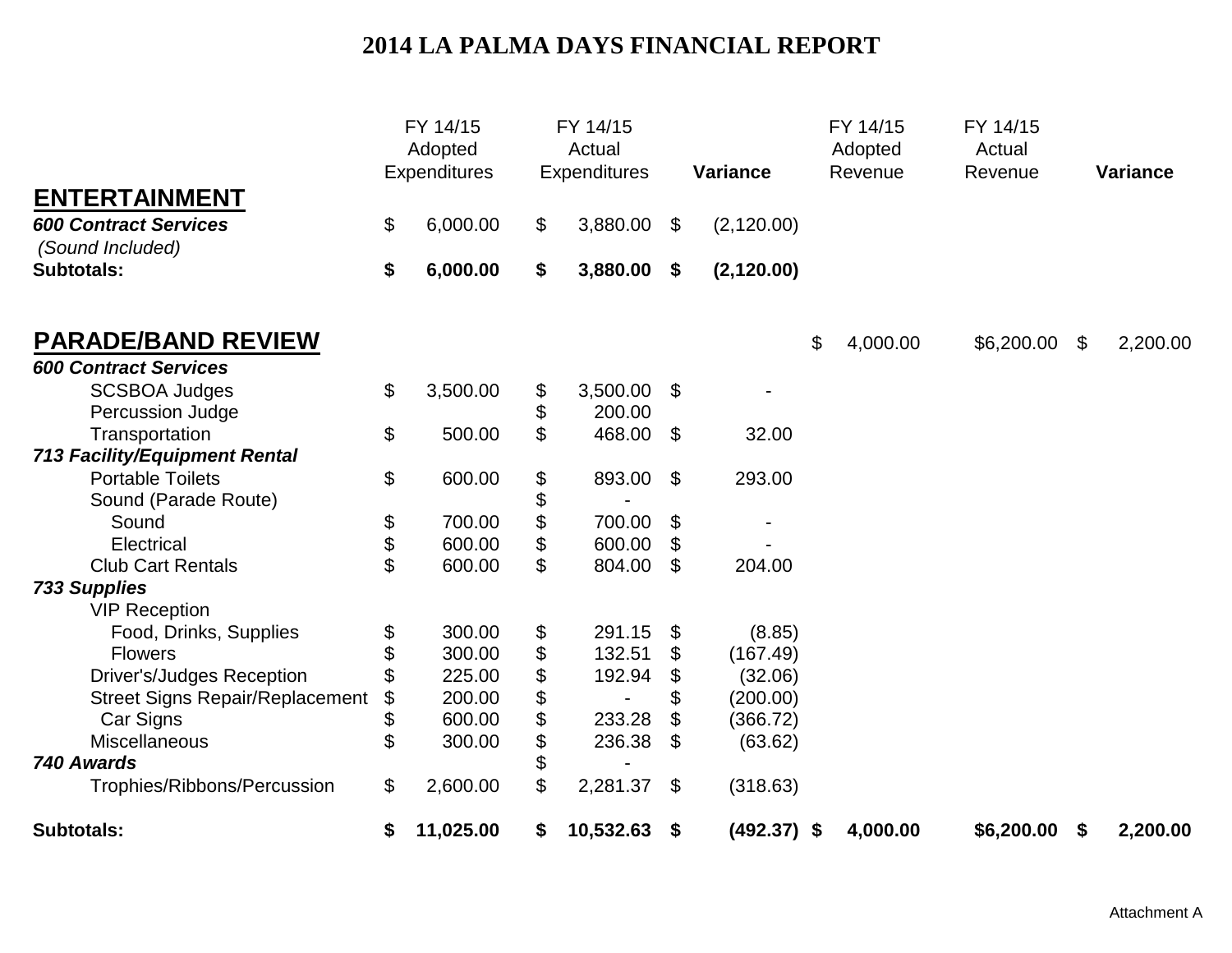# 2014 LA PALMA DAYS FINANCIAL REPORT

| | FY 14/15 Adopted Expenditures | FY 14/15 Actual Expenditures | Variance | FY 14/15 Adopted Revenue | FY 14/15 Actual Revenue | Variance |
|---|---|---|---|---|---|---|
| **ENTERTAINMENT** | | | | | | |
| ***600 Contract Services*** | $ 6,000.00 | $ 3,880.00 | $ (2,120.00) | | | |
| *(Sound Included)* | | | | | | |
| **Subtotals:** | **$ 6,000.00** | **$ 3,880.00** | **$ (2,120.00)** | | | |
| | | | | | | |
| **PARADE/BAND REVIEW** | | | | $ 4,000.00 | $6,200.00 | $ 2,200.00 |
| ***600 Contract Services*** | | | | | | |
| SCSBOA Judges | $ 3,500.00 | $ 3,500.00 | $ - | | | |
| Percussion Judge | | $ 200.00 | | | | |
| Transportation | $ 500.00 | $ 468.00 | $ 32.00 | | | |
| ***713 Facility/Equipment Rental*** | | | | | | |
| Portable Toilets | $ 600.00 | $ 893.00 | $ 293.00 | | | |
| Sound (Parade Route) | | $ - | | | | |
| Sound | $ 700.00 | $ 700.00 | $ - | | | |
| Electrical | $ 600.00 | $ 600.00 | $ - | | | |
| Club Cart Rentals | $ 600.00 | $ 804.00 | $ 204.00 | | | |
| ***733 Supplies*** | | | | | | |
| VIP Reception | | | | | | |
| Food, Drinks, Supplies | $ 300.00 | $ 291.15 | $ (8.85) | | | |
| Flowers | $ 300.00 | $ 132.51 | $ (167.49) | | | |
| Driver's/Judges Reception | $ 225.00 | $ 192.94 | $ (32.06) | | | |
| Street Signs Repair/Replacement | $ 200.00 | $ - | $ (200.00) | | | |
| Car Signs | $ 600.00 | $ 233.28 | $ (366.72) | | | |
| Miscellaneous | $ 300.00 | $ 236.38 | $ (63.62) | | | |
| ***740 Awards*** | | $ - | | | | |
| Trophies/Ribbons/Percussion | $ 2,600.00 | $ 2,281.37 | $ (318.63) | | | |
| **Subtotals:** | **$ 11,025.00** | **$ 10,532.63** | **$ (492.37)** | **$ 4,000.00** | **$6,200.00** | **$ 2,200.00** |

Attachment A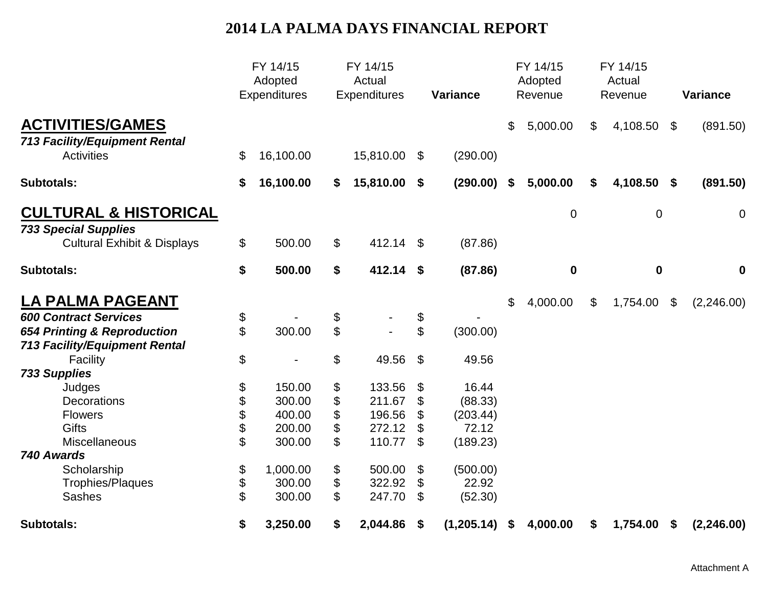# 2014 LA PALMA DAYS FINANCIAL REPORT

| | FY 14/15 Adopted Expenditures | FY 14/15 Actual Expenditures | Variance | FY 14/15 Adopted Revenue | FY 14/15 Actual Revenue | Variance |
|---|---|---|---|---|---|---|
| **ACTIVITIES/GAMES** | | | | $ 5,000.00 | $ 4,108.50 | $ (891.50) |
| ***713 Facility/Equipment Rental*** | | | | | | |
| Activities | $ 16,100.00 | 15,810.00 | $ (290.00) | | | |
| **Subtotals:** | **$ 16,100.00** | **$ 15,810.00** | **$ (290.00)** | **$ 5,000.00** | **$ 4,108.50** | **$ (891.50)** |
| **CULTURAL & HISTORICAL** | | | | 0 | 0 | 0 |
| ***733 Special Supplies*** | | | | | | |
| Cultural Exhibit & Displays | $ 500.00 | $ 412.14 | $ (87.86) | | | |
| **Subtotals:** | **$ 500.00** | **$ 412.14** | **$ (87.86)** | **0** | **0** | **0** |
| **LA PALMA PAGEANT** | | | | $ 4,000.00 | $ 1,754.00 | $ (2,246.00) |
| ***600 Contract Services*** | $ - | $ - | $ - | | | |
| ***654 Printing & Reproduction*** | $ 300.00 | $ - | $ (300.00) | | | |
| ***713 Facility/Equipment Rental*** | | | | | | |
| Facility | $ - | $ 49.56 | $ 49.56 | | | |
| ***733 Supplies*** | | | | | | |
| Judges | $ 150.00 | $ 133.56 | $ 16.44 | | | |
| Decorations | $ 300.00 | $ 211.67 | $ (88.33) | | | |
| Flowers | $ 400.00 | $ 196.56 | $ (203.44) | | | |
| Gifts | $ 200.00 | $ 272.12 | $ 72.12 | | | |
| Miscellaneous | $ 300.00 | $ 110.77 | $ (189.23) | | | |
| ***740 Awards*** | | | | | | |
| Scholarship | $ 1,000.00 | $ 500.00 | $ (500.00) | | | |
| Trophies/Plaques | $ 300.00 | $ 322.92 | $ 22.92 | | | |
| Sashes | $ 300.00 | $ 247.70 | $ (52.30) | | | |
| **Subtotals:** | **$ 3,250.00** | **$ 2,044.86** | **$ (1,205.14)** | **$ 4,000.00** | **$ 1,754.00** | **$ (2,246.00)** |

Attachment A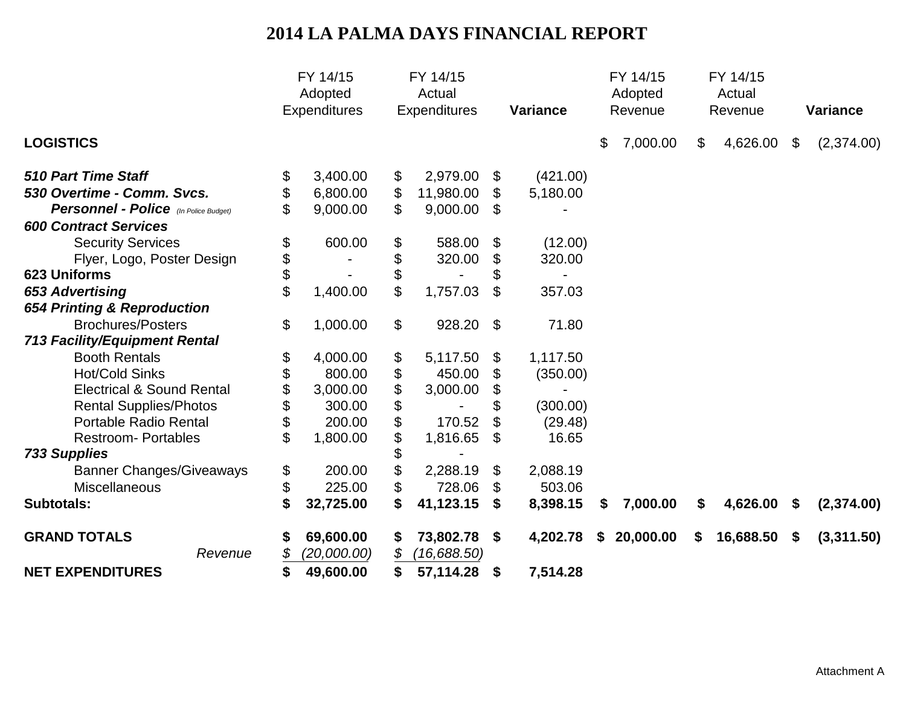# 2014 LA PALMA DAYS FINANCIAL REPORT

| | FY 14/15 Adopted Expenditures | FY 14/15 Actual Expenditures | **Variance** | FY 14/15 Adopted Revenue | FY 14/15 Actual Revenue | **Variance** |
|---|---|---|---|---|---|---|
| **LOGISTICS** | | | | $ 7,000.00 | $ 4,626.00 | $ (2,374.00) |
| ***510 Part Time Staff*** | $ 3,400.00 | $ 2,979.00 | $ (421.00) | | | |
| ***530 Overtime - Comm. Svcs.*** | $ 6,800.00 | $ 11,980.00 | $ 5,180.00 | | | |
| ***Personnel - Police*** *(In Police Budget)* | $ 9,000.00 | $ 9,000.00 | $ - | | | |
| ***600 Contract Services*** | | | | | | |
| Security Services | $ 600.00 | $ 588.00 | $ (12.00) | | | |
| Flyer, Logo, Poster Design | $ - | $ 320.00 | $ 320.00 | | | |
| **623 Uniforms** | $ - | $ - | $ - | | | |
| ***653 Advertising*** | $ 1,400.00 | $ 1,757.03 | $ 357.03 | | | |
| ***654 Printing & Reproduction*** | | | | | | |
| Brochures/Posters | $ 1,000.00 | $ 928.20 | $ 71.80 | | | |
| ***713 Facility/Equipment Rental*** | | | | | | |
| Booth Rentals | $ 4,000.00 | $ 5,117.50 | $ 1,117.50 | | | |
| Hot/Cold Sinks | $ 800.00 | $ 450.00 | $ (350.00) | | | |
| Electrical & Sound Rental | $ 3,000.00 | $ 3,000.00 | $ - | | | |
| Rental Supplies/Photos | $ 300.00 | $ - | $ (300.00) | | | |
| Portable Radio Rental | $ 200.00 | $ 170.52 | $ (29.48) | | | |
| Restroom- Portables | $ 1,800.00 | $ 1,816.65 | $ 16.65 | | | |
| ***733 Supplies*** | | $ - | | | | |
| Banner Changes/Giveaways | $ 200.00 | $ 2,288.19 | $ 2,088.19 | | | |
| Miscellaneous | $ 225.00 | $ 728.06 | $ 503.06 | | | |
| **Subtotals:** | **$ 32,725.00** | **$ 41,123.15** | **$ 8,398.15** | **$ 7,000.00** | **$ 4,626.00** | **$ (2,374.00)** |
| **GRAND TOTALS** | **$ 69,600.00** | **$ 73,802.78** | **$ 4,202.78** | **$ 20,000.00** | **$ 16,688.50** | **$ (3,311.50)** |
| *Revenue* | *$ (20,000.00)* | *$ (16,688.50)* | | | | |
| **NET EXPENDITURES** | **$ 49,600.00** | **$ 57,114.28** | **$ 7,514.28** | | | |

Attachment A